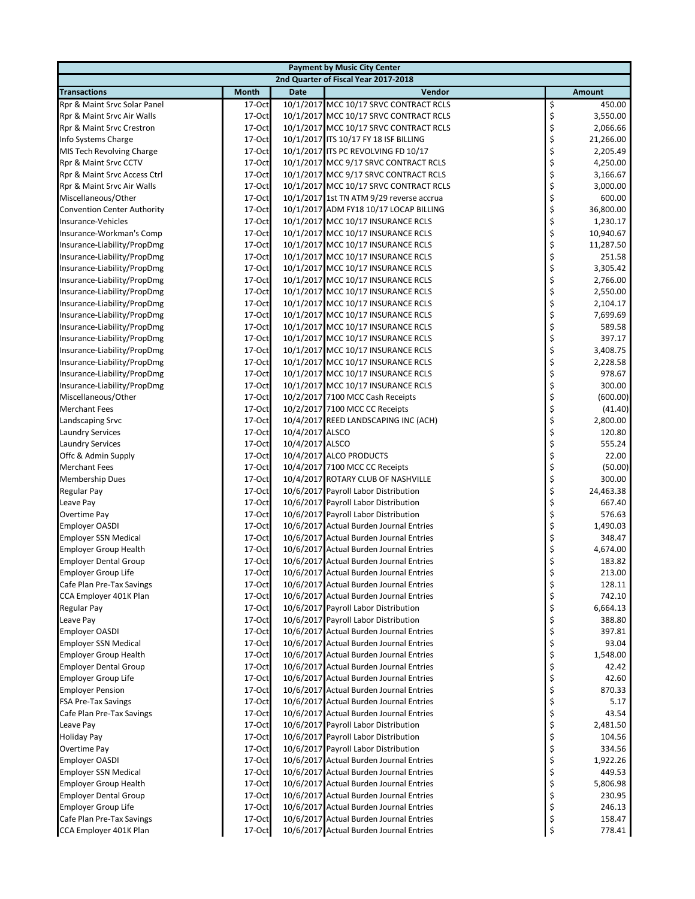| Payment by Music City Center | | | | |
|---|---|---|---|---|
| 2nd Quarter of Fiscal Year 2017-2018 | | | | |
| **Transactions** | **Month** | **Date** | **Vendor** | **Amount** |
| Rpr & Maint Srvc Solar Panel | 17-Oct | 10/1/2017 | MCC 10/17 SRVC CONTRACT RCLS | $ 450.00 |
| Rpr & Maint Srvc Air Walls | 17-Oct | 10/1/2017 | MCC 10/17 SRVC CONTRACT RCLS | $ 3,550.00 |
| Rpr & Maint Srvc Crestron | 17-Oct | 10/1/2017 | MCC 10/17 SRVC CONTRACT RCLS | $ 2,066.66 |
| Info Systems Charge | 17-Oct | 10/1/2017 | ITS 10/17 FY 18 ISF BILLING | $ 21,266.00 |
| MIS Tech Revolving Charge | 17-Oct | 10/1/2017 | ITS PC REVOLVING FD 10/17 | $ 2,205.49 |
| Rpr & Maint Srvc CCTV | 17-Oct | 10/1/2017 | MCC 9/17 SRVC CONTRACT RCLS | $ 4,250.00 |
| Rpr & Maint Srvc Access Ctrl | 17-Oct | 10/1/2017 | MCC 9/17 SRVC CONTRACT RCLS | $ 3,166.67 |
| Rpr & Maint Srvc Air Walls | 17-Oct | 10/1/2017 | MCC 10/17 SRVC CONTRACT RCLS | $ 3,000.00 |
| Miscellaneous/Other | 17-Oct | 10/1/2017 | 1st TN ATM 9/29 reverse accrua | $ 600.00 |
| Convention Center Authority | 17-Oct | 10/1/2017 | ADM FY18 10/17 LOCAP BILLING | $ 36,800.00 |
| Insurance-Vehicles | 17-Oct | 10/1/2017 | MCC 10/17 INSURANCE RCLS | $ 1,230.17 |
| Insurance-Workman's Comp | 17-Oct | 10/1/2017 | MCC 10/17 INSURANCE RCLS | $ 10,940.67 |
| Insurance-Liability/PropDmg | 17-Oct | 10/1/2017 | MCC 10/17 INSURANCE RCLS | $ 11,287.50 |
| Insurance-Liability/PropDmg | 17-Oct | 10/1/2017 | MCC 10/17 INSURANCE RCLS | $ 251.58 |
| Insurance-Liability/PropDmg | 17-Oct | 10/1/2017 | MCC 10/17 INSURANCE RCLS | $ 3,305.42 |
| Insurance-Liability/PropDmg | 17-Oct | 10/1/2017 | MCC 10/17 INSURANCE RCLS | $ 2,766.00 |
| Insurance-Liability/PropDmg | 17-Oct | 10/1/2017 | MCC 10/17 INSURANCE RCLS | $ 2,550.00 |
| Insurance-Liability/PropDmg | 17-Oct | 10/1/2017 | MCC 10/17 INSURANCE RCLS | $ 2,104.17 |
| Insurance-Liability/PropDmg | 17-Oct | 10/1/2017 | MCC 10/17 INSURANCE RCLS | $ 7,699.69 |
| Insurance-Liability/PropDmg | 17-Oct | 10/1/2017 | MCC 10/17 INSURANCE RCLS | $ 589.58 |
| Insurance-Liability/PropDmg | 17-Oct | 10/1/2017 | MCC 10/17 INSURANCE RCLS | $ 397.17 |
| Insurance-Liability/PropDmg | 17-Oct | 10/1/2017 | MCC 10/17 INSURANCE RCLS | $ 3,408.75 |
| Insurance-Liability/PropDmg | 17-Oct | 10/1/2017 | MCC 10/17 INSURANCE RCLS | $ 2,228.58 |
| Insurance-Liability/PropDmg | 17-Oct | 10/1/2017 | MCC 10/17 INSURANCE RCLS | $ 978.67 |
| Insurance-Liability/PropDmg | 17-Oct | 10/1/2017 | MCC 10/17 INSURANCE RCLS | $ 300.00 |
| Miscellaneous/Other | 17-Oct | 10/2/2017 | 7100 MCC Cash Receipts | $ (600.00) |
| Merchant Fees | 17-Oct | 10/2/2017 | 7100 MCC CC Receipts | $ (41.40) |
| Landscaping Srvc | 17-Oct | 10/4/2017 | REED LANDSCAPING INC (ACH) | $ 2,800.00 |
| Laundry Services | 17-Oct | 10/4/2017 | ALSCO | $ 120.80 |
| Laundry Services | 17-Oct | 10/4/2017 | ALSCO | $ 555.24 |
| Offc & Admin Supply | 17-Oct | 10/4/2017 | ALCO PRODUCTS | $ 22.00 |
| Merchant Fees | 17-Oct | 10/4/2017 | 7100 MCC CC Receipts | $ (50.00) |
| Membership Dues | 17-Oct | 10/4/2017 | ROTARY CLUB OF NASHVILLE | $ 300.00 |
| Regular Pay | 17-Oct | 10/6/2017 | Payroll Labor Distribution | $ 24,463.38 |
| Leave Pay | 17-Oct | 10/6/2017 | Payroll Labor Distribution | $ 667.40 |
| Overtime Pay | 17-Oct | 10/6/2017 | Payroll Labor Distribution | $ 576.63 |
| Employer OASDI | 17-Oct | 10/6/2017 | Actual Burden Journal Entries | $ 1,490.03 |
| Employer SSN Medical | 17-Oct | 10/6/2017 | Actual Burden Journal Entries | $ 348.47 |
| Employer Group Health | 17-Oct | 10/6/2017 | Actual Burden Journal Entries | $ 4,674.00 |
| Employer Dental Group | 17-Oct | 10/6/2017 | Actual Burden Journal Entries | $ 183.82 |
| Employer Group Life | 17-Oct | 10/6/2017 | Actual Burden Journal Entries | $ 213.00 |
| Cafe Plan Pre-Tax Savings | 17-Oct | 10/6/2017 | Actual Burden Journal Entries | $ 128.11 |
| CCA Employer 401K Plan | 17-Oct | 10/6/2017 | Actual Burden Journal Entries | $ 742.10 |
| Regular Pay | 17-Oct | 10/6/2017 | Payroll Labor Distribution | $ 6,664.13 |
| Leave Pay | 17-Oct | 10/6/2017 | Payroll Labor Distribution | $ 388.80 |
| Employer OASDI | 17-Oct | 10/6/2017 | Actual Burden Journal Entries | $ 397.81 |
| Employer SSN Medical | 17-Oct | 10/6/2017 | Actual Burden Journal Entries | $ 93.04 |
| Employer Group Health | 17-Oct | 10/6/2017 | Actual Burden Journal Entries | $ 1,548.00 |
| Employer Dental Group | 17-Oct | 10/6/2017 | Actual Burden Journal Entries | $ 42.42 |
| Employer Group Life | 17-Oct | 10/6/2017 | Actual Burden Journal Entries | $ 42.60 |
| Employer Pension | 17-Oct | 10/6/2017 | Actual Burden Journal Entries | $ 870.33 |
| FSA Pre-Tax Savings | 17-Oct | 10/6/2017 | Actual Burden Journal Entries | $ 5.17 |
| Cafe Plan Pre-Tax Savings | 17-Oct | 10/6/2017 | Actual Burden Journal Entries | $ 43.54 |
| Leave Pay | 17-Oct | 10/6/2017 | Payroll Labor Distribution | $ 2,481.50 |
| Holiday Pay | 17-Oct | 10/6/2017 | Payroll Labor Distribution | $ 104.56 |
| Overtime Pay | 17-Oct | 10/6/2017 | Payroll Labor Distribution | $ 334.56 |
| Employer OASDI | 17-Oct | 10/6/2017 | Actual Burden Journal Entries | $ 1,922.26 |
| Employer SSN Medical | 17-Oct | 10/6/2017 | Actual Burden Journal Entries | $ 449.53 |
| Employer Group Health | 17-Oct | 10/6/2017 | Actual Burden Journal Entries | $ 5,806.98 |
| Employer Dental Group | 17-Oct | 10/6/2017 | Actual Burden Journal Entries | $ 230.95 |
| Employer Group Life | 17-Oct | 10/6/2017 | Actual Burden Journal Entries | $ 246.13 |
| Cafe Plan Pre-Tax Savings | 17-Oct | 10/6/2017 | Actual Burden Journal Entries | $ 158.47 |
| CCA Employer 401K Plan | 17-Oct | 10/6/2017 | Actual Burden Journal Entries | $ 778.41 |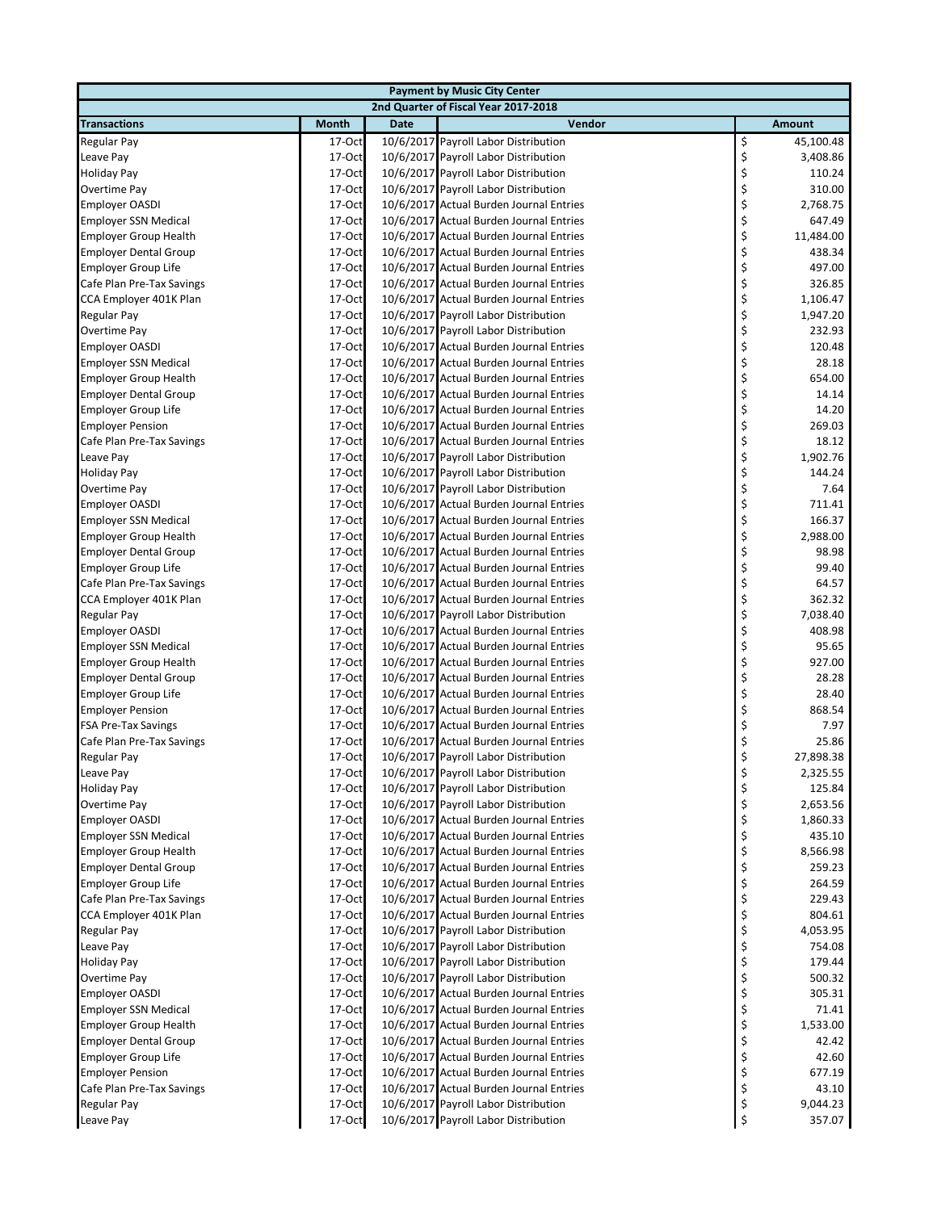| Payment by Music City Center | | | | |
|---|---|---|---|---|
| 2nd Quarter of Fiscal Year 2017-2018 | | | | |
| **Transactions** | **Month** | **Date** | **Vendor** | **Amount** |
| Regular Pay | 17-Oct | 10/6/2017 | Payroll Labor Distribution | $ 45,100.48 |
| Leave Pay | 17-Oct | 10/6/2017 | Payroll Labor Distribution | $ 3,408.86 |
| Holiday Pay | 17-Oct | 10/6/2017 | Payroll Labor Distribution | $ 110.24 |
| Overtime Pay | 17-Oct | 10/6/2017 | Payroll Labor Distribution | $ 310.00 |
| Employer OASDI | 17-Oct | 10/6/2017 | Actual Burden Journal Entries | $ 2,768.75 |
| Employer SSN Medical | 17-Oct | 10/6/2017 | Actual Burden Journal Entries | $ 647.49 |
| Employer Group Health | 17-Oct | 10/6/2017 | Actual Burden Journal Entries | $ 11,484.00 |
| Employer Dental Group | 17-Oct | 10/6/2017 | Actual Burden Journal Entries | $ 438.34 |
| Employer Group Life | 17-Oct | 10/6/2017 | Actual Burden Journal Entries | $ 497.00 |
| Cafe Plan Pre-Tax Savings | 17-Oct | 10/6/2017 | Actual Burden Journal Entries | $ 326.85 |
| CCA Employer 401K Plan | 17-Oct | 10/6/2017 | Actual Burden Journal Entries | $ 1,106.47 |
| Regular Pay | 17-Oct | 10/6/2017 | Payroll Labor Distribution | $ 1,947.20 |
| Overtime Pay | 17-Oct | 10/6/2017 | Payroll Labor Distribution | $ 232.93 |
| Employer OASDI | 17-Oct | 10/6/2017 | Actual Burden Journal Entries | $ 120.48 |
| Employer SSN Medical | 17-Oct | 10/6/2017 | Actual Burden Journal Entries | $ 28.18 |
| Employer Group Health | 17-Oct | 10/6/2017 | Actual Burden Journal Entries | $ 654.00 |
| Employer Dental Group | 17-Oct | 10/6/2017 | Actual Burden Journal Entries | $ 14.14 |
| Employer Group Life | 17-Oct | 10/6/2017 | Actual Burden Journal Entries | $ 14.20 |
| Employer Pension | 17-Oct | 10/6/2017 | Actual Burden Journal Entries | $ 269.03 |
| Cafe Plan Pre-Tax Savings | 17-Oct | 10/6/2017 | Actual Burden Journal Entries | $ 18.12 |
| Leave Pay | 17-Oct | 10/6/2017 | Payroll Labor Distribution | $ 1,902.76 |
| Holiday Pay | 17-Oct | 10/6/2017 | Payroll Labor Distribution | $ 144.24 |
| Overtime Pay | 17-Oct | 10/6/2017 | Payroll Labor Distribution | $ 7.64 |
| Employer OASDI | 17-Oct | 10/6/2017 | Actual Burden Journal Entries | $ 711.41 |
| Employer SSN Medical | 17-Oct | 10/6/2017 | Actual Burden Journal Entries | $ 166.37 |
| Employer Group Health | 17-Oct | 10/6/2017 | Actual Burden Journal Entries | $ 2,988.00 |
| Employer Dental Group | 17-Oct | 10/6/2017 | Actual Burden Journal Entries | $ 98.98 |
| Employer Group Life | 17-Oct | 10/6/2017 | Actual Burden Journal Entries | $ 99.40 |
| Cafe Plan Pre-Tax Savings | 17-Oct | 10/6/2017 | Actual Burden Journal Entries | $ 64.57 |
| CCA Employer 401K Plan | 17-Oct | 10/6/2017 | Actual Burden Journal Entries | $ 362.32 |
| Regular Pay | 17-Oct | 10/6/2017 | Payroll Labor Distribution | $ 7,038.40 |
| Employer OASDI | 17-Oct | 10/6/2017 | Actual Burden Journal Entries | $ 408.98 |
| Employer SSN Medical | 17-Oct | 10/6/2017 | Actual Burden Journal Entries | $ 95.65 |
| Employer Group Health | 17-Oct | 10/6/2017 | Actual Burden Journal Entries | $ 927.00 |
| Employer Dental Group | 17-Oct | 10/6/2017 | Actual Burden Journal Entries | $ 28.28 |
| Employer Group Life | 17-Oct | 10/6/2017 | Actual Burden Journal Entries | $ 28.40 |
| Employer Pension | 17-Oct | 10/6/2017 | Actual Burden Journal Entries | $ 868.54 |
| FSA Pre-Tax Savings | 17-Oct | 10/6/2017 | Actual Burden Journal Entries | $ 7.97 |
| Cafe Plan Pre-Tax Savings | 17-Oct | 10/6/2017 | Actual Burden Journal Entries | $ 25.86 |
| Regular Pay | 17-Oct | 10/6/2017 | Payroll Labor Distribution | $ 27,898.38 |
| Leave Pay | 17-Oct | 10/6/2017 | Payroll Labor Distribution | $ 2,325.55 |
| Holiday Pay | 17-Oct | 10/6/2017 | Payroll Labor Distribution | $ 125.84 |
| Overtime Pay | 17-Oct | 10/6/2017 | Payroll Labor Distribution | $ 2,653.56 |
| Employer OASDI | 17-Oct | 10/6/2017 | Actual Burden Journal Entries | $ 1,860.33 |
| Employer SSN Medical | 17-Oct | 10/6/2017 | Actual Burden Journal Entries | $ 435.10 |
| Employer Group Health | 17-Oct | 10/6/2017 | Actual Burden Journal Entries | $ 8,566.98 |
| Employer Dental Group | 17-Oct | 10/6/2017 | Actual Burden Journal Entries | $ 259.23 |
| Employer Group Life | 17-Oct | 10/6/2017 | Actual Burden Journal Entries | $ 264.59 |
| Cafe Plan Pre-Tax Savings | 17-Oct | 10/6/2017 | Actual Burden Journal Entries | $ 229.43 |
| CCA Employer 401K Plan | 17-Oct | 10/6/2017 | Actual Burden Journal Entries | $ 804.61 |
| Regular Pay | 17-Oct | 10/6/2017 | Payroll Labor Distribution | $ 4,053.95 |
| Leave Pay | 17-Oct | 10/6/2017 | Payroll Labor Distribution | $ 754.08 |
| Holiday Pay | 17-Oct | 10/6/2017 | Payroll Labor Distribution | $ 179.44 |
| Overtime Pay | 17-Oct | 10/6/2017 | Payroll Labor Distribution | $ 500.32 |
| Employer OASDI | 17-Oct | 10/6/2017 | Actual Burden Journal Entries | $ 305.31 |
| Employer SSN Medical | 17-Oct | 10/6/2017 | Actual Burden Journal Entries | $ 71.41 |
| Employer Group Health | 17-Oct | 10/6/2017 | Actual Burden Journal Entries | $ 1,533.00 |
| Employer Dental Group | 17-Oct | 10/6/2017 | Actual Burden Journal Entries | $ 42.42 |
| Employer Group Life | 17-Oct | 10/6/2017 | Actual Burden Journal Entries | $ 42.60 |
| Employer Pension | 17-Oct | 10/6/2017 | Actual Burden Journal Entries | $ 677.19 |
| Cafe Plan Pre-Tax Savings | 17-Oct | 10/6/2017 | Actual Burden Journal Entries | $ 43.10 |
| Regular Pay | 17-Oct | 10/6/2017 | Payroll Labor Distribution | $ 9,044.23 |
| Leave Pay | 17-Oct | 10/6/2017 | Payroll Labor Distribution | $ 357.07 |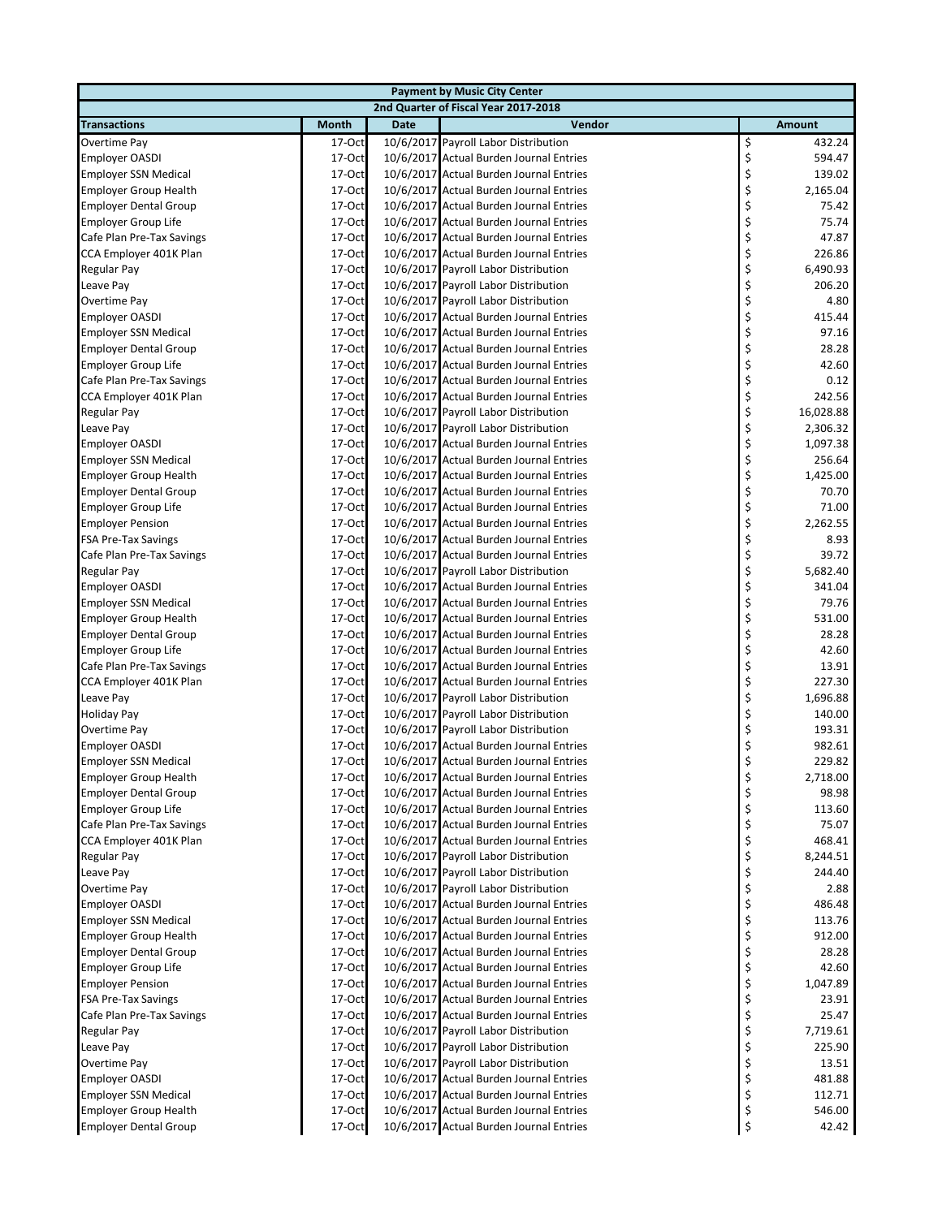| Payment by Music City Center | | | | |
|---|---|---|---|---|
| 2nd Quarter of Fiscal Year 2017-2018 | | | | |
| **Transactions** | **Month** | **Date** | **Vendor** | **Amount** |
| Overtime Pay | 17-Oct | 10/6/2017 | Payroll Labor Distribution | $ 432.24 |
| Employer OASDI | 17-Oct | 10/6/2017 | Actual Burden Journal Entries | $ 594.47 |
| Employer SSN Medical | 17-Oct | 10/6/2017 | Actual Burden Journal Entries | $ 139.02 |
| Employer Group Health | 17-Oct | 10/6/2017 | Actual Burden Journal Entries | $ 2,165.04 |
| Employer Dental Group | 17-Oct | 10/6/2017 | Actual Burden Journal Entries | $ 75.42 |
| Employer Group Life | 17-Oct | 10/6/2017 | Actual Burden Journal Entries | $ 75.74 |
| Cafe Plan Pre-Tax Savings | 17-Oct | 10/6/2017 | Actual Burden Journal Entries | $ 47.87 |
| CCA Employer 401K Plan | 17-Oct | 10/6/2017 | Actual Burden Journal Entries | $ 226.86 |
| Regular Pay | 17-Oct | 10/6/2017 | Payroll Labor Distribution | $ 6,490.93 |
| Leave Pay | 17-Oct | 10/6/2017 | Payroll Labor Distribution | $ 206.20 |
| Overtime Pay | 17-Oct | 10/6/2017 | Payroll Labor Distribution | $ 4.80 |
| Employer OASDI | 17-Oct | 10/6/2017 | Actual Burden Journal Entries | $ 415.44 |
| Employer SSN Medical | 17-Oct | 10/6/2017 | Actual Burden Journal Entries | $ 97.16 |
| Employer Dental Group | 17-Oct | 10/6/2017 | Actual Burden Journal Entries | $ 28.28 |
| Employer Group Life | 17-Oct | 10/6/2017 | Actual Burden Journal Entries | $ 42.60 |
| Cafe Plan Pre-Tax Savings | 17-Oct | 10/6/2017 | Actual Burden Journal Entries | $ 0.12 |
| CCA Employer 401K Plan | 17-Oct | 10/6/2017 | Actual Burden Journal Entries | $ 242.56 |
| Regular Pay | 17-Oct | 10/6/2017 | Payroll Labor Distribution | $ 16,028.88 |
| Leave Pay | 17-Oct | 10/6/2017 | Payroll Labor Distribution | $ 2,306.32 |
| Employer OASDI | 17-Oct | 10/6/2017 | Actual Burden Journal Entries | $ 1,097.38 |
| Employer SSN Medical | 17-Oct | 10/6/2017 | Actual Burden Journal Entries | $ 256.64 |
| Employer Group Health | 17-Oct | 10/6/2017 | Actual Burden Journal Entries | $ 1,425.00 |
| Employer Dental Group | 17-Oct | 10/6/2017 | Actual Burden Journal Entries | $ 70.70 |
| Employer Group Life | 17-Oct | 10/6/2017 | Actual Burden Journal Entries | $ 71.00 |
| Employer Pension | 17-Oct | 10/6/2017 | Actual Burden Journal Entries | $ 2,262.55 |
| FSA Pre-Tax Savings | 17-Oct | 10/6/2017 | Actual Burden Journal Entries | $ 8.93 |
| Cafe Plan Pre-Tax Savings | 17-Oct | 10/6/2017 | Actual Burden Journal Entries | $ 39.72 |
| Regular Pay | 17-Oct | 10/6/2017 | Payroll Labor Distribution | $ 5,682.40 |
| Employer OASDI | 17-Oct | 10/6/2017 | Actual Burden Journal Entries | $ 341.04 |
| Employer SSN Medical | 17-Oct | 10/6/2017 | Actual Burden Journal Entries | $ 79.76 |
| Employer Group Health | 17-Oct | 10/6/2017 | Actual Burden Journal Entries | $ 531.00 |
| Employer Dental Group | 17-Oct | 10/6/2017 | Actual Burden Journal Entries | $ 28.28 |
| Employer Group Life | 17-Oct | 10/6/2017 | Actual Burden Journal Entries | $ 42.60 |
| Cafe Plan Pre-Tax Savings | 17-Oct | 10/6/2017 | Actual Burden Journal Entries | $ 13.91 |
| CCA Employer 401K Plan | 17-Oct | 10/6/2017 | Actual Burden Journal Entries | $ 227.30 |
| Leave Pay | 17-Oct | 10/6/2017 | Payroll Labor Distribution | $ 1,696.88 |
| Holiday Pay | 17-Oct | 10/6/2017 | Payroll Labor Distribution | $ 140.00 |
| Overtime Pay | 17-Oct | 10/6/2017 | Payroll Labor Distribution | $ 193.31 |
| Employer OASDI | 17-Oct | 10/6/2017 | Actual Burden Journal Entries | $ 982.61 |
| Employer SSN Medical | 17-Oct | 10/6/2017 | Actual Burden Journal Entries | $ 229.82 |
| Employer Group Health | 17-Oct | 10/6/2017 | Actual Burden Journal Entries | $ 2,718.00 |
| Employer Dental Group | 17-Oct | 10/6/2017 | Actual Burden Journal Entries | $ 98.98 |
| Employer Group Life | 17-Oct | 10/6/2017 | Actual Burden Journal Entries | $ 113.60 |
| Cafe Plan Pre-Tax Savings | 17-Oct | 10/6/2017 | Actual Burden Journal Entries | $ 75.07 |
| CCA Employer 401K Plan | 17-Oct | 10/6/2017 | Actual Burden Journal Entries | $ 468.41 |
| Regular Pay | 17-Oct | 10/6/2017 | Payroll Labor Distribution | $ 8,244.51 |
| Leave Pay | 17-Oct | 10/6/2017 | Payroll Labor Distribution | $ 244.40 |
| Overtime Pay | 17-Oct | 10/6/2017 | Payroll Labor Distribution | $ 2.88 |
| Employer OASDI | 17-Oct | 10/6/2017 | Actual Burden Journal Entries | $ 486.48 |
| Employer SSN Medical | 17-Oct | 10/6/2017 | Actual Burden Journal Entries | $ 113.76 |
| Employer Group Health | 17-Oct | 10/6/2017 | Actual Burden Journal Entries | $ 912.00 |
| Employer Dental Group | 17-Oct | 10/6/2017 | Actual Burden Journal Entries | $ 28.28 |
| Employer Group Life | 17-Oct | 10/6/2017 | Actual Burden Journal Entries | $ 42.60 |
| Employer Pension | 17-Oct | 10/6/2017 | Actual Burden Journal Entries | $ 1,047.89 |
| FSA Pre-Tax Savings | 17-Oct | 10/6/2017 | Actual Burden Journal Entries | $ 23.91 |
| Cafe Plan Pre-Tax Savings | 17-Oct | 10/6/2017 | Actual Burden Journal Entries | $ 25.47 |
| Regular Pay | 17-Oct | 10/6/2017 | Payroll Labor Distribution | $ 7,719.61 |
| Leave Pay | 17-Oct | 10/6/2017 | Payroll Labor Distribution | $ 225.90 |
| Overtime Pay | 17-Oct | 10/6/2017 | Payroll Labor Distribution | $ 13.51 |
| Employer OASDI | 17-Oct | 10/6/2017 | Actual Burden Journal Entries | $ 481.88 |
| Employer SSN Medical | 17-Oct | 10/6/2017 | Actual Burden Journal Entries | $ 112.71 |
| Employer Group Health | 17-Oct | 10/6/2017 | Actual Burden Journal Entries | $ 546.00 |
| Employer Dental Group | 17-Oct | 10/6/2017 | Actual Burden Journal Entries | $ 42.42 |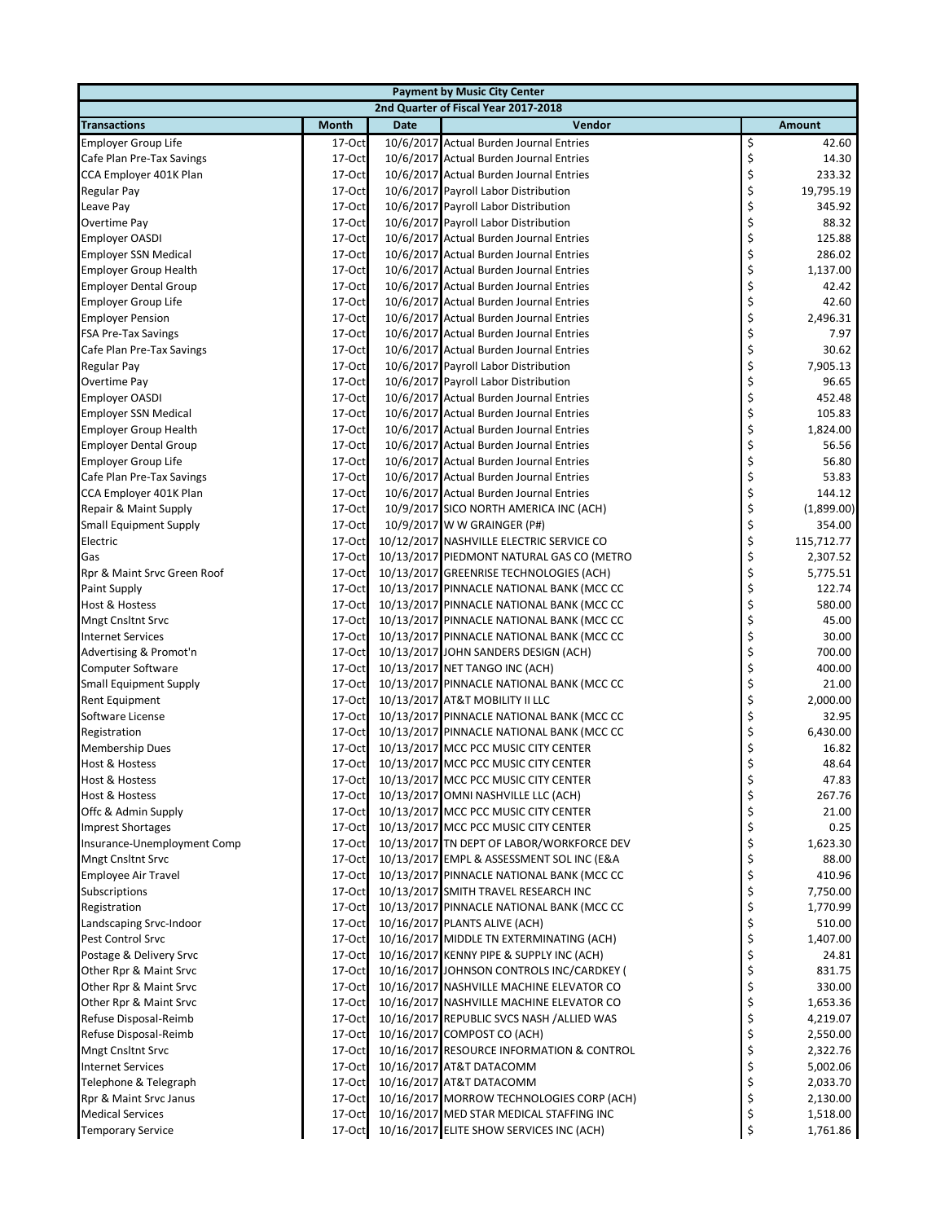| Payment by Music City Center | | | | |
|---|---|---|---|---|
| 2nd Quarter of Fiscal Year 2017-2018 | | | | |
| **Transactions** | **Month** | **Date** | **Vendor** | **Amount** |
| Employer Group Life | 17-Oct | 10/6/2017 | Actual Burden Journal Entries | $ 42.60 |
| Cafe Plan Pre-Tax Savings | 17-Oct | 10/6/2017 | Actual Burden Journal Entries | $ 14.30 |
| CCA Employer 401K Plan | 17-Oct | 10/6/2017 | Actual Burden Journal Entries | $ 233.32 |
| Regular Pay | 17-Oct | 10/6/2017 | Payroll Labor Distribution | $ 19,795.19 |
| Leave Pay | 17-Oct | 10/6/2017 | Payroll Labor Distribution | $ 345.92 |
| Overtime Pay | 17-Oct | 10/6/2017 | Payroll Labor Distribution | $ 88.32 |
| Employer OASDI | 17-Oct | 10/6/2017 | Actual Burden Journal Entries | $ 125.88 |
| Employer SSN Medical | 17-Oct | 10/6/2017 | Actual Burden Journal Entries | $ 286.02 |
| Employer Group Health | 17-Oct | 10/6/2017 | Actual Burden Journal Entries | $ 1,137.00 |
| Employer Dental Group | 17-Oct | 10/6/2017 | Actual Burden Journal Entries | $ 42.42 |
| Employer Group Life | 17-Oct | 10/6/2017 | Actual Burden Journal Entries | $ 42.60 |
| Employer Pension | 17-Oct | 10/6/2017 | Actual Burden Journal Entries | $ 2,496.31 |
| FSA Pre-Tax Savings | 17-Oct | 10/6/2017 | Actual Burden Journal Entries | $ 7.97 |
| Cafe Plan Pre-Tax Savings | 17-Oct | 10/6/2017 | Actual Burden Journal Entries | $ 30.62 |
| Regular Pay | 17-Oct | 10/6/2017 | Payroll Labor Distribution | $ 7,905.13 |
| Overtime Pay | 17-Oct | 10/6/2017 | Payroll Labor Distribution | $ 96.65 |
| Employer OASDI | 17-Oct | 10/6/2017 | Actual Burden Journal Entries | $ 452.48 |
| Employer SSN Medical | 17-Oct | 10/6/2017 | Actual Burden Journal Entries | $ 105.83 |
| Employer Group Health | 17-Oct | 10/6/2017 | Actual Burden Journal Entries | $ 1,824.00 |
| Employer Dental Group | 17-Oct | 10/6/2017 | Actual Burden Journal Entries | $ 56.56 |
| Employer Group Life | 17-Oct | 10/6/2017 | Actual Burden Journal Entries | $ 56.80 |
| Cafe Plan Pre-Tax Savings | 17-Oct | 10/6/2017 | Actual Burden Journal Entries | $ 53.83 |
| CCA Employer 401K Plan | 17-Oct | 10/6/2017 | Actual Burden Journal Entries | $ 144.12 |
| Repair & Maint Supply | 17-Oct | 10/9/2017 | SICO NORTH AMERICA INC (ACH) | $ (1,899.00) |
| Small Equipment Supply | 17-Oct | 10/9/2017 | W W GRAINGER (P#) | $ 354.00 |
| Electric | 17-Oct | 10/12/2017 | NASHVILLE ELECTRIC SERVICE CO | $ 115,712.77 |
| Gas | 17-Oct | 10/13/2017 | PIEDMONT NATURAL GAS CO (METRO | $ 2,307.52 |
| Rpr & Maint Srvc Green Roof | 17-Oct | 10/13/2017 | GREENRISE TECHNOLOGIES (ACH) | $ 5,775.51 |
| Paint Supply | 17-Oct | 10/13/2017 | PINNACLE NATIONAL BANK (MCC CC | $ 122.74 |
| Host & Hostess | 17-Oct | 10/13/2017 | PINNACLE NATIONAL BANK (MCC CC | $ 580.00 |
| Mngt Cnsltnt Srvc | 17-Oct | 10/13/2017 | PINNACLE NATIONAL BANK (MCC CC | $ 45.00 |
| Internet Services | 17-Oct | 10/13/2017 | PINNACLE NATIONAL BANK (MCC CC | $ 30.00 |
| Advertising & Promot'n | 17-Oct | 10/13/2017 | JOHN SANDERS DESIGN (ACH) | $ 700.00 |
| Computer Software | 17-Oct | 10/13/2017 | NET TANGO INC (ACH) | $ 400.00 |
| Small Equipment Supply | 17-Oct | 10/13/2017 | PINNACLE NATIONAL BANK (MCC CC | $ 21.00 |
| Rent Equipment | 17-Oct | 10/13/2017 | AT&T MOBILITY II LLC | $ 2,000.00 |
| Software License | 17-Oct | 10/13/2017 | PINNACLE NATIONAL BANK (MCC CC | $ 32.95 |
| Registration | 17-Oct | 10/13/2017 | PINNACLE NATIONAL BANK (MCC CC | $ 6,430.00 |
| Membership Dues | 17-Oct | 10/13/2017 | MCC PCC MUSIC CITY CENTER | $ 16.82 |
| Host & Hostess | 17-Oct | 10/13/2017 | MCC PCC MUSIC CITY CENTER | $ 48.64 |
| Host & Hostess | 17-Oct | 10/13/2017 | MCC PCC MUSIC CITY CENTER | $ 47.83 |
| Host & Hostess | 17-Oct | 10/13/2017 | OMNI NASHVILLE LLC (ACH) | $ 267.76 |
| Offc & Admin Supply | 17-Oct | 10/13/2017 | MCC PCC MUSIC CITY CENTER | $ 21.00 |
| Imprest Shortages | 17-Oct | 10/13/2017 | MCC PCC MUSIC CITY CENTER | $ 0.25 |
| Insurance-Unemployment Comp | 17-Oct | 10/13/2017 | TN DEPT OF LABOR/WORKFORCE DEV | $ 1,623.30 |
| Mngt Cnsltnt Srvc | 17-Oct | 10/13/2017 | EMPL & ASSESSMENT SOL INC (E&A | $ 88.00 |
| Employee Air Travel | 17-Oct | 10/13/2017 | PINNACLE NATIONAL BANK (MCC CC | $ 410.96 |
| Subscriptions | 17-Oct | 10/13/2017 | SMITH TRAVEL RESEARCH INC | $ 7,750.00 |
| Registration | 17-Oct | 10/13/2017 | PINNACLE NATIONAL BANK (MCC CC | $ 1,770.99 |
| Landscaping Srvc-Indoor | 17-Oct | 10/16/2017 | PLANTS ALIVE (ACH) | $ 510.00 |
| Pest Control Srvc | 17-Oct | 10/16/2017 | MIDDLE TN EXTERMINATING (ACH) | $ 1,407.00 |
| Postage & Delivery Srvc | 17-Oct | 10/16/2017 | KENNY PIPE & SUPPLY INC (ACH) | $ 24.81 |
| Other Rpr & Maint Srvc | 17-Oct | 10/16/2017 | JOHNSON CONTROLS INC/CARDKEY ( | $ 831.75 |
| Other Rpr & Maint Srvc | 17-Oct | 10/16/2017 | NASHVILLE MACHINE ELEVATOR CO | $ 330.00 |
| Other Rpr & Maint Srvc | 17-Oct | 10/16/2017 | NASHVILLE MACHINE ELEVATOR CO | $ 1,653.36 |
| Refuse Disposal-Reimb | 17-Oct | 10/16/2017 | REPUBLIC SVCS NASH /ALLIED WAS | $ 4,219.07 |
| Refuse Disposal-Reimb | 17-Oct | 10/16/2017 | COMPOST CO (ACH) | $ 2,550.00 |
| Mngt Cnsltnt Srvc | 17-Oct | 10/16/2017 | RESOURCE INFORMATION & CONTROL | $ 2,322.76 |
| Internet Services | 17-Oct | 10/16/2017 | AT&T DATACOMM | $ 5,002.06 |
| Telephone & Telegraph | 17-Oct | 10/16/2017 | AT&T DATACOMM | $ 2,033.70 |
| Rpr & Maint Srvc Janus | 17-Oct | 10/16/2017 | MORROW TECHNOLOGIES CORP (ACH) | $ 2,130.00 |
| Medical Services | 17-Oct | 10/16/2017 | MED STAR MEDICAL STAFFING INC | $ 1,518.00 |
| Temporary Service | 17-Oct | 10/16/2017 | ELITE SHOW SERVICES INC (ACH) | $ 1,761.86 |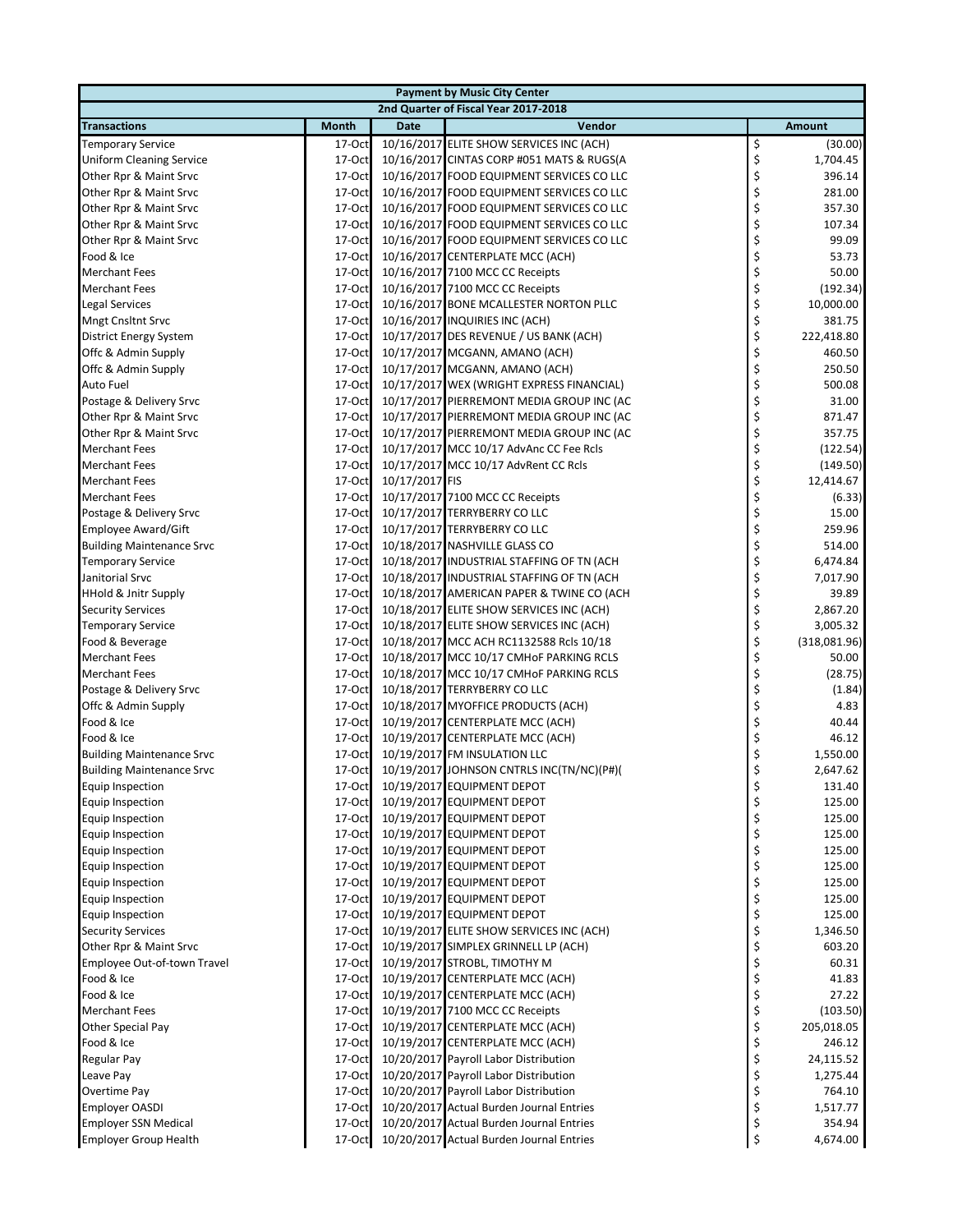| Payment by Music City Center | | | | |
|---|---|---|---|---|
| 2nd Quarter of Fiscal Year 2017-2018 | | | | |
| **Transactions** | **Month** | **Date** | **Vendor** | **Amount** |
| Temporary Service | 17-Oct | 10/16/2017 | ELITE SHOW SERVICES INC (ACH) | $ (30.00) |
| Uniform Cleaning Service | 17-Oct | 10/16/2017 | CINTAS CORP #051 MATS & RUGS(A | $ 1,704.45 |
| Other Rpr & Maint Srvc | 17-Oct | 10/16/2017 | FOOD EQUIPMENT SERVICES CO LLC | $ 396.14 |
| Other Rpr & Maint Srvc | 17-Oct | 10/16/2017 | FOOD EQUIPMENT SERVICES CO LLC | $ 281.00 |
| Other Rpr & Maint Srvc | 17-Oct | 10/16/2017 | FOOD EQUIPMENT SERVICES CO LLC | $ 357.30 |
| Other Rpr & Maint Srvc | 17-Oct | 10/16/2017 | FOOD EQUIPMENT SERVICES CO LLC | $ 107.34 |
| Other Rpr & Maint Srvc | 17-Oct | 10/16/2017 | FOOD EQUIPMENT SERVICES CO LLC | $ 99.09 |
| Food & Ice | 17-Oct | 10/16/2017 | CENTERPLATE MCC (ACH) | $ 53.73 |
| Merchant Fees | 17-Oct | 10/16/2017 | 7100 MCC CC Receipts | $ 50.00 |
| Merchant Fees | 17-Oct | 10/16/2017 | 7100 MCC CC Receipts | $ (192.34) |
| Legal Services | 17-Oct | 10/16/2017 | BONE MCALLESTER NORTON PLLC | $ 10,000.00 |
| Mngt Cnsltnt Srvc | 17-Oct | 10/16/2017 | INQUIRIES INC (ACH) | $ 381.75 |
| District Energy System | 17-Oct | 10/17/2017 | DES REVENUE / US BANK (ACH) | $ 222,418.80 |
| Offc & Admin Supply | 17-Oct | 10/17/2017 | MCGANN, AMANO (ACH) | $ 460.50 |
| Offc & Admin Supply | 17-Oct | 10/17/2017 | MCGANN, AMANO (ACH) | $ 250.50 |
| Auto Fuel | 17-Oct | 10/17/2017 | WEX (WRIGHT EXPRESS FINANCIAL) | $ 500.08 |
| Postage & Delivery Srvc | 17-Oct | 10/17/2017 | PIERREMONT MEDIA GROUP INC (AC | $ 31.00 |
| Other Rpr & Maint Srvc | 17-Oct | 10/17/2017 | PIERREMONT MEDIA GROUP INC (AC | $ 871.47 |
| Other Rpr & Maint Srvc | 17-Oct | 10/17/2017 | PIERREMONT MEDIA GROUP INC (AC | $ 357.75 |
| Merchant Fees | 17-Oct | 10/17/2017 | MCC 10/17 AdvAnc CC Fee Rcls | $ (122.54) |
| Merchant Fees | 17-Oct | 10/17/2017 | MCC 10/17 AdvRent CC Rcls | $ (149.50) |
| Merchant Fees | 17-Oct | 10/17/2017 | FIS | $ 12,414.67 |
| Merchant Fees | 17-Oct | 10/17/2017 | 7100 MCC CC Receipts | $ (6.33) |
| Postage & Delivery Srvc | 17-Oct | 10/17/2017 | TERRYBERRY CO LLC | $ 15.00 |
| Employee Award/Gift | 17-Oct | 10/17/2017 | TERRYBERRY CO LLC | $ 259.96 |
| Building Maintenance Srvc | 17-Oct | 10/18/2017 | NASHVILLE GLASS CO | $ 514.00 |
| Temporary Service | 17-Oct | 10/18/2017 | INDUSTRIAL STAFFING OF TN (ACH | $ 6,474.84 |
| Janitorial Srvc | 17-Oct | 10/18/2017 | INDUSTRIAL STAFFING OF TN (ACH | $ 7,017.90 |
| HHold & Jnitr Supply | 17-Oct | 10/18/2017 | AMERICAN PAPER & TWINE CO (ACH | $ 39.89 |
| Security Services | 17-Oct | 10/18/2017 | ELITE SHOW SERVICES INC (ACH) | $ 2,867.20 |
| Temporary Service | 17-Oct | 10/18/2017 | ELITE SHOW SERVICES INC (ACH) | $ 3,005.32 |
| Food & Beverage | 17-Oct | 10/18/2017 | MCC ACH RC1132588 Rcls 10/18 | $ (318,081.96) |
| Merchant Fees | 17-Oct | 10/18/2017 | MCC 10/17 CMHoF PARKING RCLS | $ 50.00 |
| Merchant Fees | 17-Oct | 10/18/2017 | MCC 10/17 CMHoF PARKING RCLS | $ (28.75) |
| Postage & Delivery Srvc | 17-Oct | 10/18/2017 | TERRYBERRY CO LLC | $ (1.84) |
| Offc & Admin Supply | 17-Oct | 10/18/2017 | MYOFFICE PRODUCTS (ACH) | $ 4.83 |
| Food & Ice | 17-Oct | 10/19/2017 | CENTERPLATE MCC (ACH) | $ 40.44 |
| Food & Ice | 17-Oct | 10/19/2017 | CENTERPLATE MCC (ACH) | $ 46.12 |
| Building Maintenance Srvc | 17-Oct | 10/19/2017 | FM INSULATION LLC | $ 1,550.00 |
| Building Maintenance Srvc | 17-Oct | 10/19/2017 | JOHNSON CNTRLS INC(TN/NC)(P#)( | $ 2,647.62 |
| Equip Inspection | 17-Oct | 10/19/2017 | EQUIPMENT DEPOT | $ 131.40 |
| Equip Inspection | 17-Oct | 10/19/2017 | EQUIPMENT DEPOT | $ 125.00 |
| Equip Inspection | 17-Oct | 10/19/2017 | EQUIPMENT DEPOT | $ 125.00 |
| Equip Inspection | 17-Oct | 10/19/2017 | EQUIPMENT DEPOT | $ 125.00 |
| Equip Inspection | 17-Oct | 10/19/2017 | EQUIPMENT DEPOT | $ 125.00 |
| Equip Inspection | 17-Oct | 10/19/2017 | EQUIPMENT DEPOT | $ 125.00 |
| Equip Inspection | 17-Oct | 10/19/2017 | EQUIPMENT DEPOT | $ 125.00 |
| Equip Inspection | 17-Oct | 10/19/2017 | EQUIPMENT DEPOT | $ 125.00 |
| Equip Inspection | 17-Oct | 10/19/2017 | EQUIPMENT DEPOT | $ 125.00 |
| Security Services | 17-Oct | 10/19/2017 | ELITE SHOW SERVICES INC (ACH) | $ 1,346.50 |
| Other Rpr & Maint Srvc | 17-Oct | 10/19/2017 | SIMPLEX GRINNELL LP (ACH) | $ 603.20 |
| Employee Out-of-town Travel | 17-Oct | 10/19/2017 | STROBL, TIMOTHY M | $ 60.31 |
| Food & Ice | 17-Oct | 10/19/2017 | CENTERPLATE MCC (ACH) | $ 41.83 |
| Food & Ice | 17-Oct | 10/19/2017 | CENTERPLATE MCC (ACH) | $ 27.22 |
| Merchant Fees | 17-Oct | 10/19/2017 | 7100 MCC CC Receipts | $ (103.50) |
| Other Special Pay | 17-Oct | 10/19/2017 | CENTERPLATE MCC (ACH) | $ 205,018.05 |
| Food & Ice | 17-Oct | 10/19/2017 | CENTERPLATE MCC (ACH) | $ 246.12 |
| Regular Pay | 17-Oct | 10/20/2017 | Payroll Labor Distribution | $ 24,115.52 |
| Leave Pay | 17-Oct | 10/20/2017 | Payroll Labor Distribution | $ 1,275.44 |
| Overtime Pay | 17-Oct | 10/20/2017 | Payroll Labor Distribution | $ 764.10 |
| Employer OASDI | 17-Oct | 10/20/2017 | Actual Burden Journal Entries | $ 1,517.77 |
| Employer SSN Medical | 17-Oct | 10/20/2017 | Actual Burden Journal Entries | $ 354.94 |
| Employer Group Health | 17-Oct | 10/20/2017 | Actual Burden Journal Entries | $ 4,674.00 |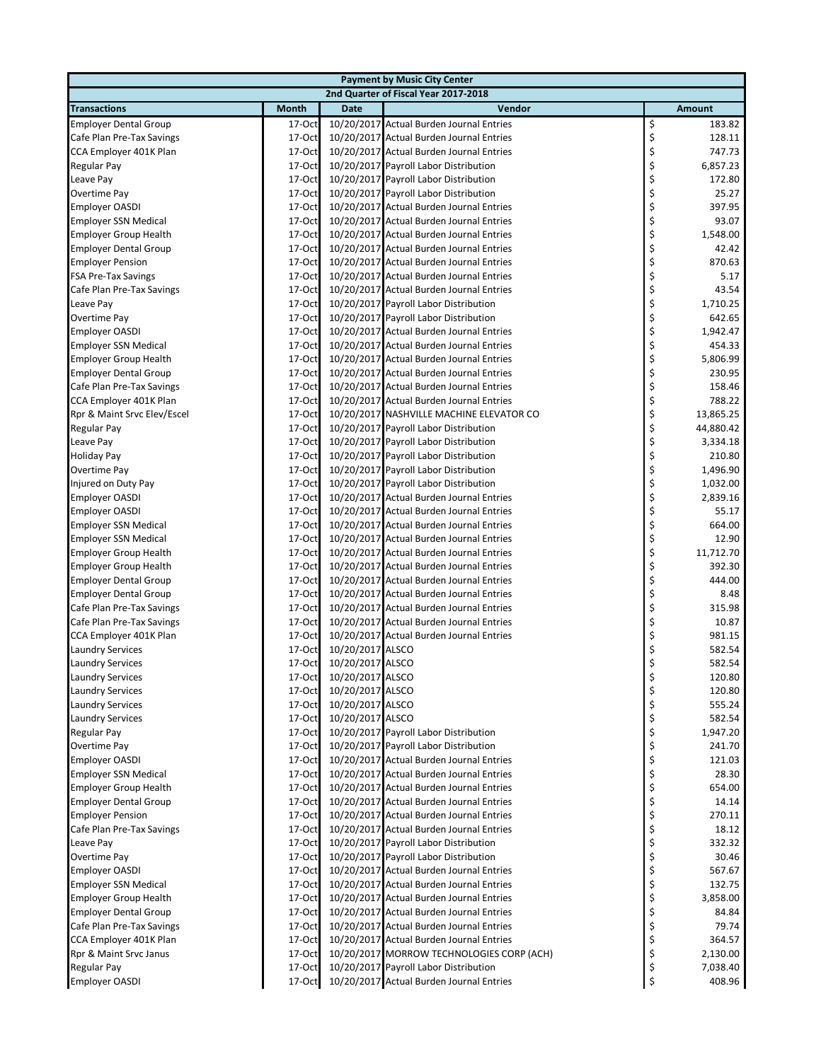| Payment by Music City Center | | | | |
|---|---|---|---|---|
| 2nd Quarter of Fiscal Year 2017-2018 | | | | |
| **Transactions** | **Month** | **Date** | **Vendor** | **Amount** |
| Employer Dental Group | 17-Oct | 10/20/2017 | Actual Burden Journal Entries | $ 183.82 |
| Cafe Plan Pre-Tax Savings | 17-Oct | 10/20/2017 | Actual Burden Journal Entries | $ 128.11 |
| CCA Employer 401K Plan | 17-Oct | 10/20/2017 | Actual Burden Journal Entries | $ 747.73 |
| Regular Pay | 17-Oct | 10/20/2017 | Payroll Labor Distribution | $ 6,857.23 |
| Leave Pay | 17-Oct | 10/20/2017 | Payroll Labor Distribution | $ 172.80 |
| Overtime Pay | 17-Oct | 10/20/2017 | Payroll Labor Distribution | $ 25.27 |
| Employer OASDI | 17-Oct | 10/20/2017 | Actual Burden Journal Entries | $ 397.95 |
| Employer SSN Medical | 17-Oct | 10/20/2017 | Actual Burden Journal Entries | $ 93.07 |
| Employer Group Health | 17-Oct | 10/20/2017 | Actual Burden Journal Entries | $ 1,548.00 |
| Employer Dental Group | 17-Oct | 10/20/2017 | Actual Burden Journal Entries | $ 42.42 |
| Employer Pension | 17-Oct | 10/20/2017 | Actual Burden Journal Entries | $ 870.63 |
| FSA Pre-Tax Savings | 17-Oct | 10/20/2017 | Actual Burden Journal Entries | $ 5.17 |
| Cafe Plan Pre-Tax Savings | 17-Oct | 10/20/2017 | Actual Burden Journal Entries | $ 43.54 |
| Leave Pay | 17-Oct | 10/20/2017 | Payroll Labor Distribution | $ 1,710.25 |
| Overtime Pay | 17-Oct | 10/20/2017 | Payroll Labor Distribution | $ 642.65 |
| Employer OASDI | 17-Oct | 10/20/2017 | Actual Burden Journal Entries | $ 1,942.47 |
| Employer SSN Medical | 17-Oct | 10/20/2017 | Actual Burden Journal Entries | $ 454.33 |
| Employer Group Health | 17-Oct | 10/20/2017 | Actual Burden Journal Entries | $ 5,806.99 |
| Employer Dental Group | 17-Oct | 10/20/2017 | Actual Burden Journal Entries | $ 230.95 |
| Cafe Plan Pre-Tax Savings | 17-Oct | 10/20/2017 | Actual Burden Journal Entries | $ 158.46 |
| CCA Employer 401K Plan | 17-Oct | 10/20/2017 | Actual Burden Journal Entries | $ 788.22 |
| Rpr & Maint Srvc Elev/Escel | 17-Oct | 10/20/2017 | NASHVILLE MACHINE ELEVATOR CO | $ 13,865.25 |
| Regular Pay | 17-Oct | 10/20/2017 | Payroll Labor Distribution | $ 44,880.42 |
| Leave Pay | 17-Oct | 10/20/2017 | Payroll Labor Distribution | $ 3,334.18 |
| Holiday Pay | 17-Oct | 10/20/2017 | Payroll Labor Distribution | $ 210.80 |
| Overtime Pay | 17-Oct | 10/20/2017 | Payroll Labor Distribution | $ 1,496.90 |
| Injured on Duty Pay | 17-Oct | 10/20/2017 | Payroll Labor Distribution | $ 1,032.00 |
| Employer OASDI | 17-Oct | 10/20/2017 | Actual Burden Journal Entries | $ 2,839.16 |
| Employer OASDI | 17-Oct | 10/20/2017 | Actual Burden Journal Entries | $ 55.17 |
| Employer SSN Medical | 17-Oct | 10/20/2017 | Actual Burden Journal Entries | $ 664.00 |
| Employer SSN Medical | 17-Oct | 10/20/2017 | Actual Burden Journal Entries | $ 12.90 |
| Employer Group Health | 17-Oct | 10/20/2017 | Actual Burden Journal Entries | $ 11,712.70 |
| Employer Group Health | 17-Oct | 10/20/2017 | Actual Burden Journal Entries | $ 392.30 |
| Employer Dental Group | 17-Oct | 10/20/2017 | Actual Burden Journal Entries | $ 444.00 |
| Employer Dental Group | 17-Oct | 10/20/2017 | Actual Burden Journal Entries | $ 8.48 |
| Cafe Plan Pre-Tax Savings | 17-Oct | 10/20/2017 | Actual Burden Journal Entries | $ 315.98 |
| Cafe Plan Pre-Tax Savings | 17-Oct | 10/20/2017 | Actual Burden Journal Entries | $ 10.87 |
| CCA Employer 401K Plan | 17-Oct | 10/20/2017 | Actual Burden Journal Entries | $ 981.15 |
| Laundry Services | 17-Oct | 10/20/2017 | ALSCO | $ 582.54 |
| Laundry Services | 17-Oct | 10/20/2017 | ALSCO | $ 582.54 |
| Laundry Services | 17-Oct | 10/20/2017 | ALSCO | $ 120.80 |
| Laundry Services | 17-Oct | 10/20/2017 | ALSCO | $ 120.80 |
| Laundry Services | 17-Oct | 10/20/2017 | ALSCO | $ 555.24 |
| Laundry Services | 17-Oct | 10/20/2017 | ALSCO | $ 582.54 |
| Regular Pay | 17-Oct | 10/20/2017 | Payroll Labor Distribution | $ 1,947.20 |
| Overtime Pay | 17-Oct | 10/20/2017 | Payroll Labor Distribution | $ 241.70 |
| Employer OASDI | 17-Oct | 10/20/2017 | Actual Burden Journal Entries | $ 121.03 |
| Employer SSN Medical | 17-Oct | 10/20/2017 | Actual Burden Journal Entries | $ 28.30 |
| Employer Group Health | 17-Oct | 10/20/2017 | Actual Burden Journal Entries | $ 654.00 |
| Employer Dental Group | 17-Oct | 10/20/2017 | Actual Burden Journal Entries | $ 14.14 |
| Employer Pension | 17-Oct | 10/20/2017 | Actual Burden Journal Entries | $ 270.11 |
| Cafe Plan Pre-Tax Savings | 17-Oct | 10/20/2017 | Actual Burden Journal Entries | $ 18.12 |
| Leave Pay | 17-Oct | 10/20/2017 | Payroll Labor Distribution | $ 332.32 |
| Overtime Pay | 17-Oct | 10/20/2017 | Payroll Labor Distribution | $ 30.46 |
| Employer OASDI | 17-Oct | 10/20/2017 | Actual Burden Journal Entries | $ 567.67 |
| Employer SSN Medical | 17-Oct | 10/20/2017 | Actual Burden Journal Entries | $ 132.75 |
| Employer Group Health | 17-Oct | 10/20/2017 | Actual Burden Journal Entries | $ 3,858.00 |
| Employer Dental Group | 17-Oct | 10/20/2017 | Actual Burden Journal Entries | $ 84.84 |
| Cafe Plan Pre-Tax Savings | 17-Oct | 10/20/2017 | Actual Burden Journal Entries | $ 79.74 |
| CCA Employer 401K Plan | 17-Oct | 10/20/2017 | Actual Burden Journal Entries | $ 364.57 |
| Rpr & Maint Srvc Janus | 17-Oct | 10/20/2017 | MORROW TECHNOLOGIES CORP (ACH) | $ 2,130.00 |
| Regular Pay | 17-Oct | 10/20/2017 | Payroll Labor Distribution | $ 7,038.40 |
| Employer OASDI | 17-Oct | 10/20/2017 | Actual Burden Journal Entries | $ 408.96 |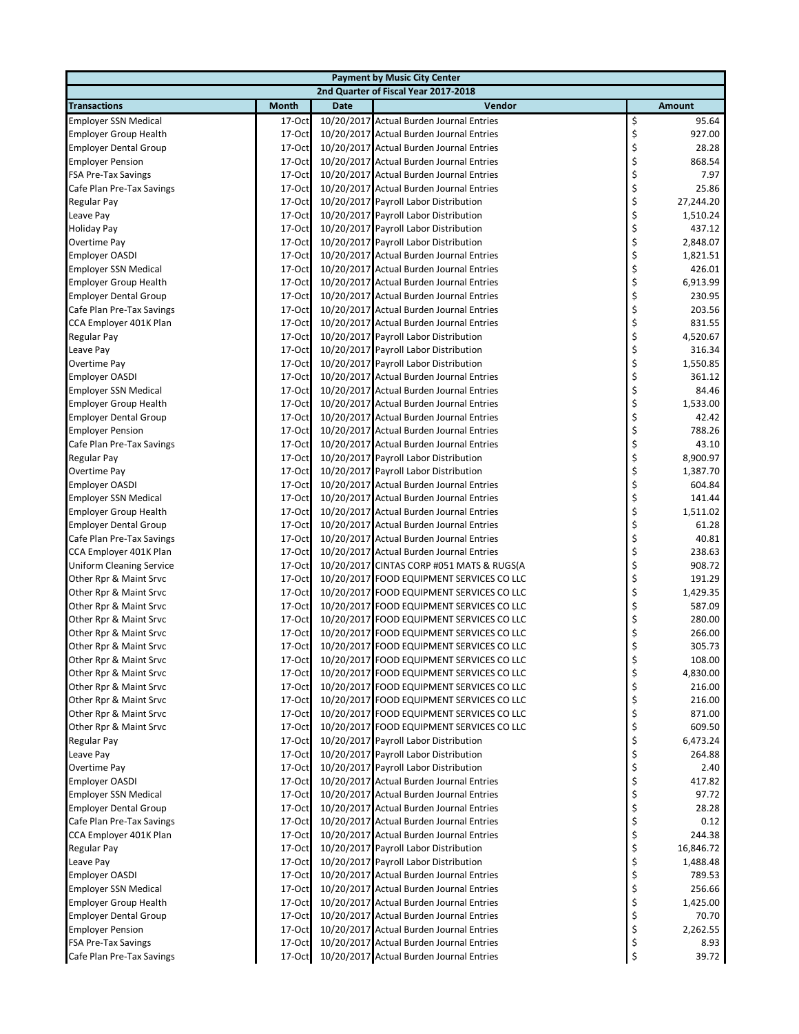| Payment by Music City Center | | | | |
|---|---|---|---|---|
| 2nd Quarter of Fiscal Year 2017-2018 | | | | |
| **Transactions** | **Month** | **Date** | **Vendor** | **Amount** |
| Employer SSN Medical | 17-Oct | 10/20/2017 | Actual Burden Journal Entries | $ 95.64 |
| Employer Group Health | 17-Oct | 10/20/2017 | Actual Burden Journal Entries | $ 927.00 |
| Employer Dental Group | 17-Oct | 10/20/2017 | Actual Burden Journal Entries | $ 28.28 |
| Employer Pension | 17-Oct | 10/20/2017 | Actual Burden Journal Entries | $ 868.54 |
| FSA Pre-Tax Savings | 17-Oct | 10/20/2017 | Actual Burden Journal Entries | $ 7.97 |
| Cafe Plan Pre-Tax Savings | 17-Oct | 10/20/2017 | Actual Burden Journal Entries | $ 25.86 |
| Regular Pay | 17-Oct | 10/20/2017 | Payroll Labor Distribution | $ 27,244.20 |
| Leave Pay | 17-Oct | 10/20/2017 | Payroll Labor Distribution | $ 1,510.24 |
| Holiday Pay | 17-Oct | 10/20/2017 | Payroll Labor Distribution | $ 437.12 |
| Overtime Pay | 17-Oct | 10/20/2017 | Payroll Labor Distribution | $ 2,848.07 |
| Employer OASDI | 17-Oct | 10/20/2017 | Actual Burden Journal Entries | $ 1,821.51 |
| Employer SSN Medical | 17-Oct | 10/20/2017 | Actual Burden Journal Entries | $ 426.01 |
| Employer Group Health | 17-Oct | 10/20/2017 | Actual Burden Journal Entries | $ 6,913.99 |
| Employer Dental Group | 17-Oct | 10/20/2017 | Actual Burden Journal Entries | $ 230.95 |
| Cafe Plan Pre-Tax Savings | 17-Oct | 10/20/2017 | Actual Burden Journal Entries | $ 203.56 |
| CCA Employer 401K Plan | 17-Oct | 10/20/2017 | Actual Burden Journal Entries | $ 831.55 |
| Regular Pay | 17-Oct | 10/20/2017 | Payroll Labor Distribution | $ 4,520.67 |
| Leave Pay | 17-Oct | 10/20/2017 | Payroll Labor Distribution | $ 316.34 |
| Overtime Pay | 17-Oct | 10/20/2017 | Payroll Labor Distribution | $ 1,550.85 |
| Employer OASDI | 17-Oct | 10/20/2017 | Actual Burden Journal Entries | $ 361.12 |
| Employer SSN Medical | 17-Oct | 10/20/2017 | Actual Burden Journal Entries | $ 84.46 |
| Employer Group Health | 17-Oct | 10/20/2017 | Actual Burden Journal Entries | $ 1,533.00 |
| Employer Dental Group | 17-Oct | 10/20/2017 | Actual Burden Journal Entries | $ 42.42 |
| Employer Pension | 17-Oct | 10/20/2017 | Actual Burden Journal Entries | $ 788.26 |
| Cafe Plan Pre-Tax Savings | 17-Oct | 10/20/2017 | Actual Burden Journal Entries | $ 43.10 |
| Regular Pay | 17-Oct | 10/20/2017 | Payroll Labor Distribution | $ 8,900.97 |
| Overtime Pay | 17-Oct | 10/20/2017 | Payroll Labor Distribution | $ 1,387.70 |
| Employer OASDI | 17-Oct | 10/20/2017 | Actual Burden Journal Entries | $ 604.84 |
| Employer SSN Medical | 17-Oct | 10/20/2017 | Actual Burden Journal Entries | $ 141.44 |
| Employer Group Health | 17-Oct | 10/20/2017 | Actual Burden Journal Entries | $ 1,511.02 |
| Employer Dental Group | 17-Oct | 10/20/2017 | Actual Burden Journal Entries | $ 61.28 |
| Cafe Plan Pre-Tax Savings | 17-Oct | 10/20/2017 | Actual Burden Journal Entries | $ 40.81 |
| CCA Employer 401K Plan | 17-Oct | 10/20/2017 | Actual Burden Journal Entries | $ 238.63 |
| Uniform Cleaning Service | 17-Oct | 10/20/2017 | CINTAS CORP #051 MATS & RUGS(A | $ 908.72 |
| Other Rpr & Maint Srvc | 17-Oct | 10/20/2017 | FOOD EQUIPMENT SERVICES CO LLC | $ 191.29 |
| Other Rpr & Maint Srvc | 17-Oct | 10/20/2017 | FOOD EQUIPMENT SERVICES CO LLC | $ 1,429.35 |
| Other Rpr & Maint Srvc | 17-Oct | 10/20/2017 | FOOD EQUIPMENT SERVICES CO LLC | $ 587.09 |
| Other Rpr & Maint Srvc | 17-Oct | 10/20/2017 | FOOD EQUIPMENT SERVICES CO LLC | $ 280.00 |
| Other Rpr & Maint Srvc | 17-Oct | 10/20/2017 | FOOD EQUIPMENT SERVICES CO LLC | $ 266.00 |
| Other Rpr & Maint Srvc | 17-Oct | 10/20/2017 | FOOD EQUIPMENT SERVICES CO LLC | $ 305.73 |
| Other Rpr & Maint Srvc | 17-Oct | 10/20/2017 | FOOD EQUIPMENT SERVICES CO LLC | $ 108.00 |
| Other Rpr & Maint Srvc | 17-Oct | 10/20/2017 | FOOD EQUIPMENT SERVICES CO LLC | $ 4,830.00 |
| Other Rpr & Maint Srvc | 17-Oct | 10/20/2017 | FOOD EQUIPMENT SERVICES CO LLC | $ 216.00 |
| Other Rpr & Maint Srvc | 17-Oct | 10/20/2017 | FOOD EQUIPMENT SERVICES CO LLC | $ 216.00 |
| Other Rpr & Maint Srvc | 17-Oct | 10/20/2017 | FOOD EQUIPMENT SERVICES CO LLC | $ 871.00 |
| Other Rpr & Maint Srvc | 17-Oct | 10/20/2017 | FOOD EQUIPMENT SERVICES CO LLC | $ 609.50 |
| Regular Pay | 17-Oct | 10/20/2017 | Payroll Labor Distribution | $ 6,473.24 |
| Leave Pay | 17-Oct | 10/20/2017 | Payroll Labor Distribution | $ 264.88 |
| Overtime Pay | 17-Oct | 10/20/2017 | Payroll Labor Distribution | $ 2.40 |
| Employer OASDI | 17-Oct | 10/20/2017 | Actual Burden Journal Entries | $ 417.82 |
| Employer SSN Medical | 17-Oct | 10/20/2017 | Actual Burden Journal Entries | $ 97.72 |
| Employer Dental Group | 17-Oct | 10/20/2017 | Actual Burden Journal Entries | $ 28.28 |
| Cafe Plan Pre-Tax Savings | 17-Oct | 10/20/2017 | Actual Burden Journal Entries | $ 0.12 |
| CCA Employer 401K Plan | 17-Oct | 10/20/2017 | Actual Burden Journal Entries | $ 244.38 |
| Regular Pay | 17-Oct | 10/20/2017 | Payroll Labor Distribution | $ 16,846.72 |
| Leave Pay | 17-Oct | 10/20/2017 | Payroll Labor Distribution | $ 1,488.48 |
| Employer OASDI | 17-Oct | 10/20/2017 | Actual Burden Journal Entries | $ 789.53 |
| Employer SSN Medical | 17-Oct | 10/20/2017 | Actual Burden Journal Entries | $ 256.66 |
| Employer Group Health | 17-Oct | 10/20/2017 | Actual Burden Journal Entries | $ 1,425.00 |
| Employer Dental Group | 17-Oct | 10/20/2017 | Actual Burden Journal Entries | $ 70.70 |
| Employer Pension | 17-Oct | 10/20/2017 | Actual Burden Journal Entries | $ 2,262.55 |
| FSA Pre-Tax Savings | 17-Oct | 10/20/2017 | Actual Burden Journal Entries | $ 8.93 |
| Cafe Plan Pre-Tax Savings | 17-Oct | 10/20/2017 | Actual Burden Journal Entries | $ 39.72 |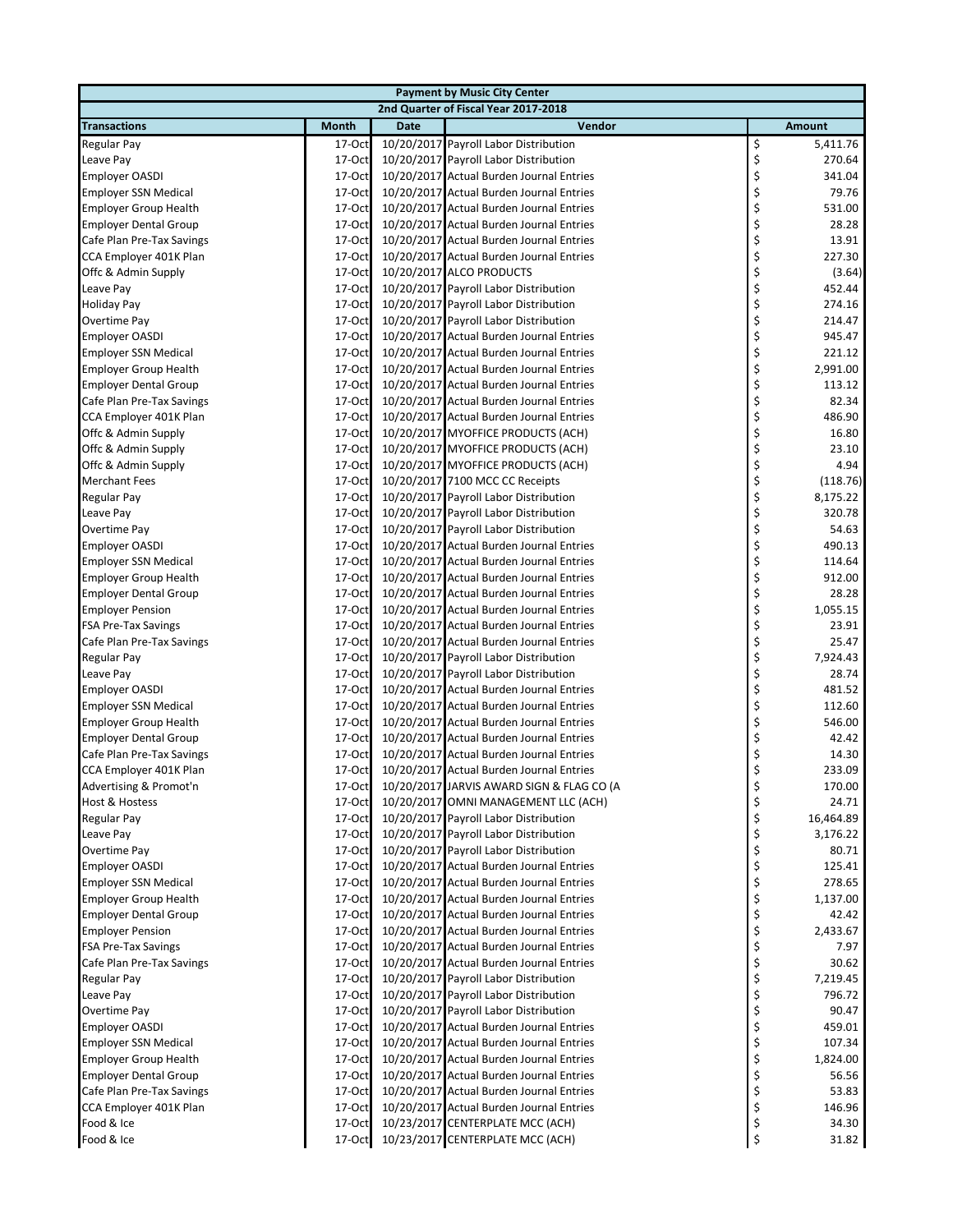| Payment by Music City Center | | | | |
|---|---|---|---|---|
| 2nd Quarter of Fiscal Year 2017-2018 | | | | |
| **Transactions** | **Month** | **Date** | **Vendor** | **Amount** |
| Regular Pay | 17-Oct | 10/20/2017 | Payroll Labor Distribution | $ 5,411.76 |
| Leave Pay | 17-Oct | 10/20/2017 | Payroll Labor Distribution | $ 270.64 |
| Employer OASDI | 17-Oct | 10/20/2017 | Actual Burden Journal Entries | $ 341.04 |
| Employer SSN Medical | 17-Oct | 10/20/2017 | Actual Burden Journal Entries | $ 79.76 |
| Employer Group Health | 17-Oct | 10/20/2017 | Actual Burden Journal Entries | $ 531.00 |
| Employer Dental Group | 17-Oct | 10/20/2017 | Actual Burden Journal Entries | $ 28.28 |
| Cafe Plan Pre-Tax Savings | 17-Oct | 10/20/2017 | Actual Burden Journal Entries | $ 13.91 |
| CCA Employer 401K Plan | 17-Oct | 10/20/2017 | Actual Burden Journal Entries | $ 227.30 |
| Offc & Admin Supply | 17-Oct | 10/20/2017 | ALCO PRODUCTS | $ (3.64) |
| Leave Pay | 17-Oct | 10/20/2017 | Payroll Labor Distribution | $ 452.44 |
| Holiday Pay | 17-Oct | 10/20/2017 | Payroll Labor Distribution | $ 274.16 |
| Overtime Pay | 17-Oct | 10/20/2017 | Payroll Labor Distribution | $ 214.47 |
| Employer OASDI | 17-Oct | 10/20/2017 | Actual Burden Journal Entries | $ 945.47 |
| Employer SSN Medical | 17-Oct | 10/20/2017 | Actual Burden Journal Entries | $ 221.12 |
| Employer Group Health | 17-Oct | 10/20/2017 | Actual Burden Journal Entries | $ 2,991.00 |
| Employer Dental Group | 17-Oct | 10/20/2017 | Actual Burden Journal Entries | $ 113.12 |
| Cafe Plan Pre-Tax Savings | 17-Oct | 10/20/2017 | Actual Burden Journal Entries | $ 82.34 |
| CCA Employer 401K Plan | 17-Oct | 10/20/2017 | Actual Burden Journal Entries | $ 486.90 |
| Offc & Admin Supply | 17-Oct | 10/20/2017 | MYOFFICE PRODUCTS (ACH) | $ 16.80 |
| Offc & Admin Supply | 17-Oct | 10/20/2017 | MYOFFICE PRODUCTS (ACH) | $ 23.10 |
| Offc & Admin Supply | 17-Oct | 10/20/2017 | MYOFFICE PRODUCTS (ACH) | $ 4.94 |
| Merchant Fees | 17-Oct | 10/20/2017 | 7100 MCC CC Receipts | $ (118.76) |
| Regular Pay | 17-Oct | 10/20/2017 | Payroll Labor Distribution | $ 8,175.22 |
| Leave Pay | 17-Oct | 10/20/2017 | Payroll Labor Distribution | $ 320.78 |
| Overtime Pay | 17-Oct | 10/20/2017 | Payroll Labor Distribution | $ 54.63 |
| Employer OASDI | 17-Oct | 10/20/2017 | Actual Burden Journal Entries | $ 490.13 |
| Employer SSN Medical | 17-Oct | 10/20/2017 | Actual Burden Journal Entries | $ 114.64 |
| Employer Group Health | 17-Oct | 10/20/2017 | Actual Burden Journal Entries | $ 912.00 |
| Employer Dental Group | 17-Oct | 10/20/2017 | Actual Burden Journal Entries | $ 28.28 |
| Employer Pension | 17-Oct | 10/20/2017 | Actual Burden Journal Entries | $ 1,055.15 |
| FSA Pre-Tax Savings | 17-Oct | 10/20/2017 | Actual Burden Journal Entries | $ 23.91 |
| Cafe Plan Pre-Tax Savings | 17-Oct | 10/20/2017 | Actual Burden Journal Entries | $ 25.47 |
| Regular Pay | 17-Oct | 10/20/2017 | Payroll Labor Distribution | $ 7,924.43 |
| Leave Pay | 17-Oct | 10/20/2017 | Payroll Labor Distribution | $ 28.74 |
| Employer OASDI | 17-Oct | 10/20/2017 | Actual Burden Journal Entries | $ 481.52 |
| Employer SSN Medical | 17-Oct | 10/20/2017 | Actual Burden Journal Entries | $ 112.60 |
| Employer Group Health | 17-Oct | 10/20/2017 | Actual Burden Journal Entries | $ 546.00 |
| Employer Dental Group | 17-Oct | 10/20/2017 | Actual Burden Journal Entries | $ 42.42 |
| Cafe Plan Pre-Tax Savings | 17-Oct | 10/20/2017 | Actual Burden Journal Entries | $ 14.30 |
| CCA Employer 401K Plan | 17-Oct | 10/20/2017 | Actual Burden Journal Entries | $ 233.09 |
| Advertising & Promot'n | 17-Oct | 10/20/2017 | JARVIS AWARD SIGN & FLAG CO (A | $ 170.00 |
| Host & Hostess | 17-Oct | 10/20/2017 | OMNI MANAGEMENT LLC (ACH) | $ 24.71 |
| Regular Pay | 17-Oct | 10/20/2017 | Payroll Labor Distribution | $ 16,464.89 |
| Leave Pay | 17-Oct | 10/20/2017 | Payroll Labor Distribution | $ 3,176.22 |
| Overtime Pay | 17-Oct | 10/20/2017 | Payroll Labor Distribution | $ 80.71 |
| Employer OASDI | 17-Oct | 10/20/2017 | Actual Burden Journal Entries | $ 125.41 |
| Employer SSN Medical | 17-Oct | 10/20/2017 | Actual Burden Journal Entries | $ 278.65 |
| Employer Group Health | 17-Oct | 10/20/2017 | Actual Burden Journal Entries | $ 1,137.00 |
| Employer Dental Group | 17-Oct | 10/20/2017 | Actual Burden Journal Entries | $ 42.42 |
| Employer Pension | 17-Oct | 10/20/2017 | Actual Burden Journal Entries | $ 2,433.67 |
| FSA Pre-Tax Savings | 17-Oct | 10/20/2017 | Actual Burden Journal Entries | $ 7.97 |
| Cafe Plan Pre-Tax Savings | 17-Oct | 10/20/2017 | Actual Burden Journal Entries | $ 30.62 |
| Regular Pay | 17-Oct | 10/20/2017 | Payroll Labor Distribution | $ 7,219.45 |
| Leave Pay | 17-Oct | 10/20/2017 | Payroll Labor Distribution | $ 796.72 |
| Overtime Pay | 17-Oct | 10/20/2017 | Payroll Labor Distribution | $ 90.47 |
| Employer OASDI | 17-Oct | 10/20/2017 | Actual Burden Journal Entries | $ 459.01 |
| Employer SSN Medical | 17-Oct | 10/20/2017 | Actual Burden Journal Entries | $ 107.34 |
| Employer Group Health | 17-Oct | 10/20/2017 | Actual Burden Journal Entries | $ 1,824.00 |
| Employer Dental Group | 17-Oct | 10/20/2017 | Actual Burden Journal Entries | $ 56.56 |
| Cafe Plan Pre-Tax Savings | 17-Oct | 10/20/2017 | Actual Burden Journal Entries | $ 53.83 |
| CCA Employer 401K Plan | 17-Oct | 10/20/2017 | Actual Burden Journal Entries | $ 146.96 |
| Food & Ice | 17-Oct | 10/23/2017 | CENTERPLATE MCC (ACH) | $ 34.30 |
| Food & Ice | 17-Oct | 10/23/2017 | CENTERPLATE MCC (ACH) | $ 31.82 |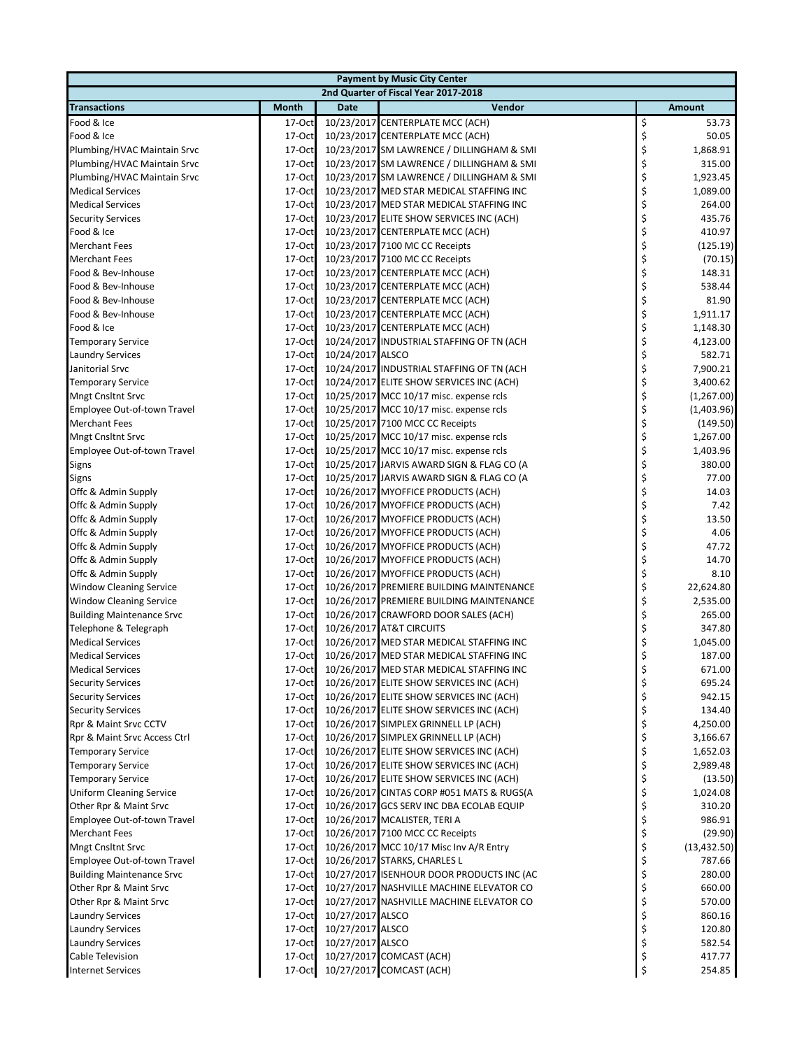| Payment by Music City Center | | | | |
|---|---|---|---|---|
| 2nd Quarter of Fiscal Year 2017-2018 | | | | |
| **Transactions** | **Month** | **Date** | **Vendor** | **Amount** |
| Food & Ice | 17-Oct | 10/23/2017 | CENTERPLATE MCC (ACH) | $ 53.73 |
| Food & Ice | 17-Oct | 10/23/2017 | CENTERPLATE MCC (ACH) | $ 50.05 |
| Plumbing/HVAC Maintain Srvc | 17-Oct | 10/23/2017 | SM LAWRENCE / DILLINGHAM & SMI | $ 1,868.91 |
| Plumbing/HVAC Maintain Srvc | 17-Oct | 10/23/2017 | SM LAWRENCE / DILLINGHAM & SMI | $ 315.00 |
| Plumbing/HVAC Maintain Srvc | 17-Oct | 10/23/2017 | SM LAWRENCE / DILLINGHAM & SMI | $ 1,923.45 |
| Medical Services | 17-Oct | 10/23/2017 | MED STAR MEDICAL STAFFING INC | $ 1,089.00 |
| Medical Services | 17-Oct | 10/23/2017 | MED STAR MEDICAL STAFFING INC | $ 264.00 |
| Security Services | 17-Oct | 10/23/2017 | ELITE SHOW SERVICES INC (ACH) | $ 435.76 |
| Food & Ice | 17-Oct | 10/23/2017 | CENTERPLATE MCC (ACH) | $ 410.97 |
| Merchant Fees | 17-Oct | 10/23/2017 | 7100 MC CC Receipts | $ (125.19) |
| Merchant Fees | 17-Oct | 10/23/2017 | 7100 MC CC Receipts | $ (70.15) |
| Food & Bev-Inhouse | 17-Oct | 10/23/2017 | CENTERPLATE MCC (ACH) | $ 148.31 |
| Food & Bev-Inhouse | 17-Oct | 10/23/2017 | CENTERPLATE MCC (ACH) | $ 538.44 |
| Food & Bev-Inhouse | 17-Oct | 10/23/2017 | CENTERPLATE MCC (ACH) | $ 81.90 |
| Food & Bev-Inhouse | 17-Oct | 10/23/2017 | CENTERPLATE MCC (ACH) | $ 1,911.17 |
| Food & Ice | 17-Oct | 10/23/2017 | CENTERPLATE MCC (ACH) | $ 1,148.30 |
| Temporary Service | 17-Oct | 10/24/2017 | INDUSTRIAL STAFFING OF TN (ACH | $ 4,123.00 |
| Laundry Services | 17-Oct | 10/24/2017 | ALSCO | $ 582.71 |
| Janitorial Srvc | 17-Oct | 10/24/2017 | INDUSTRIAL STAFFING OF TN (ACH | $ 7,900.21 |
| Temporary Service | 17-Oct | 10/24/2017 | ELITE SHOW SERVICES INC (ACH) | $ 3,400.62 |
| Mngt Cnsltnt Srvc | 17-Oct | 10/25/2017 | MCC 10/17 misc. expense rcls | $ (1,267.00) |
| Employee Out-of-town Travel | 17-Oct | 10/25/2017 | MCC 10/17 misc. expense rcls | $ (1,403.96) |
| Merchant Fees | 17-Oct | 10/25/2017 | 7100 MCC CC Receipts | $ (149.50) |
| Mngt Cnsltnt Srvc | 17-Oct | 10/25/2017 | MCC 10/17 misc. expense rcls | $ 1,267.00 |
| Employee Out-of-town Travel | 17-Oct | 10/25/2017 | MCC 10/17 misc. expense rcls | $ 1,403.96 |
| Signs | 17-Oct | 10/25/2017 | JARVIS AWARD SIGN & FLAG CO (A | $ 380.00 |
| Signs | 17-Oct | 10/25/2017 | JARVIS AWARD SIGN & FLAG CO (A | $ 77.00 |
| Offc & Admin Supply | 17-Oct | 10/26/2017 | MYOFFICE PRODUCTS (ACH) | $ 14.03 |
| Offc & Admin Supply | 17-Oct | 10/26/2017 | MYOFFICE PRODUCTS (ACH) | $ 7.42 |
| Offc & Admin Supply | 17-Oct | 10/26/2017 | MYOFFICE PRODUCTS (ACH) | $ 13.50 |
| Offc & Admin Supply | 17-Oct | 10/26/2017 | MYOFFICE PRODUCTS (ACH) | $ 4.06 |
| Offc & Admin Supply | 17-Oct | 10/26/2017 | MYOFFICE PRODUCTS (ACH) | $ 47.72 |
| Offc & Admin Supply | 17-Oct | 10/26/2017 | MYOFFICE PRODUCTS (ACH) | $ 14.70 |
| Offc & Admin Supply | 17-Oct | 10/26/2017 | MYOFFICE PRODUCTS (ACH) | $ 8.10 |
| Window Cleaning Service | 17-Oct | 10/26/2017 | PREMIERE BUILDING MAINTENANCE | $ 22,624.80 |
| Window Cleaning Service | 17-Oct | 10/26/2017 | PREMIERE BUILDING MAINTENANCE | $ 2,535.00 |
| Building Maintenance Srvc | 17-Oct | 10/26/2017 | CRAWFORD DOOR SALES (ACH) | $ 265.00 |
| Telephone & Telegraph | 17-Oct | 10/26/2017 | AT&T CIRCUITS | $ 347.80 |
| Medical Services | 17-Oct | 10/26/2017 | MED STAR MEDICAL STAFFING INC | $ 1,045.00 |
| Medical Services | 17-Oct | 10/26/2017 | MED STAR MEDICAL STAFFING INC | $ 187.00 |
| Medical Services | 17-Oct | 10/26/2017 | MED STAR MEDICAL STAFFING INC | $ 671.00 |
| Security Services | 17-Oct | 10/26/2017 | ELITE SHOW SERVICES INC (ACH) | $ 695.24 |
| Security Services | 17-Oct | 10/26/2017 | ELITE SHOW SERVICES INC (ACH) | $ 942.15 |
| Security Services | 17-Oct | 10/26/2017 | ELITE SHOW SERVICES INC (ACH) | $ 134.40 |
| Rpr & Maint Srvc CCTV | 17-Oct | 10/26/2017 | SIMPLEX GRINNELL LP (ACH) | $ 4,250.00 |
| Rpr & Maint Srvc Access Ctrl | 17-Oct | 10/26/2017 | SIMPLEX GRINNELL LP (ACH) | $ 3,166.67 |
| Temporary Service | 17-Oct | 10/26/2017 | ELITE SHOW SERVICES INC (ACH) | $ 1,652.03 |
| Temporary Service | 17-Oct | 10/26/2017 | ELITE SHOW SERVICES INC (ACH) | $ 2,989.48 |
| Temporary Service | 17-Oct | 10/26/2017 | ELITE SHOW SERVICES INC (ACH) | $ (13.50) |
| Uniform Cleaning Service | 17-Oct | 10/26/2017 | CINTAS CORP #051 MATS & RUGS(A | $ 1,024.08 |
| Other Rpr & Maint Srvc | 17-Oct | 10/26/2017 | GCS SERV INC DBA ECOLAB EQUIP | $ 310.20 |
| Employee Out-of-town Travel | 17-Oct | 10/26/2017 | MCALISTER, TERI A | $ 986.91 |
| Merchant Fees | 17-Oct | 10/26/2017 | 7100 MCC CC Receipts | $ (29.90) |
| Mngt Cnsltnt Srvc | 17-Oct | 10/26/2017 | MCC 10/17 Misc Inv A/R Entry | $ (13,432.50) |
| Employee Out-of-town Travel | 17-Oct | 10/26/2017 | STARKS, CHARLES L | $ 787.66 |
| Building Maintenance Srvc | 17-Oct | 10/27/2017 | ISENHOUR DOOR PRODUCTS INC (AC | $ 280.00 |
| Other Rpr & Maint Srvc | 17-Oct | 10/27/2017 | NASHVILLE MACHINE ELEVATOR CO | $ 660.00 |
| Other Rpr & Maint Srvc | 17-Oct | 10/27/2017 | NASHVILLE MACHINE ELEVATOR CO | $ 570.00 |
| Laundry Services | 17-Oct | 10/27/2017 | ALSCO | $ 860.16 |
| Laundry Services | 17-Oct | 10/27/2017 | ALSCO | $ 120.80 |
| Laundry Services | 17-Oct | 10/27/2017 | ALSCO | $ 582.54 |
| Cable Television | 17-Oct | 10/27/2017 | COMCAST (ACH) | $ 417.77 |
| Internet Services | 17-Oct | 10/27/2017 | COMCAST (ACH) | $ 254.85 |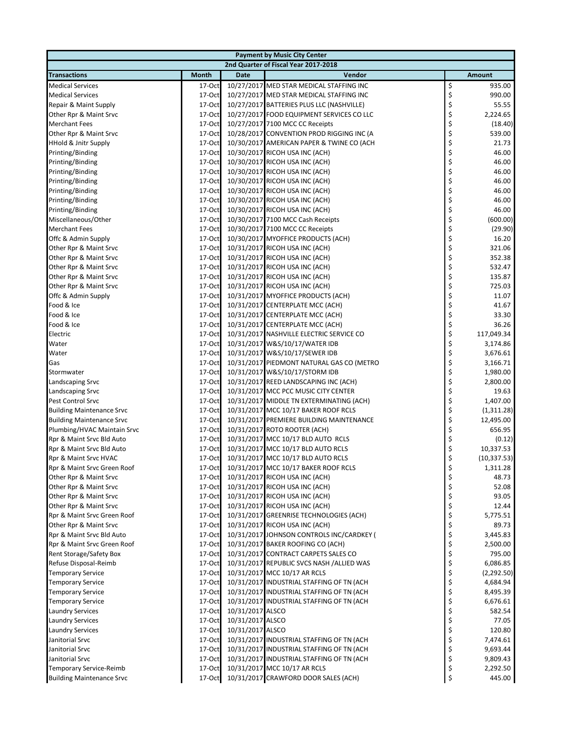| Payment by Music City Center | | | | |
|---|---|---|---|---|
| 2nd Quarter of Fiscal Year 2017-2018 | | | | |
| **Transactions** | **Month** | **Date** | **Vendor** | **Amount** |
| Medical Services | 17-Oct | 10/27/2017 | MED STAR MEDICAL STAFFING INC | $ 935.00 |
| Medical Services | 17-Oct | 10/27/2017 | MED STAR MEDICAL STAFFING INC | $ 990.00 |
| Repair & Maint Supply | 17-Oct | 10/27/2017 | BATTERIES PLUS LLC (NASHVILLE) | $ 55.55 |
| Other Rpr & Maint Srvc | 17-Oct | 10/27/2017 | FOOD EQUIPMENT SERVICES CO LLC | $ 2,224.65 |
| Merchant Fees | 17-Oct | 10/27/2017 | 7100 MCC CC Receipts | $ (18.40) |
| Other Rpr & Maint Srvc | 17-Oct | 10/28/2017 | CONVENTION PROD RIGGING INC (A | $ 539.00 |
| HHold & Jnitr Supply | 17-Oct | 10/30/2017 | AMERICAN PAPER & TWINE CO (ACH | $ 21.73 |
| Printing/Binding | 17-Oct | 10/30/2017 | RICOH USA INC (ACH) | $ 46.00 |
| Printing/Binding | 17-Oct | 10/30/2017 | RICOH USA INC (ACH) | $ 46.00 |
| Printing/Binding | 17-Oct | 10/30/2017 | RICOH USA INC (ACH) | $ 46.00 |
| Printing/Binding | 17-Oct | 10/30/2017 | RICOH USA INC (ACH) | $ 46.00 |
| Printing/Binding | 17-Oct | 10/30/2017 | RICOH USA INC (ACH) | $ 46.00 |
| Printing/Binding | 17-Oct | 10/30/2017 | RICOH USA INC (ACH) | $ 46.00 |
| Printing/Binding | 17-Oct | 10/30/2017 | RICOH USA INC (ACH) | $ 46.00 |
| Miscellaneous/Other | 17-Oct | 10/30/2017 | 7100 MCC Cash Receipts | $ (600.00) |
| Merchant Fees | 17-Oct | 10/30/2017 | 7100 MCC CC Receipts | $ (29.90) |
| Offc & Admin Supply | 17-Oct | 10/30/2017 | MYOFFICE PRODUCTS (ACH) | $ 16.20 |
| Other Rpr & Maint Srvc | 17-Oct | 10/31/2017 | RICOH USA INC (ACH) | $ 321.06 |
| Other Rpr & Maint Srvc | 17-Oct | 10/31/2017 | RICOH USA INC (ACH) | $ 352.38 |
| Other Rpr & Maint Srvc | 17-Oct | 10/31/2017 | RICOH USA INC (ACH) | $ 532.47 |
| Other Rpr & Maint Srvc | 17-Oct | 10/31/2017 | RICOH USA INC (ACH) | $ 135.87 |
| Other Rpr & Maint Srvc | 17-Oct | 10/31/2017 | RICOH USA INC (ACH) | $ 725.03 |
| Offc & Admin Supply | 17-Oct | 10/31/2017 | MYOFFICE PRODUCTS (ACH) | $ 11.07 |
| Food & Ice | 17-Oct | 10/31/2017 | CENTERPLATE MCC (ACH) | $ 41.67 |
| Food & Ice | 17-Oct | 10/31/2017 | CENTERPLATE MCC (ACH) | $ 33.30 |
| Food & Ice | 17-Oct | 10/31/2017 | CENTERPLATE MCC (ACH) | $ 36.26 |
| Electric | 17-Oct | 10/31/2017 | NASHVILLE ELECTRIC SERVICE CO | $ 117,049.34 |
| Water | 17-Oct | 10/31/2017 | W&S/10/17/WATER IDB | $ 3,174.86 |
| Water | 17-Oct | 10/31/2017 | W&S/10/17/SEWER IDB | $ 3,676.61 |
| Gas | 17-Oct | 10/31/2017 | PIEDMONT NATURAL GAS CO (METRO | $ 3,166.71 |
| Stormwater | 17-Oct | 10/31/2017 | W&S/10/17/STORM IDB | $ 1,980.00 |
| Landscaping Srvc | 17-Oct | 10/31/2017 | REED LANDSCAPING INC (ACH) | $ 2,800.00 |
| Landscaping Srvc | 17-Oct | 10/31/2017 | MCC PCC MUSIC CITY CENTER | $ 19.63 |
| Pest Control Srvc | 17-Oct | 10/31/2017 | MIDDLE TN EXTERMINATING (ACH) | $ 1,407.00 |
| Building Maintenance Srvc | 17-Oct | 10/31/2017 | MCC 10/17 BAKER ROOF RCLS | $ (1,311.28) |
| Building Maintenance Srvc | 17-Oct | 10/31/2017 | PREMIERE BUILDING MAINTENANCE | $ 12,495.00 |
| Plumbing/HVAC Maintain Srvc | 17-Oct | 10/31/2017 | ROTO ROOTER (ACH) | $ 656.95 |
| Rpr & Maint Srvc Bld Auto | 17-Oct | 10/31/2017 | MCC 10/17 BLD AUTO RCLS | $ (0.12) |
| Rpr & Maint Srvc Bld Auto | 17-Oct | 10/31/2017 | MCC 10/17 BLD AUTO RCLS | $ 10,337.53 |
| Rpr & Maint Srvc HVAC | 17-Oct | 10/31/2017 | MCC 10/17 BLD AUTO RCLS | $ (10,337.53) |
| Rpr & Maint Srvc Green Roof | 17-Oct | 10/31/2017 | MCC 10/17 BAKER ROOF RCLS | $ 1,311.28 |
| Other Rpr & Maint Srvc | 17-Oct | 10/31/2017 | RICOH USA INC (ACH) | $ 48.73 |
| Other Rpr & Maint Srvc | 17-Oct | 10/31/2017 | RICOH USA INC (ACH) | $ 52.08 |
| Other Rpr & Maint Srvc | 17-Oct | 10/31/2017 | RICOH USA INC (ACH) | $ 93.05 |
| Other Rpr & Maint Srvc | 17-Oct | 10/31/2017 | RICOH USA INC (ACH) | $ 12.44 |
| Rpr & Maint Srvc Green Roof | 17-Oct | 10/31/2017 | GREENRISE TECHNOLOGIES (ACH) | $ 5,775.51 |
| Other Rpr & Maint Srvc | 17-Oct | 10/31/2017 | RICOH USA INC (ACH) | $ 89.73 |
| Rpr & Maint Srvc Bld Auto | 17-Oct | 10/31/2017 | JOHNSON CONTROLS INC/CARDKEY ( | $ 3,445.83 |
| Rpr & Maint Srvc Green Roof | 17-Oct | 10/31/2017 | BAKER ROOFING CO (ACH) | $ 2,500.00 |
| Rent Storage/Safety Box | 17-Oct | 10/31/2017 | CONTRACT CARPETS SALES CO | $ 795.00 |
| Refuse Disposal-Reimb | 17-Oct | 10/31/2017 | REPUBLIC SVCS NASH /ALLIED WAS | $ 6,086.85 |
| Temporary Service | 17-Oct | 10/31/2017 | MCC 10/17 AR RCLS | $ (2,292.50) |
| Temporary Service | 17-Oct | 10/31/2017 | INDUSTRIAL STAFFING OF TN (ACH | $ 4,684.94 |
| Temporary Service | 17-Oct | 10/31/2017 | INDUSTRIAL STAFFING OF TN (ACH | $ 8,495.39 |
| Temporary Service | 17-Oct | 10/31/2017 | INDUSTRIAL STAFFING OF TN (ACH | $ 6,676.61 |
| Laundry Services | 17-Oct | 10/31/2017 | ALSCO | $ 582.54 |
| Laundry Services | 17-Oct | 10/31/2017 | ALSCO | $ 77.05 |
| Laundry Services | 17-Oct | 10/31/2017 | ALSCO | $ 120.80 |
| Janitorial Srvc | 17-Oct | 10/31/2017 | INDUSTRIAL STAFFING OF TN (ACH | $ 7,474.61 |
| Janitorial Srvc | 17-Oct | 10/31/2017 | INDUSTRIAL STAFFING OF TN (ACH | $ 9,693.44 |
| Janitorial Srvc | 17-Oct | 10/31/2017 | INDUSTRIAL STAFFING OF TN (ACH | $ 9,809.43 |
| Temporary Service-Reimb | 17-Oct | 10/31/2017 | MCC 10/17 AR RCLS | $ 2,292.50 |
| Building Maintenance Srvc | 17-Oct | 10/31/2017 | CRAWFORD DOOR SALES (ACH) | $ 445.00 |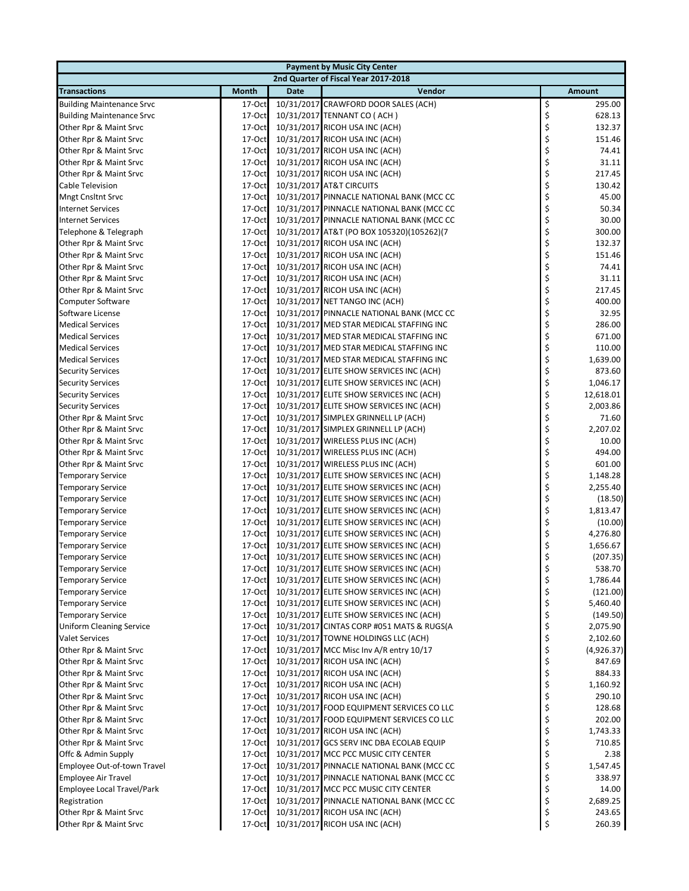| Payment by Music City Center | | | | |
|---|---|---|---|---|
| 2nd Quarter of Fiscal Year 2017-2018 | | | | |
| **Transactions** | **Month** | **Date** | **Vendor** | **Amount** |
| Building Maintenance Srvc | 17-Oct | 10/31/2017 | CRAWFORD DOOR SALES (ACH) | $ 295.00 |
| Building Maintenance Srvc | 17-Oct | 10/31/2017 | TENNANT CO ( ACH ) | $ 628.13 |
| Other Rpr & Maint Srvc | 17-Oct | 10/31/2017 | RICOH USA INC (ACH) | $ 132.37 |
| Other Rpr & Maint Srvc | 17-Oct | 10/31/2017 | RICOH USA INC (ACH) | $ 151.46 |
| Other Rpr & Maint Srvc | 17-Oct | 10/31/2017 | RICOH USA INC (ACH) | $ 74.41 |
| Other Rpr & Maint Srvc | 17-Oct | 10/31/2017 | RICOH USA INC (ACH) | $ 31.11 |
| Other Rpr & Maint Srvc | 17-Oct | 10/31/2017 | RICOH USA INC (ACH) | $ 217.45 |
| Cable Television | 17-Oct | 10/31/2017 | AT&T CIRCUITS | $ 130.42 |
| Mngt Cnsltnt Srvc | 17-Oct | 10/31/2017 | PINNACLE NATIONAL BANK (MCC CC | $ 45.00 |
| Internet Services | 17-Oct | 10/31/2017 | PINNACLE NATIONAL BANK (MCC CC | $ 50.34 |
| Internet Services | 17-Oct | 10/31/2017 | PINNACLE NATIONAL BANK (MCC CC | $ 30.00 |
| Telephone & Telegraph | 17-Oct | 10/31/2017 | AT&T (PO BOX 105320)(105262)(7 | $ 300.00 |
| Other Rpr & Maint Srvc | 17-Oct | 10/31/2017 | RICOH USA INC (ACH) | $ 132.37 |
| Other Rpr & Maint Srvc | 17-Oct | 10/31/2017 | RICOH USA INC (ACH) | $ 151.46 |
| Other Rpr & Maint Srvc | 17-Oct | 10/31/2017 | RICOH USA INC (ACH) | $ 74.41 |
| Other Rpr & Maint Srvc | 17-Oct | 10/31/2017 | RICOH USA INC (ACH) | $ 31.11 |
| Other Rpr & Maint Srvc | 17-Oct | 10/31/2017 | RICOH USA INC (ACH) | $ 217.45 |
| Computer Software | 17-Oct | 10/31/2017 | NET TANGO INC (ACH) | $ 400.00 |
| Software License | 17-Oct | 10/31/2017 | PINNACLE NATIONAL BANK (MCC CC | $ 32.95 |
| Medical Services | 17-Oct | 10/31/2017 | MED STAR MEDICAL STAFFING INC | $ 286.00 |
| Medical Services | 17-Oct | 10/31/2017 | MED STAR MEDICAL STAFFING INC | $ 671.00 |
| Medical Services | 17-Oct | 10/31/2017 | MED STAR MEDICAL STAFFING INC | $ 110.00 |
| Medical Services | 17-Oct | 10/31/2017 | MED STAR MEDICAL STAFFING INC | $ 1,639.00 |
| Security Services | 17-Oct | 10/31/2017 | ELITE SHOW SERVICES INC (ACH) | $ 873.60 |
| Security Services | 17-Oct | 10/31/2017 | ELITE SHOW SERVICES INC (ACH) | $ 1,046.17 |
| Security Services | 17-Oct | 10/31/2017 | ELITE SHOW SERVICES INC (ACH) | $ 12,618.01 |
| Security Services | 17-Oct | 10/31/2017 | ELITE SHOW SERVICES INC (ACH) | $ 2,003.86 |
| Other Rpr & Maint Srvc | 17-Oct | 10/31/2017 | SIMPLEX GRINNELL LP (ACH) | $ 71.60 |
| Other Rpr & Maint Srvc | 17-Oct | 10/31/2017 | SIMPLEX GRINNELL LP (ACH) | $ 2,207.02 |
| Other Rpr & Maint Srvc | 17-Oct | 10/31/2017 | WIRELESS PLUS INC (ACH) | $ 10.00 |
| Other Rpr & Maint Srvc | 17-Oct | 10/31/2017 | WIRELESS PLUS INC (ACH) | $ 494.00 |
| Other Rpr & Maint Srvc | 17-Oct | 10/31/2017 | WIRELESS PLUS INC (ACH) | $ 601.00 |
| Temporary Service | 17-Oct | 10/31/2017 | ELITE SHOW SERVICES INC (ACH) | $ 1,148.28 |
| Temporary Service | 17-Oct | 10/31/2017 | ELITE SHOW SERVICES INC (ACH) | $ 2,255.40 |
| Temporary Service | 17-Oct | 10/31/2017 | ELITE SHOW SERVICES INC (ACH) | $ (18.50) |
| Temporary Service | 17-Oct | 10/31/2017 | ELITE SHOW SERVICES INC (ACH) | $ 1,813.47 |
| Temporary Service | 17-Oct | 10/31/2017 | ELITE SHOW SERVICES INC (ACH) | $ (10.00) |
| Temporary Service | 17-Oct | 10/31/2017 | ELITE SHOW SERVICES INC (ACH) | $ 4,276.80 |
| Temporary Service | 17-Oct | 10/31/2017 | ELITE SHOW SERVICES INC (ACH) | $ 1,656.67 |
| Temporary Service | 17-Oct | 10/31/2017 | ELITE SHOW SERVICES INC (ACH) | $ (207.35) |
| Temporary Service | 17-Oct | 10/31/2017 | ELITE SHOW SERVICES INC (ACH) | $ 538.70 |
| Temporary Service | 17-Oct | 10/31/2017 | ELITE SHOW SERVICES INC (ACH) | $ 1,786.44 |
| Temporary Service | 17-Oct | 10/31/2017 | ELITE SHOW SERVICES INC (ACH) | $ (121.00) |
| Temporary Service | 17-Oct | 10/31/2017 | ELITE SHOW SERVICES INC (ACH) | $ 5,460.40 |
| Temporary Service | 17-Oct | 10/31/2017 | ELITE SHOW SERVICES INC (ACH) | $ (149.50) |
| Uniform Cleaning Service | 17-Oct | 10/31/2017 | CINTAS CORP #051 MATS & RUGS(A | $ 2,075.90 |
| Valet Services | 17-Oct | 10/31/2017 | TOWNE HOLDINGS LLC (ACH) | $ 2,102.60 |
| Other Rpr & Maint Srvc | 17-Oct | 10/31/2017 | MCC Misc Inv A/R entry 10/17 | $ (4,926.37) |
| Other Rpr & Maint Srvc | 17-Oct | 10/31/2017 | RICOH USA INC (ACH) | $ 847.69 |
| Other Rpr & Maint Srvc | 17-Oct | 10/31/2017 | RICOH USA INC (ACH) | $ 884.33 |
| Other Rpr & Maint Srvc | 17-Oct | 10/31/2017 | RICOH USA INC (ACH) | $ 1,160.92 |
| Other Rpr & Maint Srvc | 17-Oct | 10/31/2017 | RICOH USA INC (ACH) | $ 290.10 |
| Other Rpr & Maint Srvc | 17-Oct | 10/31/2017 | FOOD EQUIPMENT SERVICES CO LLC | $ 128.68 |
| Other Rpr & Maint Srvc | 17-Oct | 10/31/2017 | FOOD EQUIPMENT SERVICES CO LLC | $ 202.00 |
| Other Rpr & Maint Srvc | 17-Oct | 10/31/2017 | RICOH USA INC (ACH) | $ 1,743.33 |
| Other Rpr & Maint Srvc | 17-Oct | 10/31/2017 | GCS SERV INC DBA ECOLAB EQUIP | $ 710.85 |
| Offc & Admin Supply | 17-Oct | 10/31/2017 | MCC PCC MUSIC CITY CENTER | $ 2.38 |
| Employee Out-of-town Travel | 17-Oct | 10/31/2017 | PINNACLE NATIONAL BANK (MCC CC | $ 1,547.45 |
| Employee Air Travel | 17-Oct | 10/31/2017 | PINNACLE NATIONAL BANK (MCC CC | $ 338.97 |
| Employee Local Travel/Park | 17-Oct | 10/31/2017 | MCC PCC MUSIC CITY CENTER | $ 14.00 |
| Registration | 17-Oct | 10/31/2017 | PINNACLE NATIONAL BANK (MCC CC | $ 2,689.25 |
| Other Rpr & Maint Srvc | 17-Oct | 10/31/2017 | RICOH USA INC (ACH) | $ 243.65 |
| Other Rpr & Maint Srvc | 17-Oct | 10/31/2017 | RICOH USA INC (ACH) | $ 260.39 |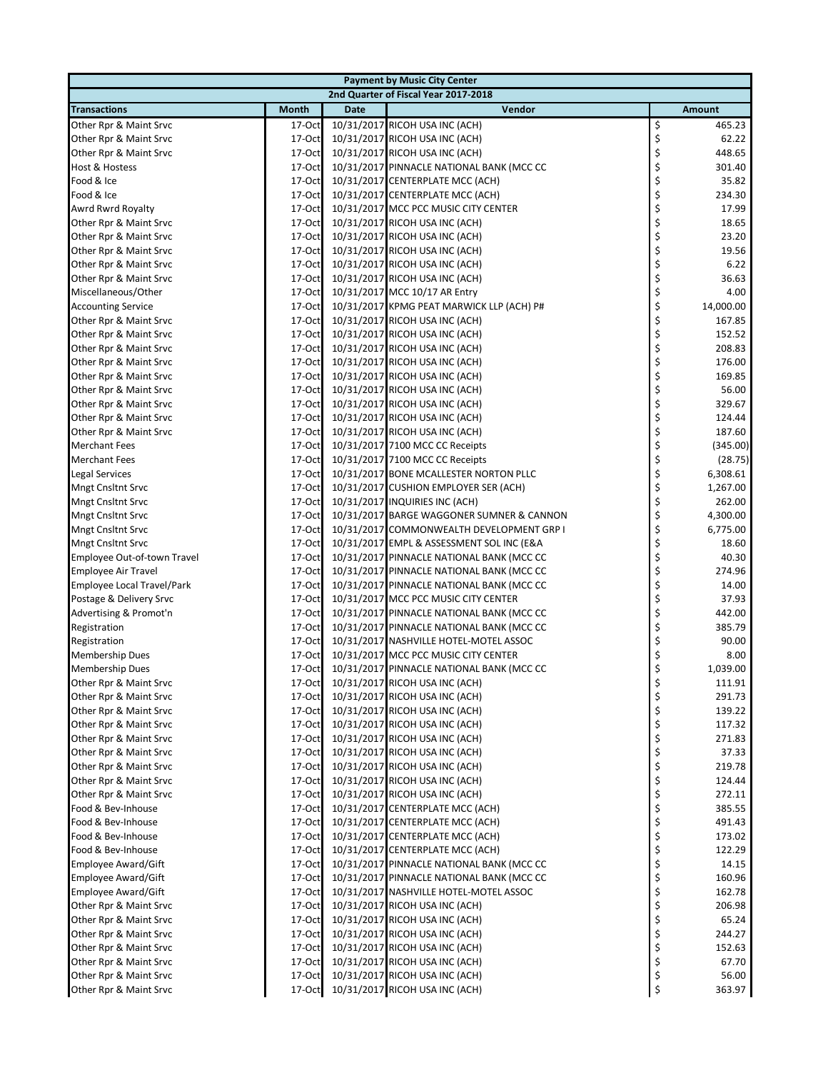| Payment by Music City Center | | | | |
|---|---|---|---|---|
| 2nd Quarter of Fiscal Year 2017-2018 | | | | |
| **Transactions** | **Month** | **Date** | **Vendor** | **Amount** |
| Other Rpr & Maint Srvc | 17-Oct | 10/31/2017 | RICOH USA INC (ACH) | $ 465.23 |
| Other Rpr & Maint Srvc | 17-Oct | 10/31/2017 | RICOH USA INC (ACH) | $ 62.22 |
| Other Rpr & Maint Srvc | 17-Oct | 10/31/2017 | RICOH USA INC (ACH) | $ 448.65 |
| Host & Hostess | 17-Oct | 10/31/2017 | PINNACLE NATIONAL BANK (MCC CC | $ 301.40 |
| Food & Ice | 17-Oct | 10/31/2017 | CENTERPLATE MCC (ACH) | $ 35.82 |
| Food & Ice | 17-Oct | 10/31/2017 | CENTERPLATE MCC (ACH) | $ 234.30 |
| Awrd Rwrd Royalty | 17-Oct | 10/31/2017 | MCC PCC MUSIC CITY CENTER | $ 17.99 |
| Other Rpr & Maint Srvc | 17-Oct | 10/31/2017 | RICOH USA INC (ACH) | $ 18.65 |
| Other Rpr & Maint Srvc | 17-Oct | 10/31/2017 | RICOH USA INC (ACH) | $ 23.20 |
| Other Rpr & Maint Srvc | 17-Oct | 10/31/2017 | RICOH USA INC (ACH) | $ 19.56 |
| Other Rpr & Maint Srvc | 17-Oct | 10/31/2017 | RICOH USA INC (ACH) | $ 6.22 |
| Other Rpr & Maint Srvc | 17-Oct | 10/31/2017 | RICOH USA INC (ACH) | $ 36.63 |
| Miscellaneous/Other | 17-Oct | 10/31/2017 | MCC 10/17 AR Entry | $ 4.00 |
| Accounting Service | 17-Oct | 10/31/2017 | KPMG PEAT MARWICK LLP (ACH) P# | $ 14,000.00 |
| Other Rpr & Maint Srvc | 17-Oct | 10/31/2017 | RICOH USA INC (ACH) | $ 167.85 |
| Other Rpr & Maint Srvc | 17-Oct | 10/31/2017 | RICOH USA INC (ACH) | $ 152.52 |
| Other Rpr & Maint Srvc | 17-Oct | 10/31/2017 | RICOH USA INC (ACH) | $ 208.83 |
| Other Rpr & Maint Srvc | 17-Oct | 10/31/2017 | RICOH USA INC (ACH) | $ 176.00 |
| Other Rpr & Maint Srvc | 17-Oct | 10/31/2017 | RICOH USA INC (ACH) | $ 169.85 |
| Other Rpr & Maint Srvc | 17-Oct | 10/31/2017 | RICOH USA INC (ACH) | $ 56.00 |
| Other Rpr & Maint Srvc | 17-Oct | 10/31/2017 | RICOH USA INC (ACH) | $ 329.67 |
| Other Rpr & Maint Srvc | 17-Oct | 10/31/2017 | RICOH USA INC (ACH) | $ 124.44 |
| Other Rpr & Maint Srvc | 17-Oct | 10/31/2017 | RICOH USA INC (ACH) | $ 187.60 |
| Merchant Fees | 17-Oct | 10/31/2017 | 7100 MCC CC Receipts | $ (345.00) |
| Merchant Fees | 17-Oct | 10/31/2017 | 7100 MCC CC Receipts | $ (28.75) |
| Legal Services | 17-Oct | 10/31/2017 | BONE MCALLESTER NORTON PLLC | $ 6,308.61 |
| Mngt Cnsltnt Srvc | 17-Oct | 10/31/2017 | CUSHION EMPLOYER SER (ACH) | $ 1,267.00 |
| Mngt Cnsltnt Srvc | 17-Oct | 10/31/2017 | INQUIRIES INC (ACH) | $ 262.00 |
| Mngt Cnsltnt Srvc | 17-Oct | 10/31/2017 | BARGE WAGGONER SUMNER & CANNON | $ 4,300.00 |
| Mngt Cnsltnt Srvc | 17-Oct | 10/31/2017 | COMMONWEALTH DEVELOPMENT GRP I | $ 6,775.00 |
| Mngt Cnsltnt Srvc | 17-Oct | 10/31/2017 | EMPL & ASSESSMENT SOL INC (E&A | $ 18.60 |
| Employee Out-of-town Travel | 17-Oct | 10/31/2017 | PINNACLE NATIONAL BANK (MCC CC | $ 40.30 |
| Employee Air Travel | 17-Oct | 10/31/2017 | PINNACLE NATIONAL BANK (MCC CC | $ 274.96 |
| Employee Local Travel/Park | 17-Oct | 10/31/2017 | PINNACLE NATIONAL BANK (MCC CC | $ 14.00 |
| Postage & Delivery Srvc | 17-Oct | 10/31/2017 | MCC PCC MUSIC CITY CENTER | $ 37.93 |
| Advertising & Promot'n | 17-Oct | 10/31/2017 | PINNACLE NATIONAL BANK (MCC CC | $ 442.00 |
| Registration | 17-Oct | 10/31/2017 | PINNACLE NATIONAL BANK (MCC CC | $ 385.79 |
| Registration | 17-Oct | 10/31/2017 | NASHVILLE HOTEL-MOTEL ASSOC | $ 90.00 |
| Membership Dues | 17-Oct | 10/31/2017 | MCC PCC MUSIC CITY CENTER | $ 8.00 |
| Membership Dues | 17-Oct | 10/31/2017 | PINNACLE NATIONAL BANK (MCC CC | $ 1,039.00 |
| Other Rpr & Maint Srvc | 17-Oct | 10/31/2017 | RICOH USA INC (ACH) | $ 111.91 |
| Other Rpr & Maint Srvc | 17-Oct | 10/31/2017 | RICOH USA INC (ACH) | $ 291.73 |
| Other Rpr & Maint Srvc | 17-Oct | 10/31/2017 | RICOH USA INC (ACH) | $ 139.22 |
| Other Rpr & Maint Srvc | 17-Oct | 10/31/2017 | RICOH USA INC (ACH) | $ 117.32 |
| Other Rpr & Maint Srvc | 17-Oct | 10/31/2017 | RICOH USA INC (ACH) | $ 271.83 |
| Other Rpr & Maint Srvc | 17-Oct | 10/31/2017 | RICOH USA INC (ACH) | $ 37.33 |
| Other Rpr & Maint Srvc | 17-Oct | 10/31/2017 | RICOH USA INC (ACH) | $ 219.78 |
| Other Rpr & Maint Srvc | 17-Oct | 10/31/2017 | RICOH USA INC (ACH) | $ 124.44 |
| Other Rpr & Maint Srvc | 17-Oct | 10/31/2017 | RICOH USA INC (ACH) | $ 272.11 |
| Food & Bev-Inhouse | 17-Oct | 10/31/2017 | CENTERPLATE MCC (ACH) | $ 385.55 |
| Food & Bev-Inhouse | 17-Oct | 10/31/2017 | CENTERPLATE MCC (ACH) | $ 491.43 |
| Food & Bev-Inhouse | 17-Oct | 10/31/2017 | CENTERPLATE MCC (ACH) | $ 173.02 |
| Food & Bev-Inhouse | 17-Oct | 10/31/2017 | CENTERPLATE MCC (ACH) | $ 122.29 |
| Employee Award/Gift | 17-Oct | 10/31/2017 | PINNACLE NATIONAL BANK (MCC CC | $ 14.15 |
| Employee Award/Gift | 17-Oct | 10/31/2017 | PINNACLE NATIONAL BANK (MCC CC | $ 160.96 |
| Employee Award/Gift | 17-Oct | 10/31/2017 | NASHVILLE HOTEL-MOTEL ASSOC | $ 162.78 |
| Other Rpr & Maint Srvc | 17-Oct | 10/31/2017 | RICOH USA INC (ACH) | $ 206.98 |
| Other Rpr & Maint Srvc | 17-Oct | 10/31/2017 | RICOH USA INC (ACH) | $ 65.24 |
| Other Rpr & Maint Srvc | 17-Oct | 10/31/2017 | RICOH USA INC (ACH) | $ 244.27 |
| Other Rpr & Maint Srvc | 17-Oct | 10/31/2017 | RICOH USA INC (ACH) | $ 152.63 |
| Other Rpr & Maint Srvc | 17-Oct | 10/31/2017 | RICOH USA INC (ACH) | $ 67.70 |
| Other Rpr & Maint Srvc | 17-Oct | 10/31/2017 | RICOH USA INC (ACH) | $ 56.00 |
| Other Rpr & Maint Srvc | 17-Oct | 10/31/2017 | RICOH USA INC (ACH) | $ 363.97 |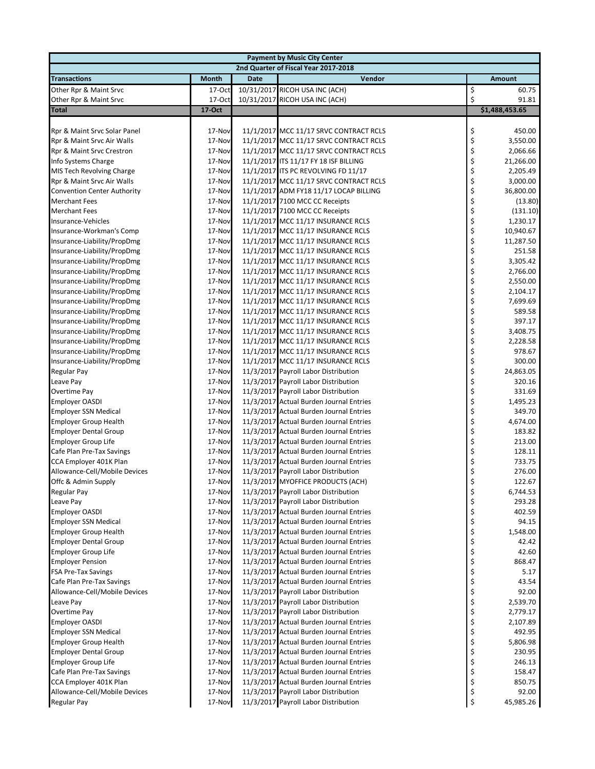| Payment by Music City Center | | | | |
|---|---|---|---|---|
| 2nd Quarter of Fiscal Year 2017-2018 | | | | |
| **Transactions** | **Month** | **Date** | **Vendor** | **Amount** |
| Other Rpr & Maint Srvc | 17-Oct | 10/31/2017 | RICOH USA INC (ACH) | $ 60.75 |
| Other Rpr & Maint Srvc | 17-Oct | 10/31/2017 | RICOH USA INC (ACH) | $ 91.81 |
| **Total** | **17-Oct** | | | **$1,488,453.65** |
| | | | | |
| Rpr & Maint Srvc Solar Panel | 17-Nov | 11/1/2017 | MCC 11/17 SRVC CONTRACT RCLS | $ 450.00 |
| Rpr & Maint Srvc Air Walls | 17-Nov | 11/1/2017 | MCC 11/17 SRVC CONTRACT RCLS | $ 3,550.00 |
| Rpr & Maint Srvc Crestron | 17-Nov | 11/1/2017 | MCC 11/17 SRVC CONTRACT RCLS | $ 2,066.66 |
| Info Systems Charge | 17-Nov | 11/1/2017 | ITS 11/17 FY 18 ISF BILLING | $ 21,266.00 |
| MIS Tech Revolving Charge | 17-Nov | 11/1/2017 | ITS PC REVOLVING FD 11/17 | $ 2,205.49 |
| Rpr & Maint Srvc Air Walls | 17-Nov | 11/1/2017 | MCC 11/17 SRVC CONTRACT RCLS | $ 3,000.00 |
| Convention Center Authority | 17-Nov | 11/1/2017 | ADM FY18 11/17 LOCAP BILLING | $ 36,800.00 |
| Merchant Fees | 17-Nov | 11/1/2017 | 7100 MCC CC Receipts | $ (13.80) |
| Merchant Fees | 17-Nov | 11/1/2017 | 7100 MCC CC Receipts | $ (131.10) |
| Insurance-Vehicles | 17-Nov | 11/1/2017 | MCC 11/17 INSURANCE RCLS | $ 1,230.17 |
| Insurance-Workman's Comp | 17-Nov | 11/1/2017 | MCC 11/17 INSURANCE RCLS | $ 10,940.67 |
| Insurance-Liability/PropDmg | 17-Nov | 11/1/2017 | MCC 11/17 INSURANCE RCLS | $ 11,287.50 |
| Insurance-Liability/PropDmg | 17-Nov | 11/1/2017 | MCC 11/17 INSURANCE RCLS | $ 251.58 |
| Insurance-Liability/PropDmg | 17-Nov | 11/1/2017 | MCC 11/17 INSURANCE RCLS | $ 3,305.42 |
| Insurance-Liability/PropDmg | 17-Nov | 11/1/2017 | MCC 11/17 INSURANCE RCLS | $ 2,766.00 |
| Insurance-Liability/PropDmg | 17-Nov | 11/1/2017 | MCC 11/17 INSURANCE RCLS | $ 2,550.00 |
| Insurance-Liability/PropDmg | 17-Nov | 11/1/2017 | MCC 11/17 INSURANCE RCLS | $ 2,104.17 |
| Insurance-Liability/PropDmg | 17-Nov | 11/1/2017 | MCC 11/17 INSURANCE RCLS | $ 7,699.69 |
| Insurance-Liability/PropDmg | 17-Nov | 11/1/2017 | MCC 11/17 INSURANCE RCLS | $ 589.58 |
| Insurance-Liability/PropDmg | 17-Nov | 11/1/2017 | MCC 11/17 INSURANCE RCLS | $ 397.17 |
| Insurance-Liability/PropDmg | 17-Nov | 11/1/2017 | MCC 11/17 INSURANCE RCLS | $ 3,408.75 |
| Insurance-Liability/PropDmg | 17-Nov | 11/1/2017 | MCC 11/17 INSURANCE RCLS | $ 2,228.58 |
| Insurance-Liability/PropDmg | 17-Nov | 11/1/2017 | MCC 11/17 INSURANCE RCLS | $ 978.67 |
| Insurance-Liability/PropDmg | 17-Nov | 11/1/2017 | MCC 11/17 INSURANCE RCLS | $ 300.00 |
| Regular Pay | 17-Nov | 11/3/2017 | Payroll Labor Distribution | $ 24,863.05 |
| Leave Pay | 17-Nov | 11/3/2017 | Payroll Labor Distribution | $ 320.16 |
| Overtime Pay | 17-Nov | 11/3/2017 | Payroll Labor Distribution | $ 331.69 |
| Employer OASDI | 17-Nov | 11/3/2017 | Actual Burden Journal Entries | $ 1,495.23 |
| Employer SSN Medical | 17-Nov | 11/3/2017 | Actual Burden Journal Entries | $ 349.70 |
| Employer Group Health | 17-Nov | 11/3/2017 | Actual Burden Journal Entries | $ 4,674.00 |
| Employer Dental Group | 17-Nov | 11/3/2017 | Actual Burden Journal Entries | $ 183.82 |
| Employer Group Life | 17-Nov | 11/3/2017 | Actual Burden Journal Entries | $ 213.00 |
| Cafe Plan Pre-Tax Savings | 17-Nov | 11/3/2017 | Actual Burden Journal Entries | $ 128.11 |
| CCA Employer 401K Plan | 17-Nov | 11/3/2017 | Actual Burden Journal Entries | $ 733.75 |
| Allowance-Cell/Mobile Devices | 17-Nov | 11/3/2017 | Payroll Labor Distribution | $ 276.00 |
| Offc & Admin Supply | 17-Nov | 11/3/2017 | MYOFFICE PRODUCTS (ACH) | $ 122.67 |
| Regular Pay | 17-Nov | 11/3/2017 | Payroll Labor Distribution | $ 6,744.53 |
| Leave Pay | 17-Nov | 11/3/2017 | Payroll Labor Distribution | $ 293.28 |
| Employer OASDI | 17-Nov | 11/3/2017 | Actual Burden Journal Entries | $ 402.59 |
| Employer SSN Medical | 17-Nov | 11/3/2017 | Actual Burden Journal Entries | $ 94.15 |
| Employer Group Health | 17-Nov | 11/3/2017 | Actual Burden Journal Entries | $ 1,548.00 |
| Employer Dental Group | 17-Nov | 11/3/2017 | Actual Burden Journal Entries | $ 42.42 |
| Employer Group Life | 17-Nov | 11/3/2017 | Actual Burden Journal Entries | $ 42.60 |
| Employer Pension | 17-Nov | 11/3/2017 | Actual Burden Journal Entries | $ 868.47 |
| FSA Pre-Tax Savings | 17-Nov | 11/3/2017 | Actual Burden Journal Entries | $ 5.17 |
| Cafe Plan Pre-Tax Savings | 17-Nov | 11/3/2017 | Actual Burden Journal Entries | $ 43.54 |
| Allowance-Cell/Mobile Devices | 17-Nov | 11/3/2017 | Payroll Labor Distribution | $ 92.00 |
| Leave Pay | 17-Nov | 11/3/2017 | Payroll Labor Distribution | $ 2,539.70 |
| Overtime Pay | 17-Nov | 11/3/2017 | Payroll Labor Distribution | $ 2,779.17 |
| Employer OASDI | 17-Nov | 11/3/2017 | Actual Burden Journal Entries | $ 2,107.89 |
| Employer SSN Medical | 17-Nov | 11/3/2017 | Actual Burden Journal Entries | $ 492.95 |
| Employer Group Health | 17-Nov | 11/3/2017 | Actual Burden Journal Entries | $ 5,806.98 |
| Employer Dental Group | 17-Nov | 11/3/2017 | Actual Burden Journal Entries | $ 230.95 |
| Employer Group Life | 17-Nov | 11/3/2017 | Actual Burden Journal Entries | $ 246.13 |
| Cafe Plan Pre-Tax Savings | 17-Nov | 11/3/2017 | Actual Burden Journal Entries | $ 158.47 |
| CCA Employer 401K Plan | 17-Nov | 11/3/2017 | Actual Burden Journal Entries | $ 850.75 |
| Allowance-Cell/Mobile Devices | 17-Nov | 11/3/2017 | Payroll Labor Distribution | $ 92.00 |
| Regular Pay | 17-Nov | 11/3/2017 | Payroll Labor Distribution | $ 45,985.26 |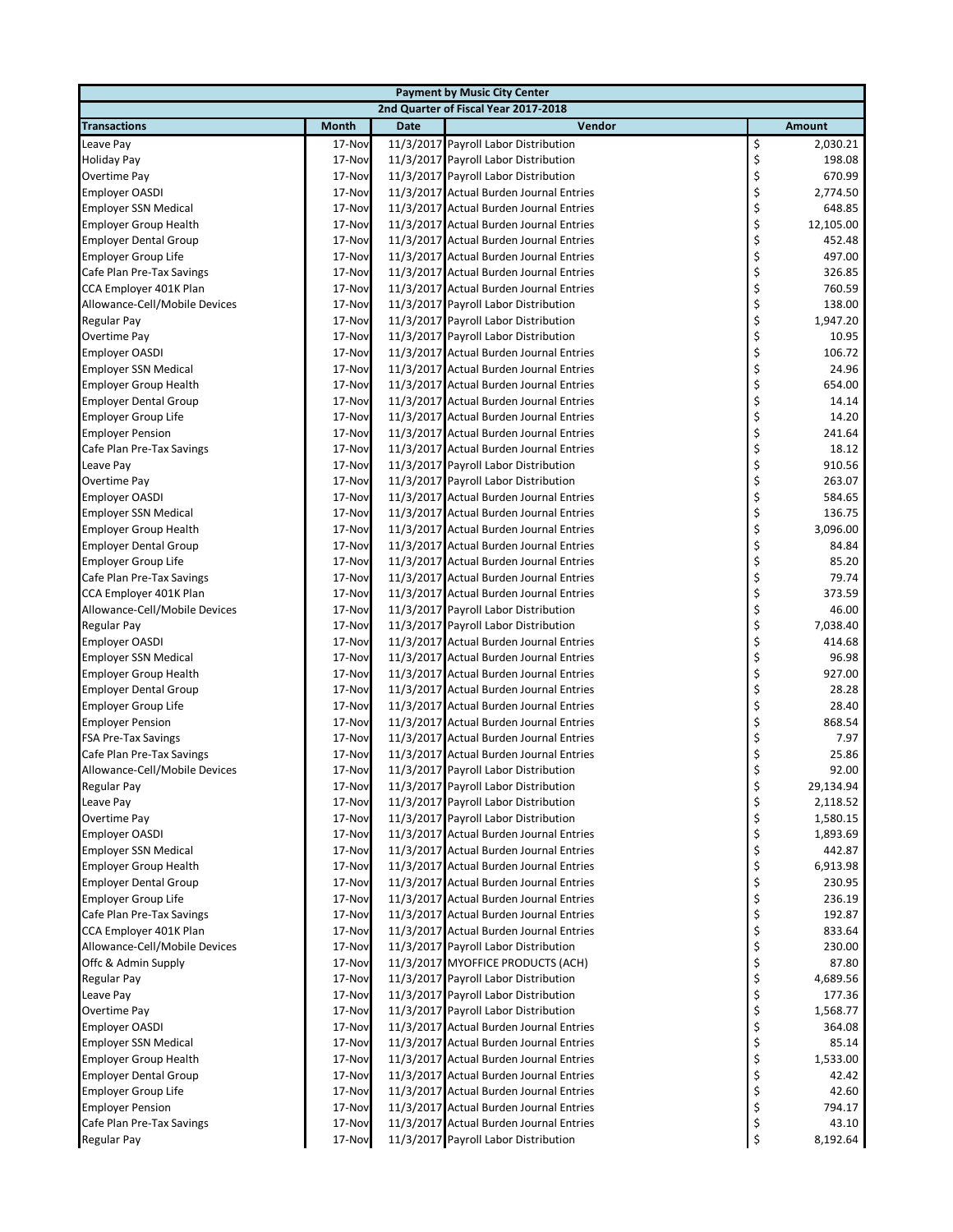| Payment by Music City Center | | | | |
|---|---|---|---|---|
| 2nd Quarter of Fiscal Year 2017-2018 | | | | |
| **Transactions** | **Month** | **Date** | **Vendor** | **Amount** |
| Leave Pay | 17-Nov | 11/3/2017 | Payroll Labor Distribution | $ 2,030.21 |
| Holiday Pay | 17-Nov | 11/3/2017 | Payroll Labor Distribution | $ 198.08 |
| Overtime Pay | 17-Nov | 11/3/2017 | Payroll Labor Distribution | $ 670.99 |
| Employer OASDI | 17-Nov | 11/3/2017 | Actual Burden Journal Entries | $ 2,774.50 |
| Employer SSN Medical | 17-Nov | 11/3/2017 | Actual Burden Journal Entries | $ 648.85 |
| Employer Group Health | 17-Nov | 11/3/2017 | Actual Burden Journal Entries | $ 12,105.00 |
| Employer Dental Group | 17-Nov | 11/3/2017 | Actual Burden Journal Entries | $ 452.48 |
| Employer Group Life | 17-Nov | 11/3/2017 | Actual Burden Journal Entries | $ 497.00 |
| Cafe Plan Pre-Tax Savings | 17-Nov | 11/3/2017 | Actual Burden Journal Entries | $ 326.85 |
| CCA Employer 401K Plan | 17-Nov | 11/3/2017 | Actual Burden Journal Entries | $ 760.59 |
| Allowance-Cell/Mobile Devices | 17-Nov | 11/3/2017 | Payroll Labor Distribution | $ 138.00 |
| Regular Pay | 17-Nov | 11/3/2017 | Payroll Labor Distribution | $ 1,947.20 |
| Overtime Pay | 17-Nov | 11/3/2017 | Payroll Labor Distribution | $ 10.95 |
| Employer OASDI | 17-Nov | 11/3/2017 | Actual Burden Journal Entries | $ 106.72 |
| Employer SSN Medical | 17-Nov | 11/3/2017 | Actual Burden Journal Entries | $ 24.96 |
| Employer Group Health | 17-Nov | 11/3/2017 | Actual Burden Journal Entries | $ 654.00 |
| Employer Dental Group | 17-Nov | 11/3/2017 | Actual Burden Journal Entries | $ 14.14 |
| Employer Group Life | 17-Nov | 11/3/2017 | Actual Burden Journal Entries | $ 14.20 |
| Employer Pension | 17-Nov | 11/3/2017 | Actual Burden Journal Entries | $ 241.64 |
| Cafe Plan Pre-Tax Savings | 17-Nov | 11/3/2017 | Actual Burden Journal Entries | $ 18.12 |
| Leave Pay | 17-Nov | 11/3/2017 | Payroll Labor Distribution | $ 910.56 |
| Overtime Pay | 17-Nov | 11/3/2017 | Payroll Labor Distribution | $ 263.07 |
| Employer OASDI | 17-Nov | 11/3/2017 | Actual Burden Journal Entries | $ 584.65 |
| Employer SSN Medical | 17-Nov | 11/3/2017 | Actual Burden Journal Entries | $ 136.75 |
| Employer Group Health | 17-Nov | 11/3/2017 | Actual Burden Journal Entries | $ 3,096.00 |
| Employer Dental Group | 17-Nov | 11/3/2017 | Actual Burden Journal Entries | $ 84.84 |
| Employer Group Life | 17-Nov | 11/3/2017 | Actual Burden Journal Entries | $ 85.20 |
| Cafe Plan Pre-Tax Savings | 17-Nov | 11/3/2017 | Actual Burden Journal Entries | $ 79.74 |
| CCA Employer 401K Plan | 17-Nov | 11/3/2017 | Actual Burden Journal Entries | $ 373.59 |
| Allowance-Cell/Mobile Devices | 17-Nov | 11/3/2017 | Payroll Labor Distribution | $ 46.00 |
| Regular Pay | 17-Nov | 11/3/2017 | Payroll Labor Distribution | $ 7,038.40 |
| Employer OASDI | 17-Nov | 11/3/2017 | Actual Burden Journal Entries | $ 414.68 |
| Employer SSN Medical | 17-Nov | 11/3/2017 | Actual Burden Journal Entries | $ 96.98 |
| Employer Group Health | 17-Nov | 11/3/2017 | Actual Burden Journal Entries | $ 927.00 |
| Employer Dental Group | 17-Nov | 11/3/2017 | Actual Burden Journal Entries | $ 28.28 |
| Employer Group Life | 17-Nov | 11/3/2017 | Actual Burden Journal Entries | $ 28.40 |
| Employer Pension | 17-Nov | 11/3/2017 | Actual Burden Journal Entries | $ 868.54 |
| FSA Pre-Tax Savings | 17-Nov | 11/3/2017 | Actual Burden Journal Entries | $ 7.97 |
| Cafe Plan Pre-Tax Savings | 17-Nov | 11/3/2017 | Actual Burden Journal Entries | $ 25.86 |
| Allowance-Cell/Mobile Devices | 17-Nov | 11/3/2017 | Payroll Labor Distribution | $ 92.00 |
| Regular Pay | 17-Nov | 11/3/2017 | Payroll Labor Distribution | $ 29,134.94 |
| Leave Pay | 17-Nov | 11/3/2017 | Payroll Labor Distribution | $ 2,118.52 |
| Overtime Pay | 17-Nov | 11/3/2017 | Payroll Labor Distribution | $ 1,580.15 |
| Employer OASDI | 17-Nov | 11/3/2017 | Actual Burden Journal Entries | $ 1,893.69 |
| Employer SSN Medical | 17-Nov | 11/3/2017 | Actual Burden Journal Entries | $ 442.87 |
| Employer Group Health | 17-Nov | 11/3/2017 | Actual Burden Journal Entries | $ 6,913.98 |
| Employer Dental Group | 17-Nov | 11/3/2017 | Actual Burden Journal Entries | $ 230.95 |
| Employer Group Life | 17-Nov | 11/3/2017 | Actual Burden Journal Entries | $ 236.19 |
| Cafe Plan Pre-Tax Savings | 17-Nov | 11/3/2017 | Actual Burden Journal Entries | $ 192.87 |
| CCA Employer 401K Plan | 17-Nov | 11/3/2017 | Actual Burden Journal Entries | $ 833.64 |
| Allowance-Cell/Mobile Devices | 17-Nov | 11/3/2017 | Payroll Labor Distribution | $ 230.00 |
| Offc & Admin Supply | 17-Nov | 11/3/2017 | MYOFFICE PRODUCTS (ACH) | $ 87.80 |
| Regular Pay | 17-Nov | 11/3/2017 | Payroll Labor Distribution | $ 4,689.56 |
| Leave Pay | 17-Nov | 11/3/2017 | Payroll Labor Distribution | $ 177.36 |
| Overtime Pay | 17-Nov | 11/3/2017 | Payroll Labor Distribution | $ 1,568.77 |
| Employer OASDI | 17-Nov | 11/3/2017 | Actual Burden Journal Entries | $ 364.08 |
| Employer SSN Medical | 17-Nov | 11/3/2017 | Actual Burden Journal Entries | $ 85.14 |
| Employer Group Health | 17-Nov | 11/3/2017 | Actual Burden Journal Entries | $ 1,533.00 |
| Employer Dental Group | 17-Nov | 11/3/2017 | Actual Burden Journal Entries | $ 42.42 |
| Employer Group Life | 17-Nov | 11/3/2017 | Actual Burden Journal Entries | $ 42.60 |
| Employer Pension | 17-Nov | 11/3/2017 | Actual Burden Journal Entries | $ 794.17 |
| Cafe Plan Pre-Tax Savings | 17-Nov | 11/3/2017 | Actual Burden Journal Entries | $ 43.10 |
| Regular Pay | 17-Nov | 11/3/2017 | Payroll Labor Distribution | $ 8,192.64 |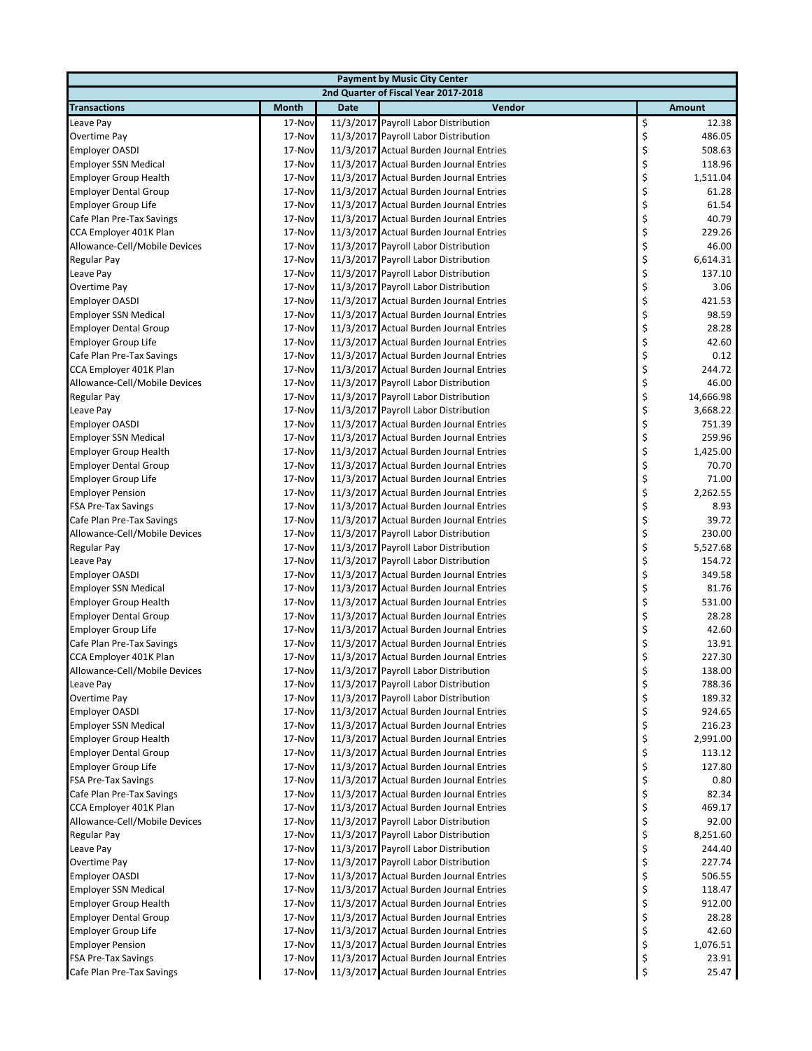| Payment by Music City Center | | | | |
|---|---|---|---|---|
| 2nd Quarter of Fiscal Year 2017-2018 | | | | |
| **Transactions** | **Month** | **Date** | **Vendor** | **Amount** |
| Leave Pay | 17-Nov | 11/3/2017 | Payroll Labor Distribution | $ 12.38 |
| Overtime Pay | 17-Nov | 11/3/2017 | Payroll Labor Distribution | $ 486.05 |
| Employer OASDI | 17-Nov | 11/3/2017 | Actual Burden Journal Entries | $ 508.63 |
| Employer SSN Medical | 17-Nov | 11/3/2017 | Actual Burden Journal Entries | $ 118.96 |
| Employer Group Health | 17-Nov | 11/3/2017 | Actual Burden Journal Entries | $ 1,511.04 |
| Employer Dental Group | 17-Nov | 11/3/2017 | Actual Burden Journal Entries | $ 61.28 |
| Employer Group Life | 17-Nov | 11/3/2017 | Actual Burden Journal Entries | $ 61.54 |
| Cafe Plan Pre-Tax Savings | 17-Nov | 11/3/2017 | Actual Burden Journal Entries | $ 40.79 |
| CCA Employer 401K Plan | 17-Nov | 11/3/2017 | Actual Burden Journal Entries | $ 229.26 |
| Allowance-Cell/Mobile Devices | 17-Nov | 11/3/2017 | Payroll Labor Distribution | $ 46.00 |
| Regular Pay | 17-Nov | 11/3/2017 | Payroll Labor Distribution | $ 6,614.31 |
| Leave Pay | 17-Nov | 11/3/2017 | Payroll Labor Distribution | $ 137.10 |
| Overtime Pay | 17-Nov | 11/3/2017 | Payroll Labor Distribution | $ 3.06 |
| Employer OASDI | 17-Nov | 11/3/2017 | Actual Burden Journal Entries | $ 421.53 |
| Employer SSN Medical | 17-Nov | 11/3/2017 | Actual Burden Journal Entries | $ 98.59 |
| Employer Dental Group | 17-Nov | 11/3/2017 | Actual Burden Journal Entries | $ 28.28 |
| Employer Group Life | 17-Nov | 11/3/2017 | Actual Burden Journal Entries | $ 42.60 |
| Cafe Plan Pre-Tax Savings | 17-Nov | 11/3/2017 | Actual Burden Journal Entries | $ 0.12 |
| CCA Employer 401K Plan | 17-Nov | 11/3/2017 | Actual Burden Journal Entries | $ 244.72 |
| Allowance-Cell/Mobile Devices | 17-Nov | 11/3/2017 | Payroll Labor Distribution | $ 46.00 |
| Regular Pay | 17-Nov | 11/3/2017 | Payroll Labor Distribution | $ 14,666.98 |
| Leave Pay | 17-Nov | 11/3/2017 | Payroll Labor Distribution | $ 3,668.22 |
| Employer OASDI | 17-Nov | 11/3/2017 | Actual Burden Journal Entries | $ 751.39 |
| Employer SSN Medical | 17-Nov | 11/3/2017 | Actual Burden Journal Entries | $ 259.96 |
| Employer Group Health | 17-Nov | 11/3/2017 | Actual Burden Journal Entries | $ 1,425.00 |
| Employer Dental Group | 17-Nov | 11/3/2017 | Actual Burden Journal Entries | $ 70.70 |
| Employer Group Life | 17-Nov | 11/3/2017 | Actual Burden Journal Entries | $ 71.00 |
| Employer Pension | 17-Nov | 11/3/2017 | Actual Burden Journal Entries | $ 2,262.55 |
| FSA Pre-Tax Savings | 17-Nov | 11/3/2017 | Actual Burden Journal Entries | $ 8.93 |
| Cafe Plan Pre-Tax Savings | 17-Nov | 11/3/2017 | Actual Burden Journal Entries | $ 39.72 |
| Allowance-Cell/Mobile Devices | 17-Nov | 11/3/2017 | Payroll Labor Distribution | $ 230.00 |
| Regular Pay | 17-Nov | 11/3/2017 | Payroll Labor Distribution | $ 5,527.68 |
| Leave Pay | 17-Nov | 11/3/2017 | Payroll Labor Distribution | $ 154.72 |
| Employer OASDI | 17-Nov | 11/3/2017 | Actual Burden Journal Entries | $ 349.58 |
| Employer SSN Medical | 17-Nov | 11/3/2017 | Actual Burden Journal Entries | $ 81.76 |
| Employer Group Health | 17-Nov | 11/3/2017 | Actual Burden Journal Entries | $ 531.00 |
| Employer Dental Group | 17-Nov | 11/3/2017 | Actual Burden Journal Entries | $ 28.28 |
| Employer Group Life | 17-Nov | 11/3/2017 | Actual Burden Journal Entries | $ 42.60 |
| Cafe Plan Pre-Tax Savings | 17-Nov | 11/3/2017 | Actual Burden Journal Entries | $ 13.91 |
| CCA Employer 401K Plan | 17-Nov | 11/3/2017 | Actual Burden Journal Entries | $ 227.30 |
| Allowance-Cell/Mobile Devices | 17-Nov | 11/3/2017 | Payroll Labor Distribution | $ 138.00 |
| Leave Pay | 17-Nov | 11/3/2017 | Payroll Labor Distribution | $ 788.36 |
| Overtime Pay | 17-Nov | 11/3/2017 | Payroll Labor Distribution | $ 189.32 |
| Employer OASDI | 17-Nov | 11/3/2017 | Actual Burden Journal Entries | $ 924.65 |
| Employer SSN Medical | 17-Nov | 11/3/2017 | Actual Burden Journal Entries | $ 216.23 |
| Employer Group Health | 17-Nov | 11/3/2017 | Actual Burden Journal Entries | $ 2,991.00 |
| Employer Dental Group | 17-Nov | 11/3/2017 | Actual Burden Journal Entries | $ 113.12 |
| Employer Group Life | 17-Nov | 11/3/2017 | Actual Burden Journal Entries | $ 127.80 |
| FSA Pre-Tax Savings | 17-Nov | 11/3/2017 | Actual Burden Journal Entries | $ 0.80 |
| Cafe Plan Pre-Tax Savings | 17-Nov | 11/3/2017 | Actual Burden Journal Entries | $ 82.34 |
| CCA Employer 401K Plan | 17-Nov | 11/3/2017 | Actual Burden Journal Entries | $ 469.17 |
| Allowance-Cell/Mobile Devices | 17-Nov | 11/3/2017 | Payroll Labor Distribution | $ 92.00 |
| Regular Pay | 17-Nov | 11/3/2017 | Payroll Labor Distribution | $ 8,251.60 |
| Leave Pay | 17-Nov | 11/3/2017 | Payroll Labor Distribution | $ 244.40 |
| Overtime Pay | 17-Nov | 11/3/2017 | Payroll Labor Distribution | $ 227.74 |
| Employer OASDI | 17-Nov | 11/3/2017 | Actual Burden Journal Entries | $ 506.55 |
| Employer SSN Medical | 17-Nov | 11/3/2017 | Actual Burden Journal Entries | $ 118.47 |
| Employer Group Health | 17-Nov | 11/3/2017 | Actual Burden Journal Entries | $ 912.00 |
| Employer Dental Group | 17-Nov | 11/3/2017 | Actual Burden Journal Entries | $ 28.28 |
| Employer Group Life | 17-Nov | 11/3/2017 | Actual Burden Journal Entries | $ 42.60 |
| Employer Pension | 17-Nov | 11/3/2017 | Actual Burden Journal Entries | $ 1,076.51 |
| FSA Pre-Tax Savings | 17-Nov | 11/3/2017 | Actual Burden Journal Entries | $ 23.91 |
| Cafe Plan Pre-Tax Savings | 17-Nov | 11/3/2017 | Actual Burden Journal Entries | $ 25.47 |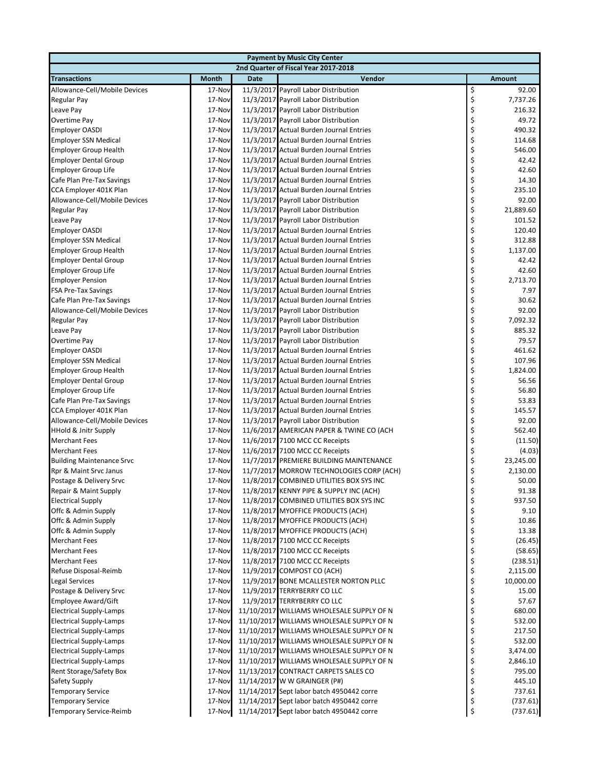| Payment by Music City Center | | | | |
|---|---|---|---|---|
| 2nd Quarter of Fiscal Year 2017-2018 | | | | |
| **Transactions** | **Month** | **Date** | **Vendor** | **Amount** |
| Allowance-Cell/Mobile Devices | 17-Nov | 11/3/2017 | Payroll Labor Distribution | $ 92.00 |
| Regular Pay | 17-Nov | 11/3/2017 | Payroll Labor Distribution | $ 7,737.26 |
| Leave Pay | 17-Nov | 11/3/2017 | Payroll Labor Distribution | $ 216.32 |
| Overtime Pay | 17-Nov | 11/3/2017 | Payroll Labor Distribution | $ 49.72 |
| Employer OASDI | 17-Nov | 11/3/2017 | Actual Burden Journal Entries | $ 490.32 |
| Employer SSN Medical | 17-Nov | 11/3/2017 | Actual Burden Journal Entries | $ 114.68 |
| Employer Group Health | 17-Nov | 11/3/2017 | Actual Burden Journal Entries | $ 546.00 |
| Employer Dental Group | 17-Nov | 11/3/2017 | Actual Burden Journal Entries | $ 42.42 |
| Employer Group Life | 17-Nov | 11/3/2017 | Actual Burden Journal Entries | $ 42.60 |
| Cafe Plan Pre-Tax Savings | 17-Nov | 11/3/2017 | Actual Burden Journal Entries | $ 14.30 |
| CCA Employer 401K Plan | 17-Nov | 11/3/2017 | Actual Burden Journal Entries | $ 235.10 |
| Allowance-Cell/Mobile Devices | 17-Nov | 11/3/2017 | Payroll Labor Distribution | $ 92.00 |
| Regular Pay | 17-Nov | 11/3/2017 | Payroll Labor Distribution | $ 21,889.60 |
| Leave Pay | 17-Nov | 11/3/2017 | Payroll Labor Distribution | $ 101.52 |
| Employer OASDI | 17-Nov | 11/3/2017 | Actual Burden Journal Entries | $ 120.40 |
| Employer SSN Medical | 17-Nov | 11/3/2017 | Actual Burden Journal Entries | $ 312.88 |
| Employer Group Health | 17-Nov | 11/3/2017 | Actual Burden Journal Entries | $ 1,137.00 |
| Employer Dental Group | 17-Nov | 11/3/2017 | Actual Burden Journal Entries | $ 42.42 |
| Employer Group Life | 17-Nov | 11/3/2017 | Actual Burden Journal Entries | $ 42.60 |
| Employer Pension | 17-Nov | 11/3/2017 | Actual Burden Journal Entries | $ 2,713.70 |
| FSA Pre-Tax Savings | 17-Nov | 11/3/2017 | Actual Burden Journal Entries | $ 7.97 |
| Cafe Plan Pre-Tax Savings | 17-Nov | 11/3/2017 | Actual Burden Journal Entries | $ 30.62 |
| Allowance-Cell/Mobile Devices | 17-Nov | 11/3/2017 | Payroll Labor Distribution | $ 92.00 |
| Regular Pay | 17-Nov | 11/3/2017 | Payroll Labor Distribution | $ 7,092.32 |
| Leave Pay | 17-Nov | 11/3/2017 | Payroll Labor Distribution | $ 885.32 |
| Overtime Pay | 17-Nov | 11/3/2017 | Payroll Labor Distribution | $ 79.57 |
| Employer OASDI | 17-Nov | 11/3/2017 | Actual Burden Journal Entries | $ 461.62 |
| Employer SSN Medical | 17-Nov | 11/3/2017 | Actual Burden Journal Entries | $ 107.96 |
| Employer Group Health | 17-Nov | 11/3/2017 | Actual Burden Journal Entries | $ 1,824.00 |
| Employer Dental Group | 17-Nov | 11/3/2017 | Actual Burden Journal Entries | $ 56.56 |
| Employer Group Life | 17-Nov | 11/3/2017 | Actual Burden Journal Entries | $ 56.80 |
| Cafe Plan Pre-Tax Savings | 17-Nov | 11/3/2017 | Actual Burden Journal Entries | $ 53.83 |
| CCA Employer 401K Plan | 17-Nov | 11/3/2017 | Actual Burden Journal Entries | $ 145.57 |
| Allowance-Cell/Mobile Devices | 17-Nov | 11/3/2017 | Payroll Labor Distribution | $ 92.00 |
| HHold & Jnitr Supply | 17-Nov | 11/6/2017 | AMERICAN PAPER & TWINE CO (ACH | $ 562.40 |
| Merchant Fees | 17-Nov | 11/6/2017 | 7100 MCC CC Receipts | $ (11.50) |
| Merchant Fees | 17-Nov | 11/6/2017 | 7100 MCC CC Receipts | $ (4.03) |
| Building Maintenance Srvc | 17-Nov | 11/7/2017 | PREMIERE BUILDING MAINTENANCE | $ 23,245.00 |
| Rpr & Maint Srvc Janus | 17-Nov | 11/7/2017 | MORROW TECHNOLOGIES CORP (ACH) | $ 2,130.00 |
| Postage & Delivery Srvc | 17-Nov | 11/8/2017 | COMBINED UTILITIES BOX SYS INC | $ 50.00 |
| Repair & Maint Supply | 17-Nov | 11/8/2017 | KENNY PIPE & SUPPLY INC (ACH) | $ 91.38 |
| Electrical Supply | 17-Nov | 11/8/2017 | COMBINED UTILITIES BOX SYS INC | $ 937.50 |
| Offc & Admin Supply | 17-Nov | 11/8/2017 | MYOFFICE PRODUCTS (ACH) | $ 9.10 |
| Offc & Admin Supply | 17-Nov | 11/8/2017 | MYOFFICE PRODUCTS (ACH) | $ 10.86 |
| Offc & Admin Supply | 17-Nov | 11/8/2017 | MYOFFICE PRODUCTS (ACH) | $ 13.38 |
| Merchant Fees | 17-Nov | 11/8/2017 | 7100 MCC CC Receipts | $ (26.45) |
| Merchant Fees | 17-Nov | 11/8/2017 | 7100 MCC CC Receipts | $ (58.65) |
| Merchant Fees | 17-Nov | 11/8/2017 | 7100 MCC CC Receipts | $ (238.51) |
| Refuse Disposal-Reimb | 17-Nov | 11/9/2017 | COMPOST CO (ACH) | $ 2,115.00 |
| Legal Services | 17-Nov | 11/9/2017 | BONE MCALLESTER NORTON PLLC | $ 10,000.00 |
| Postage & Delivery Srvc | 17-Nov | 11/9/2017 | TERRYBERRY CO LLC | $ 15.00 |
| Employee Award/Gift | 17-Nov | 11/9/2017 | TERRYBERRY CO LLC | $ 57.67 |
| Electrical Supply-Lamps | 17-Nov | 11/10/2017 | WILLIAMS WHOLESALE SUPPLY OF N | $ 680.00 |
| Electrical Supply-Lamps | 17-Nov | 11/10/2017 | WILLIAMS WHOLESALE SUPPLY OF N | $ 532.00 |
| Electrical Supply-Lamps | 17-Nov | 11/10/2017 | WILLIAMS WHOLESALE SUPPLY OF N | $ 217.50 |
| Electrical Supply-Lamps | 17-Nov | 11/10/2017 | WILLIAMS WHOLESALE SUPPLY OF N | $ 532.00 |
| Electrical Supply-Lamps | 17-Nov | 11/10/2017 | WILLIAMS WHOLESALE SUPPLY OF N | $ 3,474.00 |
| Electrical Supply-Lamps | 17-Nov | 11/10/2017 | WILLIAMS WHOLESALE SUPPLY OF N | $ 2,846.10 |
| Rent Storage/Safety Box | 17-Nov | 11/13/2017 | CONTRACT CARPETS SALES CO | $ 795.00 |
| Safety Supply | 17-Nov | 11/14/2017 | W W GRAINGER (P#) | $ 445.10 |
| Temporary Service | 17-Nov | 11/14/2017 | Sept labor batch 4950442 corre | $ 737.61 |
| Temporary Service | 17-Nov | 11/14/2017 | Sept labor batch 4950442 corre | $ (737.61) |
| Temporary Service-Reimb | 17-Nov | 11/14/2017 | Sept labor batch 4950442 corre | $ (737.61) |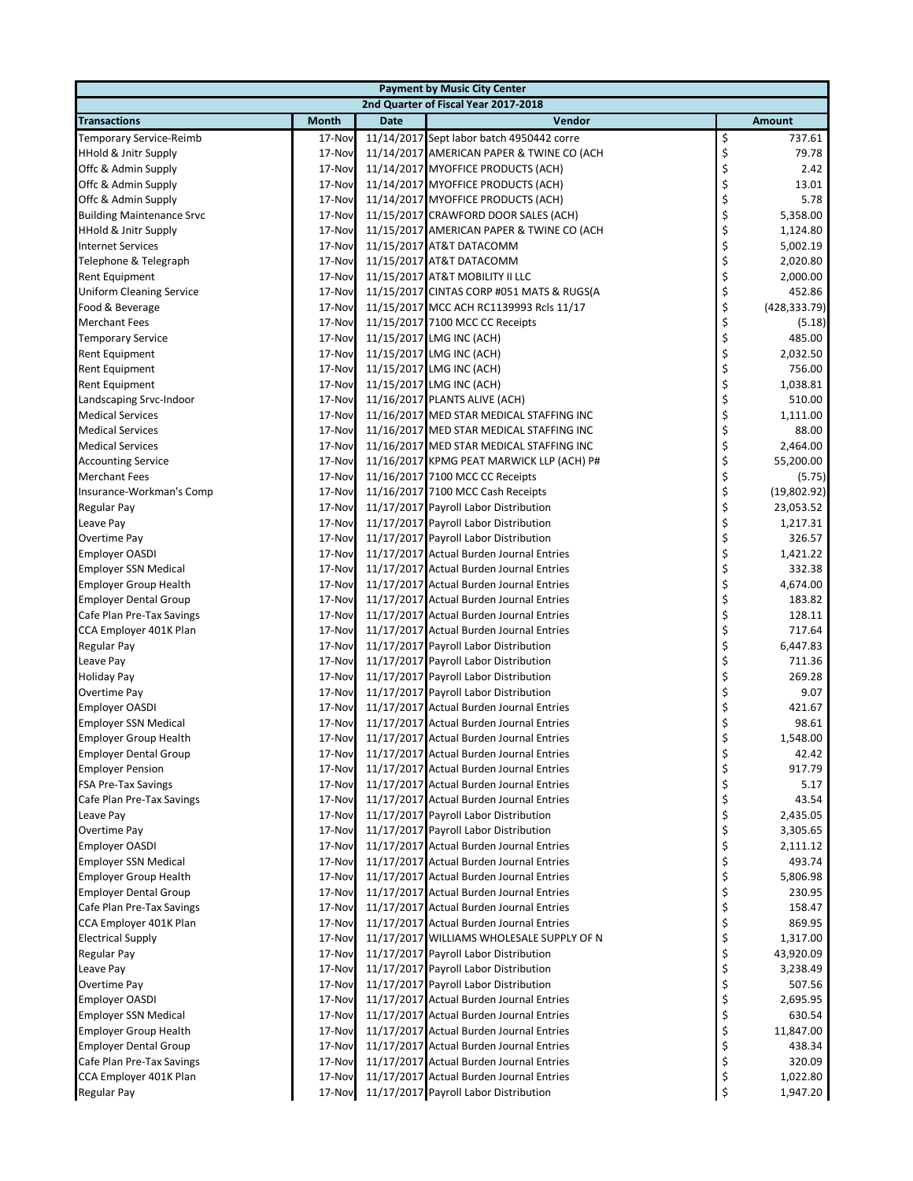| Payment by Music City Center | | | | |
|---|---|---|---|---|
| 2nd Quarter of Fiscal Year 2017-2018 | | | | |
| **Transactions** | **Month** | **Date** | **Vendor** | **Amount** |
| Temporary Service-Reimb | 17-Nov | 11/14/2017 | Sept labor batch 4950442 corre | $ 737.61 |
| HHold & Jnitr Supply | 17-Nov | 11/14/2017 | AMERICAN PAPER & TWINE CO (ACH | $ 79.78 |
| Offc & Admin Supply | 17-Nov | 11/14/2017 | MYOFFICE PRODUCTS (ACH) | $ 2.42 |
| Offc & Admin Supply | 17-Nov | 11/14/2017 | MYOFFICE PRODUCTS (ACH) | $ 13.01 |
| Offc & Admin Supply | 17-Nov | 11/14/2017 | MYOFFICE PRODUCTS (ACH) | $ 5.78 |
| Building Maintenance Srvc | 17-Nov | 11/15/2017 | CRAWFORD DOOR SALES (ACH) | $ 5,358.00 |
| HHold & Jnitr Supply | 17-Nov | 11/15/2017 | AMERICAN PAPER & TWINE CO (ACH | $ 1,124.80 |
| Internet Services | 17-Nov | 11/15/2017 | AT&T DATACOMM | $ 5,002.19 |
| Telephone & Telegraph | 17-Nov | 11/15/2017 | AT&T DATACOMM | $ 2,020.80 |
| Rent Equipment | 17-Nov | 11/15/2017 | AT&T MOBILITY II LLC | $ 2,000.00 |
| Uniform Cleaning Service | 17-Nov | 11/15/2017 | CINTAS CORP #051 MATS & RUGS(A | $ 452.86 |
| Food & Beverage | 17-Nov | 11/15/2017 | MCC ACH RC1139993 Rcls 11/17 | $ (428,333.79) |
| Merchant Fees | 17-Nov | 11/15/2017 | 7100 MCC CC Receipts | $ (5.18) |
| Temporary Service | 17-Nov | 11/15/2017 | LMG INC (ACH) | $ 485.00 |
| Rent Equipment | 17-Nov | 11/15/2017 | LMG INC (ACH) | $ 2,032.50 |
| Rent Equipment | 17-Nov | 11/15/2017 | LMG INC (ACH) | $ 756.00 |
| Rent Equipment | 17-Nov | 11/15/2017 | LMG INC (ACH) | $ 1,038.81 |
| Landscaping Srvc-Indoor | 17-Nov | 11/16/2017 | PLANTS ALIVE (ACH) | $ 510.00 |
| Medical Services | 17-Nov | 11/16/2017 | MED STAR MEDICAL STAFFING INC | $ 1,111.00 |
| Medical Services | 17-Nov | 11/16/2017 | MED STAR MEDICAL STAFFING INC | $ 88.00 |
| Medical Services | 17-Nov | 11/16/2017 | MED STAR MEDICAL STAFFING INC | $ 2,464.00 |
| Accounting Service | 17-Nov | 11/16/2017 | KPMG PEAT MARWICK LLP (ACH) P# | $ 55,200.00 |
| Merchant Fees | 17-Nov | 11/16/2017 | 7100 MCC CC Receipts | $ (5.75) |
| Insurance-Workman's Comp | 17-Nov | 11/16/2017 | 7100 MCC Cash Receipts | $ (19,802.92) |
| Regular Pay | 17-Nov | 11/17/2017 | Payroll Labor Distribution | $ 23,053.52 |
| Leave Pay | 17-Nov | 11/17/2017 | Payroll Labor Distribution | $ 1,217.31 |
| Overtime Pay | 17-Nov | 11/17/2017 | Payroll Labor Distribution | $ 326.57 |
| Employer OASDI | 17-Nov | 11/17/2017 | Actual Burden Journal Entries | $ 1,421.22 |
| Employer SSN Medical | 17-Nov | 11/17/2017 | Actual Burden Journal Entries | $ 332.38 |
| Employer Group Health | 17-Nov | 11/17/2017 | Actual Burden Journal Entries | $ 4,674.00 |
| Employer Dental Group | 17-Nov | 11/17/2017 | Actual Burden Journal Entries | $ 183.82 |
| Cafe Plan Pre-Tax Savings | 17-Nov | 11/17/2017 | Actual Burden Journal Entries | $ 128.11 |
| CCA Employer 401K Plan | 17-Nov | 11/17/2017 | Actual Burden Journal Entries | $ 717.64 |
| Regular Pay | 17-Nov | 11/17/2017 | Payroll Labor Distribution | $ 6,447.83 |
| Leave Pay | 17-Nov | 11/17/2017 | Payroll Labor Distribution | $ 711.36 |
| Holiday Pay | 17-Nov | 11/17/2017 | Payroll Labor Distribution | $ 269.28 |
| Overtime Pay | 17-Nov | 11/17/2017 | Payroll Labor Distribution | $ 9.07 |
| Employer OASDI | 17-Nov | 11/17/2017 | Actual Burden Journal Entries | $ 421.67 |
| Employer SSN Medical | 17-Nov | 11/17/2017 | Actual Burden Journal Entries | $ 98.61 |
| Employer Group Health | 17-Nov | 11/17/2017 | Actual Burden Journal Entries | $ 1,548.00 |
| Employer Dental Group | 17-Nov | 11/17/2017 | Actual Burden Journal Entries | $ 42.42 |
| Employer Pension | 17-Nov | 11/17/2017 | Actual Burden Journal Entries | $ 917.79 |
| FSA Pre-Tax Savings | 17-Nov | 11/17/2017 | Actual Burden Journal Entries | $ 5.17 |
| Cafe Plan Pre-Tax Savings | 17-Nov | 11/17/2017 | Actual Burden Journal Entries | $ 43.54 |
| Leave Pay | 17-Nov | 11/17/2017 | Payroll Labor Distribution | $ 2,435.05 |
| Overtime Pay | 17-Nov | 11/17/2017 | Payroll Labor Distribution | $ 3,305.65 |
| Employer OASDI | 17-Nov | 11/17/2017 | Actual Burden Journal Entries | $ 2,111.12 |
| Employer SSN Medical | 17-Nov | 11/17/2017 | Actual Burden Journal Entries | $ 493.74 |
| Employer Group Health | 17-Nov | 11/17/2017 | Actual Burden Journal Entries | $ 5,806.98 |
| Employer Dental Group | 17-Nov | 11/17/2017 | Actual Burden Journal Entries | $ 230.95 |
| Cafe Plan Pre-Tax Savings | 17-Nov | 11/17/2017 | Actual Burden Journal Entries | $ 158.47 |
| CCA Employer 401K Plan | 17-Nov | 11/17/2017 | Actual Burden Journal Entries | $ 869.95 |
| Electrical Supply | 17-Nov | 11/17/2017 | WILLIAMS WHOLESALE SUPPLY OF N | $ 1,317.00 |
| Regular Pay | 17-Nov | 11/17/2017 | Payroll Labor Distribution | $ 43,920.09 |
| Leave Pay | 17-Nov | 11/17/2017 | Payroll Labor Distribution | $ 3,238.49 |
| Overtime Pay | 17-Nov | 11/17/2017 | Payroll Labor Distribution | $ 507.56 |
| Employer OASDI | 17-Nov | 11/17/2017 | Actual Burden Journal Entries | $ 2,695.95 |
| Employer SSN Medical | 17-Nov | 11/17/2017 | Actual Burden Journal Entries | $ 630.54 |
| Employer Group Health | 17-Nov | 11/17/2017 | Actual Burden Journal Entries | $ 11,847.00 |
| Employer Dental Group | 17-Nov | 11/17/2017 | Actual Burden Journal Entries | $ 438.34 |
| Cafe Plan Pre-Tax Savings | 17-Nov | 11/17/2017 | Actual Burden Journal Entries | $ 320.09 |
| CCA Employer 401K Plan | 17-Nov | 11/17/2017 | Actual Burden Journal Entries | $ 1,022.80 |
| Regular Pay | 17-Nov | 11/17/2017 | Payroll Labor Distribution | $ 1,947.20 |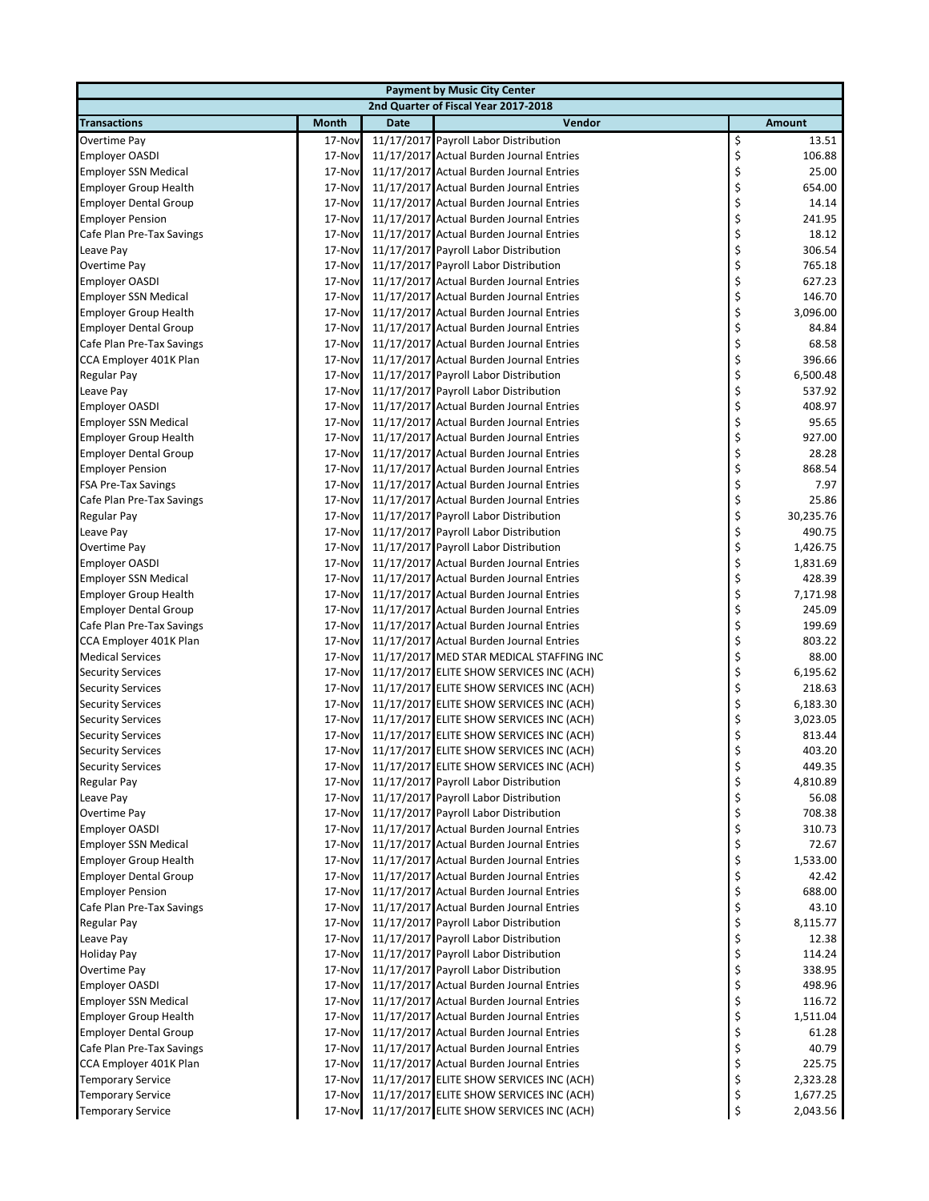| Payment by Music City Center | | | | |
|---|---|---|---|---|
| 2nd Quarter of Fiscal Year 2017-2018 | | | | |
| **Transactions** | **Month** | **Date** | **Vendor** | **Amount** |
| Overtime Pay | 17-Nov | 11/17/2017 | Payroll Labor Distribution | $ 13.51 |
| Employer OASDI | 17-Nov | 11/17/2017 | Actual Burden Journal Entries | $ 106.88 |
| Employer SSN Medical | 17-Nov | 11/17/2017 | Actual Burden Journal Entries | $ 25.00 |
| Employer Group Health | 17-Nov | 11/17/2017 | Actual Burden Journal Entries | $ 654.00 |
| Employer Dental Group | 17-Nov | 11/17/2017 | Actual Burden Journal Entries | $ 14.14 |
| Employer Pension | 17-Nov | 11/17/2017 | Actual Burden Journal Entries | $ 241.95 |
| Cafe Plan Pre-Tax Savings | 17-Nov | 11/17/2017 | Actual Burden Journal Entries | $ 18.12 |
| Leave Pay | 17-Nov | 11/17/2017 | Payroll Labor Distribution | $ 306.54 |
| Overtime Pay | 17-Nov | 11/17/2017 | Payroll Labor Distribution | $ 765.18 |
| Employer OASDI | 17-Nov | 11/17/2017 | Actual Burden Journal Entries | $ 627.23 |
| Employer SSN Medical | 17-Nov | 11/17/2017 | Actual Burden Journal Entries | $ 146.70 |
| Employer Group Health | 17-Nov | 11/17/2017 | Actual Burden Journal Entries | $ 3,096.00 |
| Employer Dental Group | 17-Nov | 11/17/2017 | Actual Burden Journal Entries | $ 84.84 |
| Cafe Plan Pre-Tax Savings | 17-Nov | 11/17/2017 | Actual Burden Journal Entries | $ 68.58 |
| CCA Employer 401K Plan | 17-Nov | 11/17/2017 | Actual Burden Journal Entries | $ 396.66 |
| Regular Pay | 17-Nov | 11/17/2017 | Payroll Labor Distribution | $ 6,500.48 |
| Leave Pay | 17-Nov | 11/17/2017 | Payroll Labor Distribution | $ 537.92 |
| Employer OASDI | 17-Nov | 11/17/2017 | Actual Burden Journal Entries | $ 408.97 |
| Employer SSN Medical | 17-Nov | 11/17/2017 | Actual Burden Journal Entries | $ 95.65 |
| Employer Group Health | 17-Nov | 11/17/2017 | Actual Burden Journal Entries | $ 927.00 |
| Employer Dental Group | 17-Nov | 11/17/2017 | Actual Burden Journal Entries | $ 28.28 |
| Employer Pension | 17-Nov | 11/17/2017 | Actual Burden Journal Entries | $ 868.54 |
| FSA Pre-Tax Savings | 17-Nov | 11/17/2017 | Actual Burden Journal Entries | $ 7.97 |
| Cafe Plan Pre-Tax Savings | 17-Nov | 11/17/2017 | Actual Burden Journal Entries | $ 25.86 |
| Regular Pay | 17-Nov | 11/17/2017 | Payroll Labor Distribution | $ 30,235.76 |
| Leave Pay | 17-Nov | 11/17/2017 | Payroll Labor Distribution | $ 490.75 |
| Overtime Pay | 17-Nov | 11/17/2017 | Payroll Labor Distribution | $ 1,426.75 |
| Employer OASDI | 17-Nov | 11/17/2017 | Actual Burden Journal Entries | $ 1,831.69 |
| Employer SSN Medical | 17-Nov | 11/17/2017 | Actual Burden Journal Entries | $ 428.39 |
| Employer Group Health | 17-Nov | 11/17/2017 | Actual Burden Journal Entries | $ 7,171.98 |
| Employer Dental Group | 17-Nov | 11/17/2017 | Actual Burden Journal Entries | $ 245.09 |
| Cafe Plan Pre-Tax Savings | 17-Nov | 11/17/2017 | Actual Burden Journal Entries | $ 199.69 |
| CCA Employer 401K Plan | 17-Nov | 11/17/2017 | Actual Burden Journal Entries | $ 803.22 |
| Medical Services | 17-Nov | 11/17/2017 | MED STAR MEDICAL STAFFING INC | $ 88.00 |
| Security Services | 17-Nov | 11/17/2017 | ELITE SHOW SERVICES INC (ACH) | $ 6,195.62 |
| Security Services | 17-Nov | 11/17/2017 | ELITE SHOW SERVICES INC (ACH) | $ 218.63 |
| Security Services | 17-Nov | 11/17/2017 | ELITE SHOW SERVICES INC (ACH) | $ 6,183.30 |
| Security Services | 17-Nov | 11/17/2017 | ELITE SHOW SERVICES INC (ACH) | $ 3,023.05 |
| Security Services | 17-Nov | 11/17/2017 | ELITE SHOW SERVICES INC (ACH) | $ 813.44 |
| Security Services | 17-Nov | 11/17/2017 | ELITE SHOW SERVICES INC (ACH) | $ 403.20 |
| Security Services | 17-Nov | 11/17/2017 | ELITE SHOW SERVICES INC (ACH) | $ 449.35 |
| Regular Pay | 17-Nov | 11/17/2017 | Payroll Labor Distribution | $ 4,810.89 |
| Leave Pay | 17-Nov | 11/17/2017 | Payroll Labor Distribution | $ 56.08 |
| Overtime Pay | 17-Nov | 11/17/2017 | Payroll Labor Distribution | $ 708.38 |
| Employer OASDI | 17-Nov | 11/17/2017 | Actual Burden Journal Entries | $ 310.73 |
| Employer SSN Medical | 17-Nov | 11/17/2017 | Actual Burden Journal Entries | $ 72.67 |
| Employer Group Health | 17-Nov | 11/17/2017 | Actual Burden Journal Entries | $ 1,533.00 |
| Employer Dental Group | 17-Nov | 11/17/2017 | Actual Burden Journal Entries | $ 42.42 |
| Employer Pension | 17-Nov | 11/17/2017 | Actual Burden Journal Entries | $ 688.00 |
| Cafe Plan Pre-Tax Savings | 17-Nov | 11/17/2017 | Actual Burden Journal Entries | $ 43.10 |
| Regular Pay | 17-Nov | 11/17/2017 | Payroll Labor Distribution | $ 8,115.77 |
| Leave Pay | 17-Nov | 11/17/2017 | Payroll Labor Distribution | $ 12.38 |
| Holiday Pay | 17-Nov | 11/17/2017 | Payroll Labor Distribution | $ 114.24 |
| Overtime Pay | 17-Nov | 11/17/2017 | Payroll Labor Distribution | $ 338.95 |
| Employer OASDI | 17-Nov | 11/17/2017 | Actual Burden Journal Entries | $ 498.96 |
| Employer SSN Medical | 17-Nov | 11/17/2017 | Actual Burden Journal Entries | $ 116.72 |
| Employer Group Health | 17-Nov | 11/17/2017 | Actual Burden Journal Entries | $ 1,511.04 |
| Employer Dental Group | 17-Nov | 11/17/2017 | Actual Burden Journal Entries | $ 61.28 |
| Cafe Plan Pre-Tax Savings | 17-Nov | 11/17/2017 | Actual Burden Journal Entries | $ 40.79 |
| CCA Employer 401K Plan | 17-Nov | 11/17/2017 | Actual Burden Journal Entries | $ 225.75 |
| Temporary Service | 17-Nov | 11/17/2017 | ELITE SHOW SERVICES INC (ACH) | $ 2,323.28 |
| Temporary Service | 17-Nov | 11/17/2017 | ELITE SHOW SERVICES INC (ACH) | $ 1,677.25 |
| Temporary Service | 17-Nov | 11/17/2017 | ELITE SHOW SERVICES INC (ACH) | $ 2,043.56 |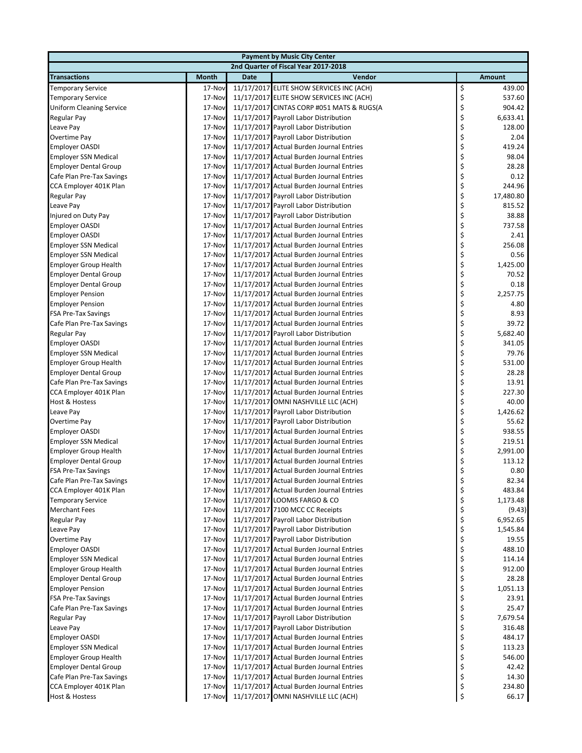| Payment by Music City Center | | | | |
|---|---|---|---|---|
| 2nd Quarter of Fiscal Year 2017-2018 | | | | |
| **Transactions** | **Month** | **Date** | **Vendor** | **Amount** |
| Temporary Service | 17-Nov | 11/17/2017 | ELITE SHOW SERVICES INC (ACH) | $ 439.00 |
| Temporary Service | 17-Nov | 11/17/2017 | ELITE SHOW SERVICES INC (ACH) | $ 537.60 |
| Uniform Cleaning Service | 17-Nov | 11/17/2017 | CINTAS CORP #051 MATS & RUGS(A | $ 904.42 |
| Regular Pay | 17-Nov | 11/17/2017 | Payroll Labor Distribution | $ 6,633.41 |
| Leave Pay | 17-Nov | 11/17/2017 | Payroll Labor Distribution | $ 128.00 |
| Overtime Pay | 17-Nov | 11/17/2017 | Payroll Labor Distribution | $ 2.04 |
| Employer OASDI | 17-Nov | 11/17/2017 | Actual Burden Journal Entries | $ 419.24 |
| Employer SSN Medical | 17-Nov | 11/17/2017 | Actual Burden Journal Entries | $ 98.04 |
| Employer Dental Group | 17-Nov | 11/17/2017 | Actual Burden Journal Entries | $ 28.28 |
| Cafe Plan Pre-Tax Savings | 17-Nov | 11/17/2017 | Actual Burden Journal Entries | $ 0.12 |
| CCA Employer 401K Plan | 17-Nov | 11/17/2017 | Actual Burden Journal Entries | $ 244.96 |
| Regular Pay | 17-Nov | 11/17/2017 | Payroll Labor Distribution | $ 17,480.80 |
| Leave Pay | 17-Nov | 11/17/2017 | Payroll Labor Distribution | $ 815.52 |
| Injured on Duty Pay | 17-Nov | 11/17/2017 | Payroll Labor Distribution | $ 38.88 |
| Employer OASDI | 17-Nov | 11/17/2017 | Actual Burden Journal Entries | $ 737.58 |
| Employer OASDI | 17-Nov | 11/17/2017 | Actual Burden Journal Entries | $ 2.41 |
| Employer SSN Medical | 17-Nov | 11/17/2017 | Actual Burden Journal Entries | $ 256.08 |
| Employer SSN Medical | 17-Nov | 11/17/2017 | Actual Burden Journal Entries | $ 0.56 |
| Employer Group Health | 17-Nov | 11/17/2017 | Actual Burden Journal Entries | $ 1,425.00 |
| Employer Dental Group | 17-Nov | 11/17/2017 | Actual Burden Journal Entries | $ 70.52 |
| Employer Dental Group | 17-Nov | 11/17/2017 | Actual Burden Journal Entries | $ 0.18 |
| Employer Pension | 17-Nov | 11/17/2017 | Actual Burden Journal Entries | $ 2,257.75 |
| Employer Pension | 17-Nov | 11/17/2017 | Actual Burden Journal Entries | $ 4.80 |
| FSA Pre-Tax Savings | 17-Nov | 11/17/2017 | Actual Burden Journal Entries | $ 8.93 |
| Cafe Plan Pre-Tax Savings | 17-Nov | 11/17/2017 | Actual Burden Journal Entries | $ 39.72 |
| Regular Pay | 17-Nov | 11/17/2017 | Payroll Labor Distribution | $ 5,682.40 |
| Employer OASDI | 17-Nov | 11/17/2017 | Actual Burden Journal Entries | $ 341.05 |
| Employer SSN Medical | 17-Nov | 11/17/2017 | Actual Burden Journal Entries | $ 79.76 |
| Employer Group Health | 17-Nov | 11/17/2017 | Actual Burden Journal Entries | $ 531.00 |
| Employer Dental Group | 17-Nov | 11/17/2017 | Actual Burden Journal Entries | $ 28.28 |
| Cafe Plan Pre-Tax Savings | 17-Nov | 11/17/2017 | Actual Burden Journal Entries | $ 13.91 |
| CCA Employer 401K Plan | 17-Nov | 11/17/2017 | Actual Burden Journal Entries | $ 227.30 |
| Host & Hostess | 17-Nov | 11/17/2017 | OMNI NASHVILLE LLC (ACH) | $ 40.00 |
| Leave Pay | 17-Nov | 11/17/2017 | Payroll Labor Distribution | $ 1,426.62 |
| Overtime Pay | 17-Nov | 11/17/2017 | Payroll Labor Distribution | $ 55.62 |
| Employer OASDI | 17-Nov | 11/17/2017 | Actual Burden Journal Entries | $ 938.55 |
| Employer SSN Medical | 17-Nov | 11/17/2017 | Actual Burden Journal Entries | $ 219.51 |
| Employer Group Health | 17-Nov | 11/17/2017 | Actual Burden Journal Entries | $ 2,991.00 |
| Employer Dental Group | 17-Nov | 11/17/2017 | Actual Burden Journal Entries | $ 113.12 |
| FSA Pre-Tax Savings | 17-Nov | 11/17/2017 | Actual Burden Journal Entries | $ 0.80 |
| Cafe Plan Pre-Tax Savings | 17-Nov | 11/17/2017 | Actual Burden Journal Entries | $ 82.34 |
| CCA Employer 401K Plan | 17-Nov | 11/17/2017 | Actual Burden Journal Entries | $ 483.84 |
| Temporary Service | 17-Nov | 11/17/2017 | LOOMIS FARGO & CO | $ 1,173.48 |
| Merchant Fees | 17-Nov | 11/17/2017 | 7100 MCC CC Receipts | $ (9.43) |
| Regular Pay | 17-Nov | 11/17/2017 | Payroll Labor Distribution | $ 6,952.65 |
| Leave Pay | 17-Nov | 11/17/2017 | Payroll Labor Distribution | $ 1,545.84 |
| Overtime Pay | 17-Nov | 11/17/2017 | Payroll Labor Distribution | $ 19.55 |
| Employer OASDI | 17-Nov | 11/17/2017 | Actual Burden Journal Entries | $ 488.10 |
| Employer SSN Medical | 17-Nov | 11/17/2017 | Actual Burden Journal Entries | $ 114.14 |
| Employer Group Health | 17-Nov | 11/17/2017 | Actual Burden Journal Entries | $ 912.00 |
| Employer Dental Group | 17-Nov | 11/17/2017 | Actual Burden Journal Entries | $ 28.28 |
| Employer Pension | 17-Nov | 11/17/2017 | Actual Burden Journal Entries | $ 1,051.13 |
| FSA Pre-Tax Savings | 17-Nov | 11/17/2017 | Actual Burden Journal Entries | $ 23.91 |
| Cafe Plan Pre-Tax Savings | 17-Nov | 11/17/2017 | Actual Burden Journal Entries | $ 25.47 |
| Regular Pay | 17-Nov | 11/17/2017 | Payroll Labor Distribution | $ 7,679.54 |
| Leave Pay | 17-Nov | 11/17/2017 | Payroll Labor Distribution | $ 316.48 |
| Employer OASDI | 17-Nov | 11/17/2017 | Actual Burden Journal Entries | $ 484.17 |
| Employer SSN Medical | 17-Nov | 11/17/2017 | Actual Burden Journal Entries | $ 113.23 |
| Employer Group Health | 17-Nov | 11/17/2017 | Actual Burden Journal Entries | $ 546.00 |
| Employer Dental Group | 17-Nov | 11/17/2017 | Actual Burden Journal Entries | $ 42.42 |
| Cafe Plan Pre-Tax Savings | 17-Nov | 11/17/2017 | Actual Burden Journal Entries | $ 14.30 |
| CCA Employer 401K Plan | 17-Nov | 11/17/2017 | Actual Burden Journal Entries | $ 234.80 |
| Host & Hostess | 17-Nov | 11/17/2017 | OMNI NASHVILLE LLC (ACH) | $ 66.17 |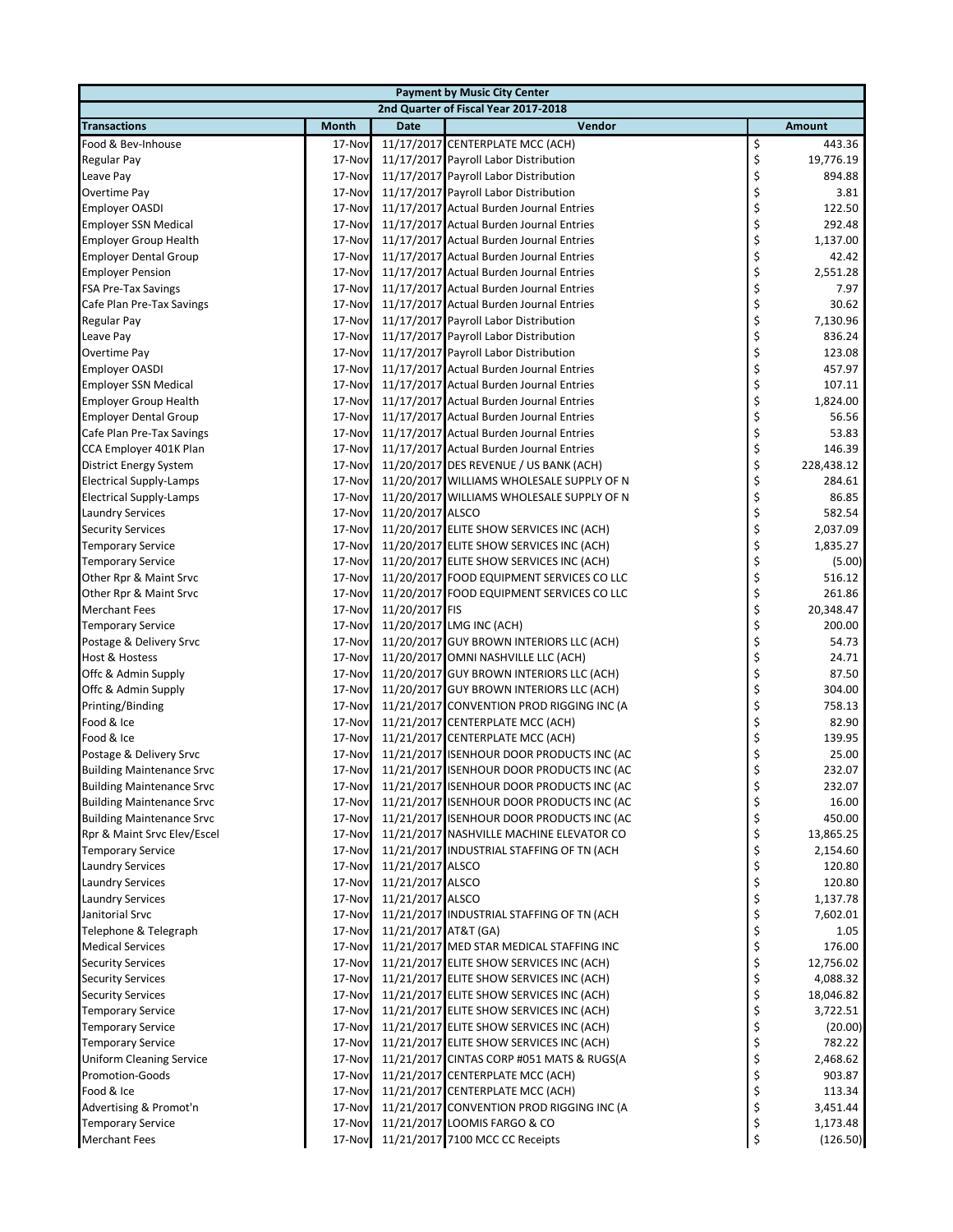| Payment by Music City Center | | | | |
|---|---|---|---|---|
| 2nd Quarter of Fiscal Year 2017-2018 | | | | |
| **Transactions** | **Month** | **Date** | **Vendor** | **Amount** |
| Food & Bev-Inhouse | 17-Nov | 11/17/2017 | CENTERPLATE MCC (ACH) | $ 443.36 |
| Regular Pay | 17-Nov | 11/17/2017 | Payroll Labor Distribution | $ 19,776.19 |
| Leave Pay | 17-Nov | 11/17/2017 | Payroll Labor Distribution | $ 894.88 |
| Overtime Pay | 17-Nov | 11/17/2017 | Payroll Labor Distribution | $ 3.81 |
| Employer OASDI | 17-Nov | 11/17/2017 | Actual Burden Journal Entries | $ 122.50 |
| Employer SSN Medical | 17-Nov | 11/17/2017 | Actual Burden Journal Entries | $ 292.48 |
| Employer Group Health | 17-Nov | 11/17/2017 | Actual Burden Journal Entries | $ 1,137.00 |
| Employer Dental Group | 17-Nov | 11/17/2017 | Actual Burden Journal Entries | $ 42.42 |
| Employer Pension | 17-Nov | 11/17/2017 | Actual Burden Journal Entries | $ 2,551.28 |
| FSA Pre-Tax Savings | 17-Nov | 11/17/2017 | Actual Burden Journal Entries | $ 7.97 |
| Cafe Plan Pre-Tax Savings | 17-Nov | 11/17/2017 | Actual Burden Journal Entries | $ 30.62 |
| Regular Pay | 17-Nov | 11/17/2017 | Payroll Labor Distribution | $ 7,130.96 |
| Leave Pay | 17-Nov | 11/17/2017 | Payroll Labor Distribution | $ 836.24 |
| Overtime Pay | 17-Nov | 11/17/2017 | Payroll Labor Distribution | $ 123.08 |
| Employer OASDI | 17-Nov | 11/17/2017 | Actual Burden Journal Entries | $ 457.97 |
| Employer SSN Medical | 17-Nov | 11/17/2017 | Actual Burden Journal Entries | $ 107.11 |
| Employer Group Health | 17-Nov | 11/17/2017 | Actual Burden Journal Entries | $ 1,824.00 |
| Employer Dental Group | 17-Nov | 11/17/2017 | Actual Burden Journal Entries | $ 56.56 |
| Cafe Plan Pre-Tax Savings | 17-Nov | 11/17/2017 | Actual Burden Journal Entries | $ 53.83 |
| CCA Employer 401K Plan | 17-Nov | 11/17/2017 | Actual Burden Journal Entries | $ 146.39 |
| District Energy System | 17-Nov | 11/20/2017 | DES REVENUE / US BANK (ACH) | $ 228,438.12 |
| Electrical Supply-Lamps | 17-Nov | 11/20/2017 | WILLIAMS WHOLESALE SUPPLY OF N | $ 284.61 |
| Electrical Supply-Lamps | 17-Nov | 11/20/2017 | WILLIAMS WHOLESALE SUPPLY OF N | $ 86.85 |
| Laundry Services | 17-Nov | 11/20/2017 | ALSCO | $ 582.54 |
| Security Services | 17-Nov | 11/20/2017 | ELITE SHOW SERVICES INC (ACH) | $ 2,037.09 |
| Temporary Service | 17-Nov | 11/20/2017 | ELITE SHOW SERVICES INC (ACH) | $ 1,835.27 |
| Temporary Service | 17-Nov | 11/20/2017 | ELITE SHOW SERVICES INC (ACH) | $ (5.00) |
| Other Rpr & Maint Srvc | 17-Nov | 11/20/2017 | FOOD EQUIPMENT SERVICES CO LLC | $ 516.12 |
| Other Rpr & Maint Srvc | 17-Nov | 11/20/2017 | FOOD EQUIPMENT SERVICES CO LLC | $ 261.86 |
| Merchant Fees | 17-Nov | 11/20/2017 | FIS | $ 20,348.47 |
| Temporary Service | 17-Nov | 11/20/2017 | LMG INC (ACH) | $ 200.00 |
| Postage & Delivery Srvc | 17-Nov | 11/20/2017 | GUY BROWN INTERIORS LLC (ACH) | $ 54.73 |
| Host & Hostess | 17-Nov | 11/20/2017 | OMNI NASHVILLE LLC (ACH) | $ 24.71 |
| Offc & Admin Supply | 17-Nov | 11/20/2017 | GUY BROWN INTERIORS LLC (ACH) | $ 87.50 |
| Offc & Admin Supply | 17-Nov | 11/20/2017 | GUY BROWN INTERIORS LLC (ACH) | $ 304.00 |
| Printing/Binding | 17-Nov | 11/21/2017 | CONVENTION PROD RIGGING INC (A | $ 758.13 |
| Food & Ice | 17-Nov | 11/21/2017 | CENTERPLATE MCC (ACH) | $ 82.90 |
| Food & Ice | 17-Nov | 11/21/2017 | CENTERPLATE MCC (ACH) | $ 139.95 |
| Postage & Delivery Srvc | 17-Nov | 11/21/2017 | ISENHOUR DOOR PRODUCTS INC (AC | $ 25.00 |
| Building Maintenance Srvc | 17-Nov | 11/21/2017 | ISENHOUR DOOR PRODUCTS INC (AC | $ 232.07 |
| Building Maintenance Srvc | 17-Nov | 11/21/2017 | ISENHOUR DOOR PRODUCTS INC (AC | $ 232.07 |
| Building Maintenance Srvc | 17-Nov | 11/21/2017 | ISENHOUR DOOR PRODUCTS INC (AC | $ 16.00 |
| Building Maintenance Srvc | 17-Nov | 11/21/2017 | ISENHOUR DOOR PRODUCTS INC (AC | $ 450.00 |
| Rpr & Maint Srvc Elev/Escel | 17-Nov | 11/21/2017 | NASHVILLE MACHINE ELEVATOR CO | $ 13,865.25 |
| Temporary Service | 17-Nov | 11/21/2017 | INDUSTRIAL STAFFING OF TN (ACH | $ 2,154.60 |
| Laundry Services | 17-Nov | 11/21/2017 | ALSCO | $ 120.80 |
| Laundry Services | 17-Nov | 11/21/2017 | ALSCO | $ 120.80 |
| Laundry Services | 17-Nov | 11/21/2017 | ALSCO | $ 1,137.78 |
| Janitorial Srvc | 17-Nov | 11/21/2017 | INDUSTRIAL STAFFING OF TN (ACH | $ 7,602.01 |
| Telephone & Telegraph | 17-Nov | 11/21/2017 | AT&T (GA) | $ 1.05 |
| Medical Services | 17-Nov | 11/21/2017 | MED STAR MEDICAL STAFFING INC | $ 176.00 |
| Security Services | 17-Nov | 11/21/2017 | ELITE SHOW SERVICES INC (ACH) | $ 12,756.02 |
| Security Services | 17-Nov | 11/21/2017 | ELITE SHOW SERVICES INC (ACH) | $ 4,088.32 |
| Security Services | 17-Nov | 11/21/2017 | ELITE SHOW SERVICES INC (ACH) | $ 18,046.82 |
| Temporary Service | 17-Nov | 11/21/2017 | ELITE SHOW SERVICES INC (ACH) | $ 3,722.51 |
| Temporary Service | 17-Nov | 11/21/2017 | ELITE SHOW SERVICES INC (ACH) | $ (20.00) |
| Temporary Service | 17-Nov | 11/21/2017 | ELITE SHOW SERVICES INC (ACH) | $ 782.22 |
| Uniform Cleaning Service | 17-Nov | 11/21/2017 | CINTAS CORP #051 MATS & RUGS(A | $ 2,468.62 |
| Promotion-Goods | 17-Nov | 11/21/2017 | CENTERPLATE MCC (ACH) | $ 903.87 |
| Food & Ice | 17-Nov | 11/21/2017 | CENTERPLATE MCC (ACH) | $ 113.34 |
| Advertising & Promot'n | 17-Nov | 11/21/2017 | CONVENTION PROD RIGGING INC (A | $ 3,451.44 |
| Temporary Service | 17-Nov | 11/21/2017 | LOOMIS FARGO & CO | $ 1,173.48 |
| Merchant Fees | 17-Nov | 11/21/2017 | 7100 MCC CC Receipts | $ (126.50) |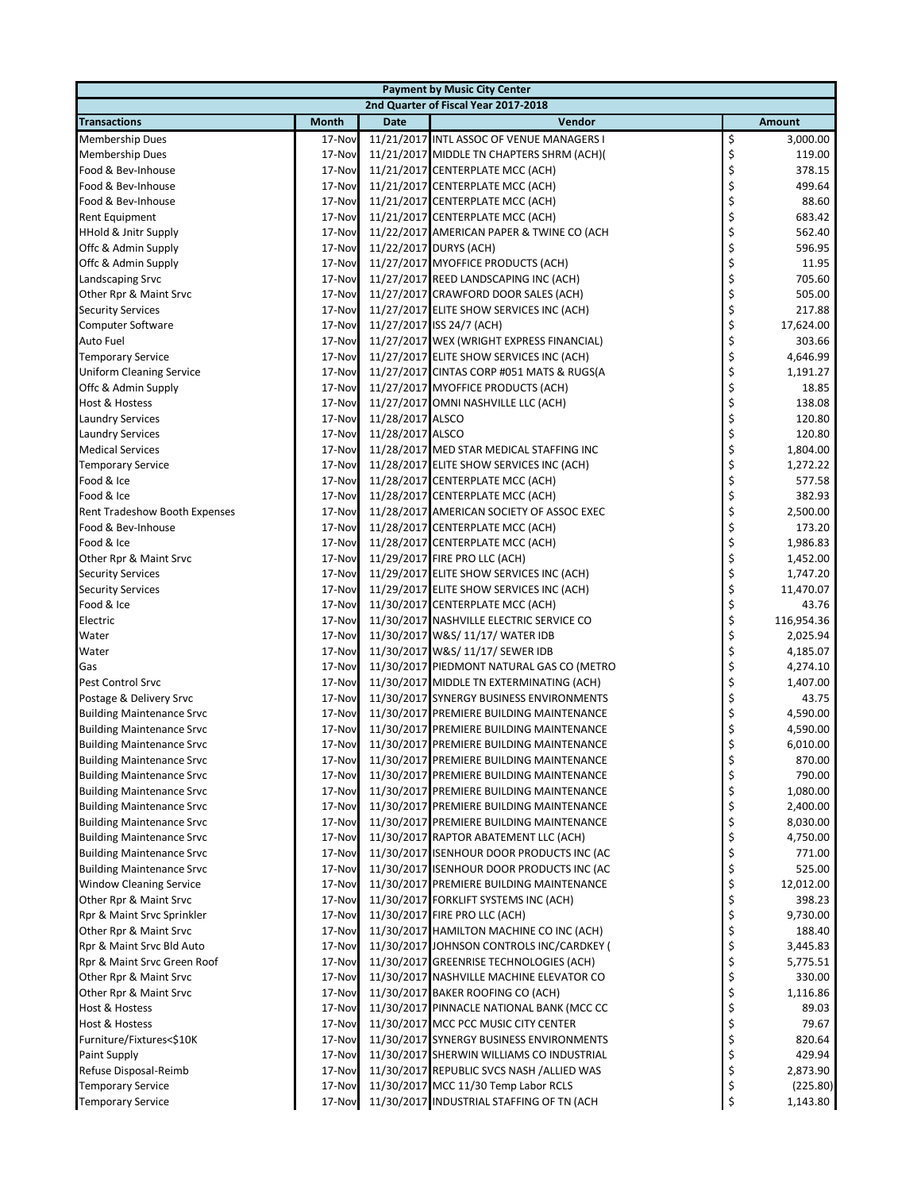| Payment by Music City Center | | | | |
|---|---|---|---|---|
| 2nd Quarter of Fiscal Year 2017-2018 | | | | |
| **Transactions** | **Month** | **Date** | **Vendor** | **Amount** |
| Membership Dues | 17-Nov | 11/21/2017 | INTL ASSOC OF VENUE MANAGERS I | $ 3,000.00 |
| Membership Dues | 17-Nov | 11/21/2017 | MIDDLE TN CHAPTERS SHRM (ACH)( | $ 119.00 |
| Food & Bev-Inhouse | 17-Nov | 11/21/2017 | CENTERPLATE MCC (ACH) | $ 378.15 |
| Food & Bev-Inhouse | 17-Nov | 11/21/2017 | CENTERPLATE MCC (ACH) | $ 499.64 |
| Food & Bev-Inhouse | 17-Nov | 11/21/2017 | CENTERPLATE MCC (ACH) | $ 88.60 |
| Rent Equipment | 17-Nov | 11/21/2017 | CENTERPLATE MCC (ACH) | $ 683.42 |
| HHold & Jnitr Supply | 17-Nov | 11/22/2017 | AMERICAN PAPER & TWINE CO (ACH | $ 562.40 |
| Offc & Admin Supply | 17-Nov | 11/22/2017 | DURYS (ACH) | $ 596.95 |
| Offc & Admin Supply | 17-Nov | 11/27/2017 | MYOFFICE PRODUCTS (ACH) | $ 11.95 |
| Landscaping Srvc | 17-Nov | 11/27/2017 | REED LANDSCAPING INC (ACH) | $ 705.60 |
| Other Rpr & Maint Srvc | 17-Nov | 11/27/2017 | CRAWFORD DOOR SALES (ACH) | $ 505.00 |
| Security Services | 17-Nov | 11/27/2017 | ELITE SHOW SERVICES INC (ACH) | $ 217.88 |
| Computer Software | 17-Nov | 11/27/2017 | ISS 24/7 (ACH) | $ 17,624.00 |
| Auto Fuel | 17-Nov | 11/27/2017 | WEX (WRIGHT EXPRESS FINANCIAL) | $ 303.66 |
| Temporary Service | 17-Nov | 11/27/2017 | ELITE SHOW SERVICES INC (ACH) | $ 4,646.99 |
| Uniform Cleaning Service | 17-Nov | 11/27/2017 | CINTAS CORP #051 MATS & RUGS(A | $ 1,191.27 |
| Offc & Admin Supply | 17-Nov | 11/27/2017 | MYOFFICE PRODUCTS (ACH) | $ 18.85 |
| Host & Hostess | 17-Nov | 11/27/2017 | OMNI NASHVILLE LLC (ACH) | $ 138.08 |
| Laundry Services | 17-Nov | 11/28/2017 | ALSCO | $ 120.80 |
| Laundry Services | 17-Nov | 11/28/2017 | ALSCO | $ 120.80 |
| Medical Services | 17-Nov | 11/28/2017 | MED STAR MEDICAL STAFFING INC | $ 1,804.00 |
| Temporary Service | 17-Nov | 11/28/2017 | ELITE SHOW SERVICES INC (ACH) | $ 1,272.22 |
| Food & Ice | 17-Nov | 11/28/2017 | CENTERPLATE MCC (ACH) | $ 577.58 |
| Food & Ice | 17-Nov | 11/28/2017 | CENTERPLATE MCC (ACH) | $ 382.93 |
| Rent Tradeshow Booth Expenses | 17-Nov | 11/28/2017 | AMERICAN SOCIETY OF ASSOC EXEC | $ 2,500.00 |
| Food & Bev-Inhouse | 17-Nov | 11/28/2017 | CENTERPLATE MCC (ACH) | $ 173.20 |
| Food & Ice | 17-Nov | 11/28/2017 | CENTERPLATE MCC (ACH) | $ 1,986.83 |
| Other Rpr & Maint Srvc | 17-Nov | 11/29/2017 | FIRE PRO LLC (ACH) | $ 1,452.00 |
| Security Services | 17-Nov | 11/29/2017 | ELITE SHOW SERVICES INC (ACH) | $ 1,747.20 |
| Security Services | 17-Nov | 11/29/2017 | ELITE SHOW SERVICES INC (ACH) | $ 11,470.07 |
| Food & Ice | 17-Nov | 11/30/2017 | CENTERPLATE MCC (ACH) | $ 43.76 |
| Electric | 17-Nov | 11/30/2017 | NASHVILLE ELECTRIC SERVICE CO | $ 116,954.36 |
| Water | 17-Nov | 11/30/2017 | W&S/ 11/17/ WATER IDB | $ 2,025.94 |
| Water | 17-Nov | 11/30/2017 | W&S/ 11/17/ SEWER IDB | $ 4,185.07 |
| Gas | 17-Nov | 11/30/2017 | PIEDMONT NATURAL GAS CO (METRO | $ 4,274.10 |
| Pest Control Srvc | 17-Nov | 11/30/2017 | MIDDLE TN EXTERMINATING (ACH) | $ 1,407.00 |
| Postage & Delivery Srvc | 17-Nov | 11/30/2017 | SYNERGY BUSINESS ENVIRONMENTS | $ 43.75 |
| Building Maintenance Srvc | 17-Nov | 11/30/2017 | PREMIERE BUILDING MAINTENANCE | $ 4,590.00 |
| Building Maintenance Srvc | 17-Nov | 11/30/2017 | PREMIERE BUILDING MAINTENANCE | $ 4,590.00 |
| Building Maintenance Srvc | 17-Nov | 11/30/2017 | PREMIERE BUILDING MAINTENANCE | $ 6,010.00 |
| Building Maintenance Srvc | 17-Nov | 11/30/2017 | PREMIERE BUILDING MAINTENANCE | $ 870.00 |
| Building Maintenance Srvc | 17-Nov | 11/30/2017 | PREMIERE BUILDING MAINTENANCE | $ 790.00 |
| Building Maintenance Srvc | 17-Nov | 11/30/2017 | PREMIERE BUILDING MAINTENANCE | $ 1,080.00 |
| Building Maintenance Srvc | 17-Nov | 11/30/2017 | PREMIERE BUILDING MAINTENANCE | $ 2,400.00 |
| Building Maintenance Srvc | 17-Nov | 11/30/2017 | PREMIERE BUILDING MAINTENANCE | $ 8,030.00 |
| Building Maintenance Srvc | 17-Nov | 11/30/2017 | RAPTOR ABATEMENT LLC (ACH) | $ 4,750.00 |
| Building Maintenance Srvc | 17-Nov | 11/30/2017 | ISENHOUR DOOR PRODUCTS INC (AC | $ 771.00 |
| Building Maintenance Srvc | 17-Nov | 11/30/2017 | ISENHOUR DOOR PRODUCTS INC (AC | $ 525.00 |
| Window Cleaning Service | 17-Nov | 11/30/2017 | PREMIERE BUILDING MAINTENANCE | $ 12,012.00 |
| Other Rpr & Maint Srvc | 17-Nov | 11/30/2017 | FORKLIFT SYSTEMS INC (ACH) | $ 398.23 |
| Rpr & Maint Srvc Sprinkler | 17-Nov | 11/30/2017 | FIRE PRO LLC (ACH) | $ 9,730.00 |
| Other Rpr & Maint Srvc | 17-Nov | 11/30/2017 | HAMILTON MACHINE CO INC (ACH) | $ 188.40 |
| Rpr & Maint Srvc Bld Auto | 17-Nov | 11/30/2017 | JOHNSON CONTROLS INC/CARDKEY ( | $ 3,445.83 |
| Rpr & Maint Srvc Green Roof | 17-Nov | 11/30/2017 | GREENRISE TECHNOLOGIES (ACH) | $ 5,775.51 |
| Other Rpr & Maint Srvc | 17-Nov | 11/30/2017 | NASHVILLE MACHINE ELEVATOR CO | $ 330.00 |
| Other Rpr & Maint Srvc | 17-Nov | 11/30/2017 | BAKER ROOFING CO (ACH) | $ 1,116.86 |
| Host & Hostess | 17-Nov | 11/30/2017 | PINNACLE NATIONAL BANK (MCC CC | $ 89.03 |
| Host & Hostess | 17-Nov | 11/30/2017 | MCC PCC MUSIC CITY CENTER | $ 79.67 |
| Furniture/Fixtures<$10K | 17-Nov | 11/30/2017 | SYNERGY BUSINESS ENVIRONMENTS | $ 820.64 |
| Paint Supply | 17-Nov | 11/30/2017 | SHERWIN WILLIAMS CO INDUSTRIAL | $ 429.94 |
| Refuse Disposal-Reimb | 17-Nov | 11/30/2017 | REPUBLIC SVCS NASH /ALLIED WAS | $ 2,873.90 |
| Temporary Service | 17-Nov | 11/30/2017 | MCC 11/30 Temp Labor RCLS | $ (225.80) |
| Temporary Service | 17-Nov | 11/30/2017 | INDUSTRIAL STAFFING OF TN (ACH | $ 1,143.80 |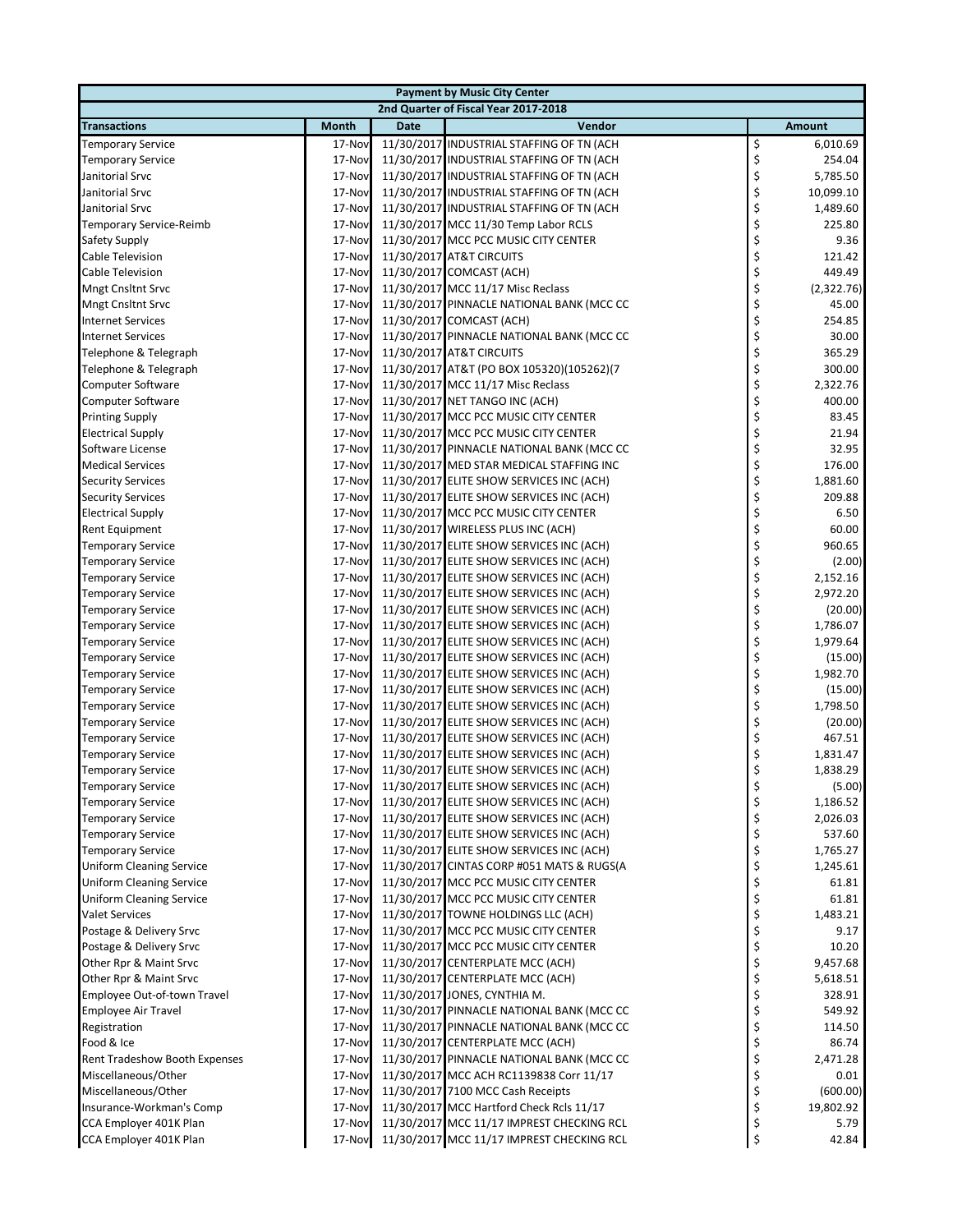| Payment by Music City Center | | | | |
|---|---|---|---|---|
| 2nd Quarter of Fiscal Year 2017-2018 | | | | |
| **Transactions** | **Month** | **Date** | **Vendor** | **Amount** |
| Temporary Service | 17-Nov | 11/30/2017 | INDUSTRIAL STAFFING OF TN (ACH | $ 6,010.69 |
| Temporary Service | 17-Nov | 11/30/2017 | INDUSTRIAL STAFFING OF TN (ACH | $ 254.04 |
| Janitorial Srvc | 17-Nov | 11/30/2017 | INDUSTRIAL STAFFING OF TN (ACH | $ 5,785.50 |
| Janitorial Srvc | 17-Nov | 11/30/2017 | INDUSTRIAL STAFFING OF TN (ACH | $ 10,099.10 |
| Janitorial Srvc | 17-Nov | 11/30/2017 | INDUSTRIAL STAFFING OF TN (ACH | $ 1,489.60 |
| Temporary Service-Reimb | 17-Nov | 11/30/2017 | MCC 11/30 Temp Labor RCLS | $ 225.80 |
| Safety Supply | 17-Nov | 11/30/2017 | MCC PCC MUSIC CITY CENTER | $ 9.36 |
| Cable Television | 17-Nov | 11/30/2017 | AT&T CIRCUITS | $ 121.42 |
| Cable Television | 17-Nov | 11/30/2017 | COMCAST (ACH) | $ 449.49 |
| Mngt Cnsltnt Srvc | 17-Nov | 11/30/2017 | MCC 11/17 Misc Reclass | $ (2,322.76) |
| Mngt Cnsltnt Srvc | 17-Nov | 11/30/2017 | PINNACLE NATIONAL BANK (MCC CC | $ 45.00 |
| Internet Services | 17-Nov | 11/30/2017 | COMCAST (ACH) | $ 254.85 |
| Internet Services | 17-Nov | 11/30/2017 | PINNACLE NATIONAL BANK (MCC CC | $ 30.00 |
| Telephone & Telegraph | 17-Nov | 11/30/2017 | AT&T CIRCUITS | $ 365.29 |
| Telephone & Telegraph | 17-Nov | 11/30/2017 | AT&T (PO BOX 105320)(105262)(7 | $ 300.00 |
| Computer Software | 17-Nov | 11/30/2017 | MCC 11/17 Misc Reclass | $ 2,322.76 |
| Computer Software | 17-Nov | 11/30/2017 | NET TANGO INC (ACH) | $ 400.00 |
| Printing Supply | 17-Nov | 11/30/2017 | MCC PCC MUSIC CITY CENTER | $ 83.45 |
| Electrical Supply | 17-Nov | 11/30/2017 | MCC PCC MUSIC CITY CENTER | $ 21.94 |
| Software License | 17-Nov | 11/30/2017 | PINNACLE NATIONAL BANK (MCC CC | $ 32.95 |
| Medical Services | 17-Nov | 11/30/2017 | MED STAR MEDICAL STAFFING INC | $ 176.00 |
| Security Services | 17-Nov | 11/30/2017 | ELITE SHOW SERVICES INC (ACH) | $ 1,881.60 |
| Security Services | 17-Nov | 11/30/2017 | ELITE SHOW SERVICES INC (ACH) | $ 209.88 |
| Electrical Supply | 17-Nov | 11/30/2017 | MCC PCC MUSIC CITY CENTER | $ 6.50 |
| Rent Equipment | 17-Nov | 11/30/2017 | WIRELESS PLUS INC (ACH) | $ 60.00 |
| Temporary Service | 17-Nov | 11/30/2017 | ELITE SHOW SERVICES INC (ACH) | $ 960.65 |
| Temporary Service | 17-Nov | 11/30/2017 | ELITE SHOW SERVICES INC (ACH) | $ (2.00) |
| Temporary Service | 17-Nov | 11/30/2017 | ELITE SHOW SERVICES INC (ACH) | $ 2,152.16 |
| Temporary Service | 17-Nov | 11/30/2017 | ELITE SHOW SERVICES INC (ACH) | $ 2,972.20 |
| Temporary Service | 17-Nov | 11/30/2017 | ELITE SHOW SERVICES INC (ACH) | $ (20.00) |
| Temporary Service | 17-Nov | 11/30/2017 | ELITE SHOW SERVICES INC (ACH) | $ 1,786.07 |
| Temporary Service | 17-Nov | 11/30/2017 | ELITE SHOW SERVICES INC (ACH) | $ 1,979.64 |
| Temporary Service | 17-Nov | 11/30/2017 | ELITE SHOW SERVICES INC (ACH) | $ (15.00) |
| Temporary Service | 17-Nov | 11/30/2017 | ELITE SHOW SERVICES INC (ACH) | $ 1,982.70 |
| Temporary Service | 17-Nov | 11/30/2017 | ELITE SHOW SERVICES INC (ACH) | $ (15.00) |
| Temporary Service | 17-Nov | 11/30/2017 | ELITE SHOW SERVICES INC (ACH) | $ 1,798.50 |
| Temporary Service | 17-Nov | 11/30/2017 | ELITE SHOW SERVICES INC (ACH) | $ (20.00) |
| Temporary Service | 17-Nov | 11/30/2017 | ELITE SHOW SERVICES INC (ACH) | $ 467.51 |
| Temporary Service | 17-Nov | 11/30/2017 | ELITE SHOW SERVICES INC (ACH) | $ 1,831.47 |
| Temporary Service | 17-Nov | 11/30/2017 | ELITE SHOW SERVICES INC (ACH) | $ 1,838.29 |
| Temporary Service | 17-Nov | 11/30/2017 | ELITE SHOW SERVICES INC (ACH) | $ (5.00) |
| Temporary Service | 17-Nov | 11/30/2017 | ELITE SHOW SERVICES INC (ACH) | $ 1,186.52 |
| Temporary Service | 17-Nov | 11/30/2017 | ELITE SHOW SERVICES INC (ACH) | $ 2,026.03 |
| Temporary Service | 17-Nov | 11/30/2017 | ELITE SHOW SERVICES INC (ACH) | $ 537.60 |
| Temporary Service | 17-Nov | 11/30/2017 | ELITE SHOW SERVICES INC (ACH) | $ 1,765.27 |
| Uniform Cleaning Service | 17-Nov | 11/30/2017 | CINTAS CORP #051 MATS & RUGS(A | $ 1,245.61 |
| Uniform Cleaning Service | 17-Nov | 11/30/2017 | MCC PCC MUSIC CITY CENTER | $ 61.81 |
| Uniform Cleaning Service | 17-Nov | 11/30/2017 | MCC PCC MUSIC CITY CENTER | $ 61.81 |
| Valet Services | 17-Nov | 11/30/2017 | TOWNE HOLDINGS LLC (ACH) | $ 1,483.21 |
| Postage & Delivery Srvc | 17-Nov | 11/30/2017 | MCC PCC MUSIC CITY CENTER | $ 9.17 |
| Postage & Delivery Srvc | 17-Nov | 11/30/2017 | MCC PCC MUSIC CITY CENTER | $ 10.20 |
| Other Rpr & Maint Srvc | 17-Nov | 11/30/2017 | CENTERPLATE MCC (ACH) | $ 9,457.68 |
| Other Rpr & Maint Srvc | 17-Nov | 11/30/2017 | CENTERPLATE MCC (ACH) | $ 5,618.51 |
| Employee Out-of-town Travel | 17-Nov | 11/30/2017 | JONES, CYNTHIA M. | $ 328.91 |
| Employee Air Travel | 17-Nov | 11/30/2017 | PINNACLE NATIONAL BANK (MCC CC | $ 549.92 |
| Registration | 17-Nov | 11/30/2017 | PINNACLE NATIONAL BANK (MCC CC | $ 114.50 |
| Food & Ice | 17-Nov | 11/30/2017 | CENTERPLATE MCC (ACH) | $ 86.74 |
| Rent Tradeshow Booth Expenses | 17-Nov | 11/30/2017 | PINNACLE NATIONAL BANK (MCC CC | $ 2,471.28 |
| Miscellaneous/Other | 17-Nov | 11/30/2017 | MCC ACH RC1139838 Corr 11/17 | $ 0.01 |
| Miscellaneous/Other | 17-Nov | 11/30/2017 | 7100 MCC Cash Receipts | $ (600.00) |
| Insurance-Workman's Comp | 17-Nov | 11/30/2017 | MCC Hartford Check Rcls 11/17 | $ 19,802.92 |
| CCA Employer 401K Plan | 17-Nov | 11/30/2017 | MCC 11/17 IMPREST CHECKING RCL | $ 5.79 |
| CCA Employer 401K Plan | 17-Nov | 11/30/2017 | MCC 11/17 IMPREST CHECKING RCL | $ 42.84 |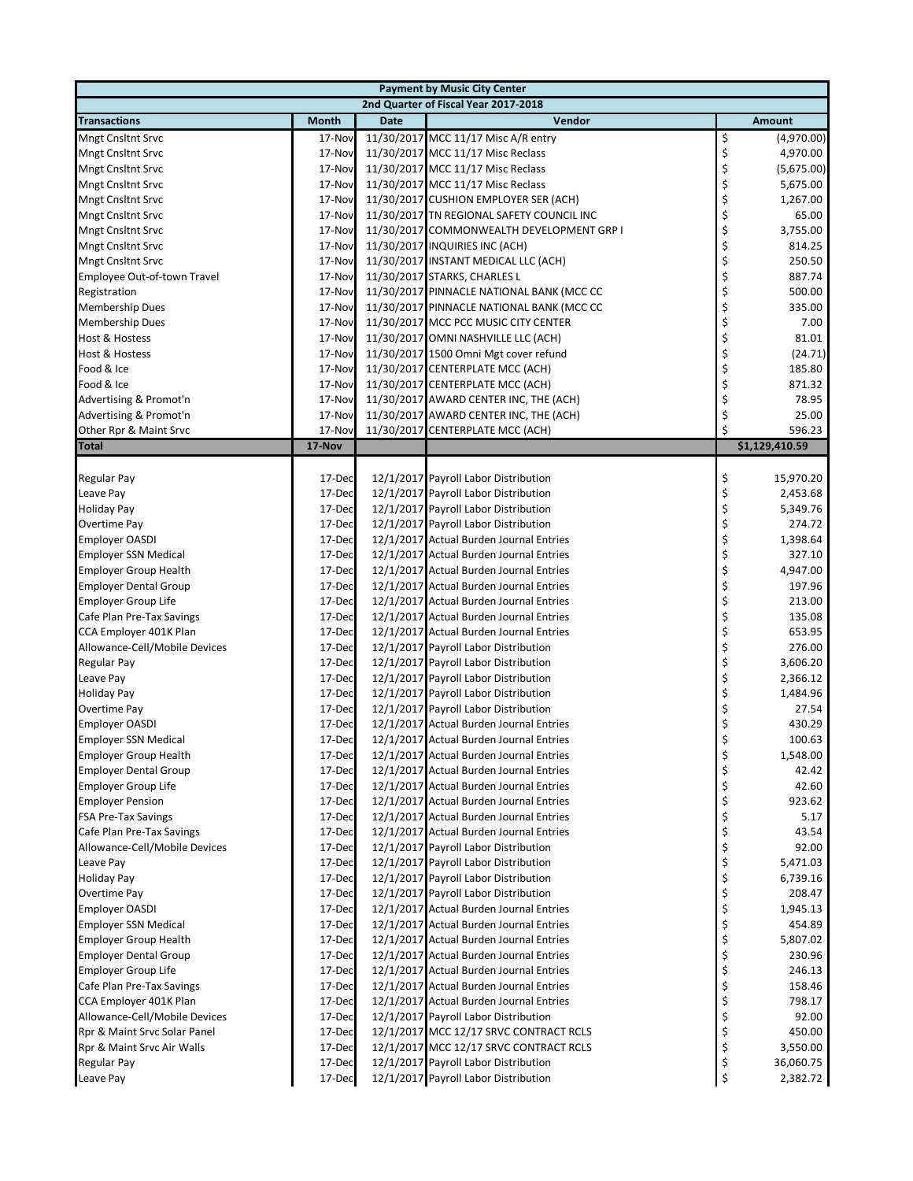| Payment by Music City Center | | | | |
|---|---|---|---|---|
| 2nd Quarter of Fiscal Year 2017-2018 | | | | |
| **Transactions** | **Month** | **Date** | **Vendor** | **Amount** |
| Mngt Cnsltnt Srvc | 17-Nov | 11/30/2017 | MCC 11/17 Misc A/R entry | $ (4,970.00) |
| Mngt Cnsltnt Srvc | 17-Nov | 11/30/2017 | MCC 11/17 Misc Reclass | $ 4,970.00 |
| Mngt Cnsltnt Srvc | 17-Nov | 11/30/2017 | MCC 11/17 Misc Reclass | $ (5,675.00) |
| Mngt Cnsltnt Srvc | 17-Nov | 11/30/2017 | MCC 11/17 Misc Reclass | $ 5,675.00 |
| Mngt Cnsltnt Srvc | 17-Nov | 11/30/2017 | CUSHION EMPLOYER SER (ACH) | $ 1,267.00 |
| Mngt Cnsltnt Srvc | 17-Nov | 11/30/2017 | TN REGIONAL SAFETY COUNCIL INC | $ 65.00 |
| Mngt Cnsltnt Srvc | 17-Nov | 11/30/2017 | COMMONWEALTH DEVELOPMENT GRP I | $ 3,755.00 |
| Mngt Cnsltnt Srvc | 17-Nov | 11/30/2017 | INQUIRIES INC (ACH) | $ 814.25 |
| Mngt Cnsltnt Srvc | 17-Nov | 11/30/2017 | INSTANT MEDICAL LLC (ACH) | $ 250.50 |
| Employee Out-of-town Travel | 17-Nov | 11/30/2017 | STARKS, CHARLES L | $ 887.74 |
| Registration | 17-Nov | 11/30/2017 | PINNACLE NATIONAL BANK (MCC CC | $ 500.00 |
| Membership Dues | 17-Nov | 11/30/2017 | PINNACLE NATIONAL BANK (MCC CC | $ 335.00 |
| Membership Dues | 17-Nov | 11/30/2017 | MCC PCC MUSIC CITY CENTER | $ 7.00 |
| Host & Hostess | 17-Nov | 11/30/2017 | OMNI NASHVILLE LLC (ACH) | $ 81.01 |
| Host & Hostess | 17-Nov | 11/30/2017 | 1500 Omni Mgt cover refund | $ (24.71) |
| Food & Ice | 17-Nov | 11/30/2017 | CENTERPLATE MCC (ACH) | $ 185.80 |
| Food & Ice | 17-Nov | 11/30/2017 | CENTERPLATE MCC (ACH) | $ 871.32 |
| Advertising & Promot'n | 17-Nov | 11/30/2017 | AWARD CENTER INC, THE (ACH) | $ 78.95 |
| Advertising & Promot'n | 17-Nov | 11/30/2017 | AWARD CENTER INC, THE (ACH) | $ 25.00 |
| Other Rpr & Maint Srvc | 17-Nov | 11/30/2017 | CENTERPLATE MCC (ACH) | $ 596.23 |
| **Total** | **17-Nov** | | | **$1,129,410.59** |
| | | | | |
| Regular Pay | 17-Dec | 12/1/2017 | Payroll Labor Distribution | $ 15,970.20 |
| Leave Pay | 17-Dec | 12/1/2017 | Payroll Labor Distribution | $ 2,453.68 |
| Holiday Pay | 17-Dec | 12/1/2017 | Payroll Labor Distribution | $ 5,349.76 |
| Overtime Pay | 17-Dec | 12/1/2017 | Payroll Labor Distribution | $ 274.72 |
| Employer OASDI | 17-Dec | 12/1/2017 | Actual Burden Journal Entries | $ 1,398.64 |
| Employer SSN Medical | 17-Dec | 12/1/2017 | Actual Burden Journal Entries | $ 327.10 |
| Employer Group Health | 17-Dec | 12/1/2017 | Actual Burden Journal Entries | $ 4,947.00 |
| Employer Dental Group | 17-Dec | 12/1/2017 | Actual Burden Journal Entries | $ 197.96 |
| Employer Group Life | 17-Dec | 12/1/2017 | Actual Burden Journal Entries | $ 213.00 |
| Cafe Plan Pre-Tax Savings | 17-Dec | 12/1/2017 | Actual Burden Journal Entries | $ 135.08 |
| CCA Employer 401K Plan | 17-Dec | 12/1/2017 | Actual Burden Journal Entries | $ 653.95 |
| Allowance-Cell/Mobile Devices | 17-Dec | 12/1/2017 | Payroll Labor Distribution | $ 276.00 |
| Regular Pay | 17-Dec | 12/1/2017 | Payroll Labor Distribution | $ 3,606.20 |
| Leave Pay | 17-Dec | 12/1/2017 | Payroll Labor Distribution | $ 2,366.12 |
| Holiday Pay | 17-Dec | 12/1/2017 | Payroll Labor Distribution | $ 1,484.96 |
| Overtime Pay | 17-Dec | 12/1/2017 | Payroll Labor Distribution | $ 27.54 |
| Employer OASDI | 17-Dec | 12/1/2017 | Actual Burden Journal Entries | $ 430.29 |
| Employer SSN Medical | 17-Dec | 12/1/2017 | Actual Burden Journal Entries | $ 100.63 |
| Employer Group Health | 17-Dec | 12/1/2017 | Actual Burden Journal Entries | $ 1,548.00 |
| Employer Dental Group | 17-Dec | 12/1/2017 | Actual Burden Journal Entries | $ 42.42 |
| Employer Group Life | 17-Dec | 12/1/2017 | Actual Burden Journal Entries | $ 42.60 |
| Employer Pension | 17-Dec | 12/1/2017 | Actual Burden Journal Entries | $ 923.62 |
| FSA Pre-Tax Savings | 17-Dec | 12/1/2017 | Actual Burden Journal Entries | $ 5.17 |
| Cafe Plan Pre-Tax Savings | 17-Dec | 12/1/2017 | Actual Burden Journal Entries | $ 43.54 |
| Allowance-Cell/Mobile Devices | 17-Dec | 12/1/2017 | Payroll Labor Distribution | $ 92.00 |
| Leave Pay | 17-Dec | 12/1/2017 | Payroll Labor Distribution | $ 5,471.03 |
| Holiday Pay | 17-Dec | 12/1/2017 | Payroll Labor Distribution | $ 6,739.16 |
| Overtime Pay | 17-Dec | 12/1/2017 | Payroll Labor Distribution | $ 208.47 |
| Employer OASDI | 17-Dec | 12/1/2017 | Actual Burden Journal Entries | $ 1,945.13 |
| Employer SSN Medical | 17-Dec | 12/1/2017 | Actual Burden Journal Entries | $ 454.89 |
| Employer Group Health | 17-Dec | 12/1/2017 | Actual Burden Journal Entries | $ 5,807.02 |
| Employer Dental Group | 17-Dec | 12/1/2017 | Actual Burden Journal Entries | $ 230.96 |
| Employer Group Life | 17-Dec | 12/1/2017 | Actual Burden Journal Entries | $ 246.13 |
| Cafe Plan Pre-Tax Savings | 17-Dec | 12/1/2017 | Actual Burden Journal Entries | $ 158.46 |
| CCA Employer 401K Plan | 17-Dec | 12/1/2017 | Actual Burden Journal Entries | $ 798.17 |
| Allowance-Cell/Mobile Devices | 17-Dec | 12/1/2017 | Payroll Labor Distribution | $ 92.00 |
| Rpr & Maint Srvc Solar Panel | 17-Dec | 12/1/2017 | MCC 12/17 SRVC CONTRACT RCLS | $ 450.00 |
| Rpr & Maint Srvc Air Walls | 17-Dec | 12/1/2017 | MCC 12/17 SRVC CONTRACT RCLS | $ 3,550.00 |
| Regular Pay | 17-Dec | 12/1/2017 | Payroll Labor Distribution | $ 36,060.75 |
| Leave Pay | 17-Dec | 12/1/2017 | Payroll Labor Distribution | $ 2,382.72 |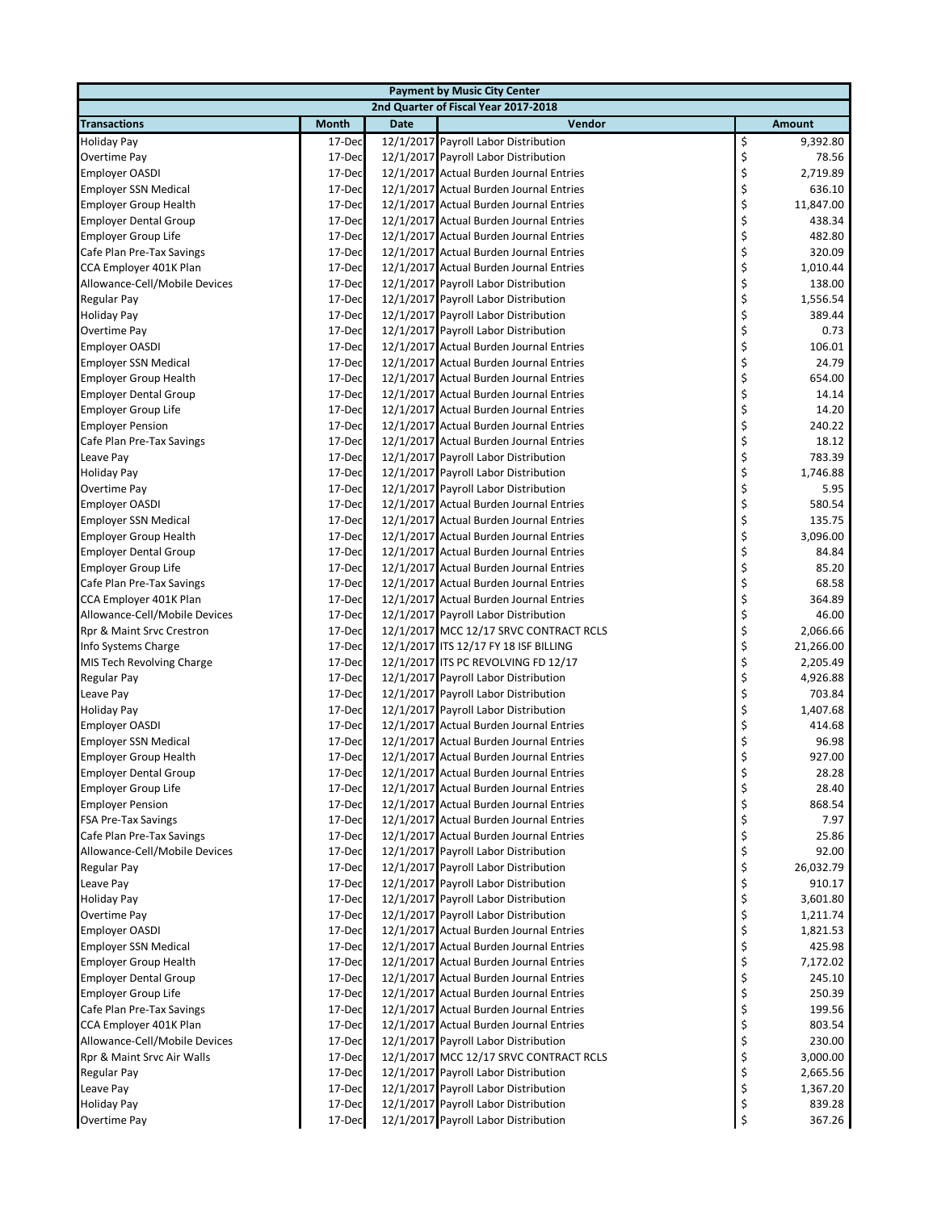| Payment by Music City Center | | | | |
|---|---|---|---|---|
| 2nd Quarter of Fiscal Year 2017-2018 | | | | |
| **Transactions** | **Month** | **Date** | **Vendor** | **Amount** |
| Holiday Pay | 17-Dec | 12/1/2017 | Payroll Labor Distribution | $ 9,392.80 |
| Overtime Pay | 17-Dec | 12/1/2017 | Payroll Labor Distribution | $ 78.56 |
| Employer OASDI | 17-Dec | 12/1/2017 | Actual Burden Journal Entries | $ 2,719.89 |
| Employer SSN Medical | 17-Dec | 12/1/2017 | Actual Burden Journal Entries | $ 636.10 |
| Employer Group Health | 17-Dec | 12/1/2017 | Actual Burden Journal Entries | $ 11,847.00 |
| Employer Dental Group | 17-Dec | 12/1/2017 | Actual Burden Journal Entries | $ 438.34 |
| Employer Group Life | 17-Dec | 12/1/2017 | Actual Burden Journal Entries | $ 482.80 |
| Cafe Plan Pre-Tax Savings | 17-Dec | 12/1/2017 | Actual Burden Journal Entries | $ 320.09 |
| CCA Employer 401K Plan | 17-Dec | 12/1/2017 | Actual Burden Journal Entries | $ 1,010.44 |
| Allowance-Cell/Mobile Devices | 17-Dec | 12/1/2017 | Payroll Labor Distribution | $ 138.00 |
| Regular Pay | 17-Dec | 12/1/2017 | Payroll Labor Distribution | $ 1,556.54 |
| Holiday Pay | 17-Dec | 12/1/2017 | Payroll Labor Distribution | $ 389.44 |
| Overtime Pay | 17-Dec | 12/1/2017 | Payroll Labor Distribution | $ 0.73 |
| Employer OASDI | 17-Dec | 12/1/2017 | Actual Burden Journal Entries | $ 106.01 |
| Employer SSN Medical | 17-Dec | 12/1/2017 | Actual Burden Journal Entries | $ 24.79 |
| Employer Group Health | 17-Dec | 12/1/2017 | Actual Burden Journal Entries | $ 654.00 |
| Employer Dental Group | 17-Dec | 12/1/2017 | Actual Burden Journal Entries | $ 14.14 |
| Employer Group Life | 17-Dec | 12/1/2017 | Actual Burden Journal Entries | $ 14.20 |
| Employer Pension | 17-Dec | 12/1/2017 | Actual Burden Journal Entries | $ 240.22 |
| Cafe Plan Pre-Tax Savings | 17-Dec | 12/1/2017 | Actual Burden Journal Entries | $ 18.12 |
| Leave Pay | 17-Dec | 12/1/2017 | Payroll Labor Distribution | $ 783.39 |
| Holiday Pay | 17-Dec | 12/1/2017 | Payroll Labor Distribution | $ 1,746.88 |
| Overtime Pay | 17-Dec | 12/1/2017 | Payroll Labor Distribution | $ 5.95 |
| Employer OASDI | 17-Dec | 12/1/2017 | Actual Burden Journal Entries | $ 580.54 |
| Employer SSN Medical | 17-Dec | 12/1/2017 | Actual Burden Journal Entries | $ 135.75 |
| Employer Group Health | 17-Dec | 12/1/2017 | Actual Burden Journal Entries | $ 3,096.00 |
| Employer Dental Group | 17-Dec | 12/1/2017 | Actual Burden Journal Entries | $ 84.84 |
| Employer Group Life | 17-Dec | 12/1/2017 | Actual Burden Journal Entries | $ 85.20 |
| Cafe Plan Pre-Tax Savings | 17-Dec | 12/1/2017 | Actual Burden Journal Entries | $ 68.58 |
| CCA Employer 401K Plan | 17-Dec | 12/1/2017 | Actual Burden Journal Entries | $ 364.89 |
| Allowance-Cell/Mobile Devices | 17-Dec | 12/1/2017 | Payroll Labor Distribution | $ 46.00 |
| Rpr & Maint Srvc Crestron | 17-Dec | 12/1/2017 | MCC 12/17 SRVC CONTRACT RCLS | $ 2,066.66 |
| Info Systems Charge | 17-Dec | 12/1/2017 | ITS 12/17 FY 18 ISF BILLING | $ 21,266.00 |
| MIS Tech Revolving Charge | 17-Dec | 12/1/2017 | ITS PC REVOLVING FD 12/17 | $ 2,205.49 |
| Regular Pay | 17-Dec | 12/1/2017 | Payroll Labor Distribution | $ 4,926.88 |
| Leave Pay | 17-Dec | 12/1/2017 | Payroll Labor Distribution | $ 703.84 |
| Holiday Pay | 17-Dec | 12/1/2017 | Payroll Labor Distribution | $ 1,407.68 |
| Employer OASDI | 17-Dec | 12/1/2017 | Actual Burden Journal Entries | $ 414.68 |
| Employer SSN Medical | 17-Dec | 12/1/2017 | Actual Burden Journal Entries | $ 96.98 |
| Employer Group Health | 17-Dec | 12/1/2017 | Actual Burden Journal Entries | $ 927.00 |
| Employer Dental Group | 17-Dec | 12/1/2017 | Actual Burden Journal Entries | $ 28.28 |
| Employer Group Life | 17-Dec | 12/1/2017 | Actual Burden Journal Entries | $ 28.40 |
| Employer Pension | 17-Dec | 12/1/2017 | Actual Burden Journal Entries | $ 868.54 |
| FSA Pre-Tax Savings | 17-Dec | 12/1/2017 | Actual Burden Journal Entries | $ 7.97 |
| Cafe Plan Pre-Tax Savings | 17-Dec | 12/1/2017 | Actual Burden Journal Entries | $ 25.86 |
| Allowance-Cell/Mobile Devices | 17-Dec | 12/1/2017 | Payroll Labor Distribution | $ 92.00 |
| Regular Pay | 17-Dec | 12/1/2017 | Payroll Labor Distribution | $ 26,032.79 |
| Leave Pay | 17-Dec | 12/1/2017 | Payroll Labor Distribution | $ 910.17 |
| Holiday Pay | 17-Dec | 12/1/2017 | Payroll Labor Distribution | $ 3,601.80 |
| Overtime Pay | 17-Dec | 12/1/2017 | Payroll Labor Distribution | $ 1,211.74 |
| Employer OASDI | 17-Dec | 12/1/2017 | Actual Burden Journal Entries | $ 1,821.53 |
| Employer SSN Medical | 17-Dec | 12/1/2017 | Actual Burden Journal Entries | $ 425.98 |
| Employer Group Health | 17-Dec | 12/1/2017 | Actual Burden Journal Entries | $ 7,172.02 |
| Employer Dental Group | 17-Dec | 12/1/2017 | Actual Burden Journal Entries | $ 245.10 |
| Employer Group Life | 17-Dec | 12/1/2017 | Actual Burden Journal Entries | $ 250.39 |
| Cafe Plan Pre-Tax Savings | 17-Dec | 12/1/2017 | Actual Burden Journal Entries | $ 199.56 |
| CCA Employer 401K Plan | 17-Dec | 12/1/2017 | Actual Burden Journal Entries | $ 803.54 |
| Allowance-Cell/Mobile Devices | 17-Dec | 12/1/2017 | Payroll Labor Distribution | $ 230.00 |
| Rpr & Maint Srvc Air Walls | 17-Dec | 12/1/2017 | MCC 12/17 SRVC CONTRACT RCLS | $ 3,000.00 |
| Regular Pay | 17-Dec | 12/1/2017 | Payroll Labor Distribution | $ 2,665.56 |
| Leave Pay | 17-Dec | 12/1/2017 | Payroll Labor Distribution | $ 1,367.20 |
| Holiday Pay | 17-Dec | 12/1/2017 | Payroll Labor Distribution | $ 839.28 |
| Overtime Pay | 17-Dec | 12/1/2017 | Payroll Labor Distribution | $ 367.26 |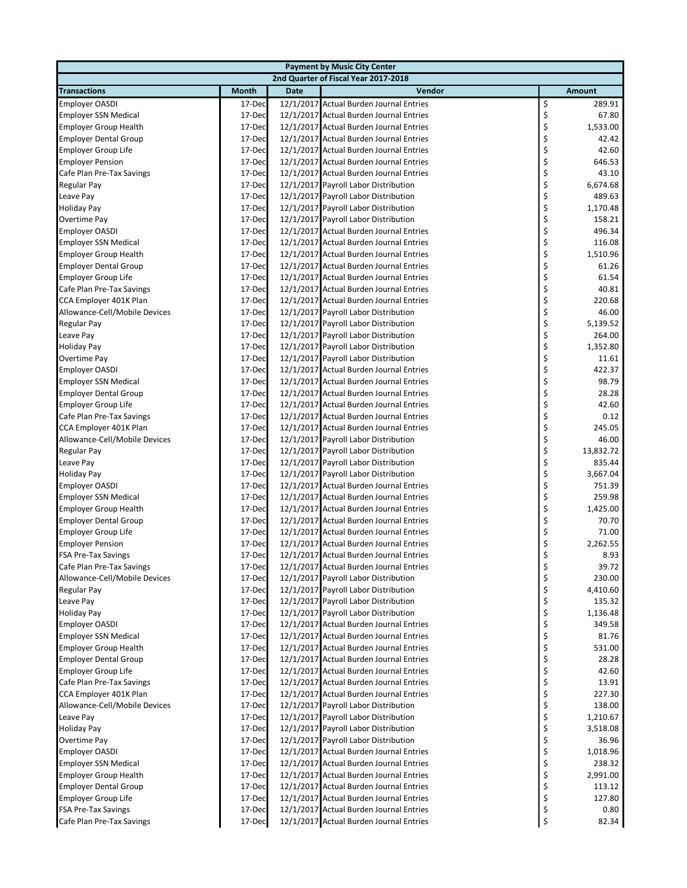| Payment by Music City Center | | | | |
|---|---|---|---|---|
| 2nd Quarter of Fiscal Year 2017-2018 | | | | |
| **Transactions** | **Month** | **Date** | **Vendor** | **Amount** |
| Employer OASDI | 17-Dec | 12/1/2017 | Actual Burden Journal Entries | $ 289.91 |
| Employer SSN Medical | 17-Dec | 12/1/2017 | Actual Burden Journal Entries | $ 67.80 |
| Employer Group Health | 17-Dec | 12/1/2017 | Actual Burden Journal Entries | $ 1,533.00 |
| Employer Dental Group | 17-Dec | 12/1/2017 | Actual Burden Journal Entries | $ 42.42 |
| Employer Group Life | 17-Dec | 12/1/2017 | Actual Burden Journal Entries | $ 42.60 |
| Employer Pension | 17-Dec | 12/1/2017 | Actual Burden Journal Entries | $ 646.53 |
| Cafe Plan Pre-Tax Savings | 17-Dec | 12/1/2017 | Actual Burden Journal Entries | $ 43.10 |
| Regular Pay | 17-Dec | 12/1/2017 | Payroll Labor Distribution | $ 6,674.68 |
| Leave Pay | 17-Dec | 12/1/2017 | Payroll Labor Distribution | $ 489.63 |
| Holiday Pay | 17-Dec | 12/1/2017 | Payroll Labor Distribution | $ 1,170.48 |
| Overtime Pay | 17-Dec | 12/1/2017 | Payroll Labor Distribution | $ 158.21 |
| Employer OASDI | 17-Dec | 12/1/2017 | Actual Burden Journal Entries | $ 496.34 |
| Employer SSN Medical | 17-Dec | 12/1/2017 | Actual Burden Journal Entries | $ 116.08 |
| Employer Group Health | 17-Dec | 12/1/2017 | Actual Burden Journal Entries | $ 1,510.96 |
| Employer Dental Group | 17-Dec | 12/1/2017 | Actual Burden Journal Entries | $ 61.26 |
| Employer Group Life | 17-Dec | 12/1/2017 | Actual Burden Journal Entries | $ 61.54 |
| Cafe Plan Pre-Tax Savings | 17-Dec | 12/1/2017 | Actual Burden Journal Entries | $ 40.81 |
| CCA Employer 401K Plan | 17-Dec | 12/1/2017 | Actual Burden Journal Entries | $ 220.68 |
| Allowance-Cell/Mobile Devices | 17-Dec | 12/1/2017 | Payroll Labor Distribution | $ 46.00 |
| Regular Pay | 17-Dec | 12/1/2017 | Payroll Labor Distribution | $ 5,139.52 |
| Leave Pay | 17-Dec | 12/1/2017 | Payroll Labor Distribution | $ 264.00 |
| Holiday Pay | 17-Dec | 12/1/2017 | Payroll Labor Distribution | $ 1,352.80 |
| Overtime Pay | 17-Dec | 12/1/2017 | Payroll Labor Distribution | $ 11.61 |
| Employer OASDI | 17-Dec | 12/1/2017 | Actual Burden Journal Entries | $ 422.37 |
| Employer SSN Medical | 17-Dec | 12/1/2017 | Actual Burden Journal Entries | $ 98.79 |
| Employer Dental Group | 17-Dec | 12/1/2017 | Actual Burden Journal Entries | $ 28.28 |
| Employer Group Life | 17-Dec | 12/1/2017 | Actual Burden Journal Entries | $ 42.60 |
| Cafe Plan Pre-Tax Savings | 17-Dec | 12/1/2017 | Actual Burden Journal Entries | $ 0.12 |
| CCA Employer 401K Plan | 17-Dec | 12/1/2017 | Actual Burden Journal Entries | $ 245.05 |
| Allowance-Cell/Mobile Devices | 17-Dec | 12/1/2017 | Payroll Labor Distribution | $ 46.00 |
| Regular Pay | 17-Dec | 12/1/2017 | Payroll Labor Distribution | $ 13,832.72 |
| Leave Pay | 17-Dec | 12/1/2017 | Payroll Labor Distribution | $ 835.44 |
| Holiday Pay | 17-Dec | 12/1/2017 | Payroll Labor Distribution | $ 3,667.04 |
| Employer OASDI | 17-Dec | 12/1/2017 | Actual Burden Journal Entries | $ 751.39 |
| Employer SSN Medical | 17-Dec | 12/1/2017 | Actual Burden Journal Entries | $ 259.98 |
| Employer Group Health | 17-Dec | 12/1/2017 | Actual Burden Journal Entries | $ 1,425.00 |
| Employer Dental Group | 17-Dec | 12/1/2017 | Actual Burden Journal Entries | $ 70.70 |
| Employer Group Life | 17-Dec | 12/1/2017 | Actual Burden Journal Entries | $ 71.00 |
| Employer Pension | 17-Dec | 12/1/2017 | Actual Burden Journal Entries | $ 2,262.55 |
| FSA Pre-Tax Savings | 17-Dec | 12/1/2017 | Actual Burden Journal Entries | $ 8.93 |
| Cafe Plan Pre-Tax Savings | 17-Dec | 12/1/2017 | Actual Burden Journal Entries | $ 39.72 |
| Allowance-Cell/Mobile Devices | 17-Dec | 12/1/2017 | Payroll Labor Distribution | $ 230.00 |
| Regular Pay | 17-Dec | 12/1/2017 | Payroll Labor Distribution | $ 4,410.60 |
| Leave Pay | 17-Dec | 12/1/2017 | Payroll Labor Distribution | $ 135.32 |
| Holiday Pay | 17-Dec | 12/1/2017 | Payroll Labor Distribution | $ 1,136.48 |
| Employer OASDI | 17-Dec | 12/1/2017 | Actual Burden Journal Entries | $ 349.58 |
| Employer SSN Medical | 17-Dec | 12/1/2017 | Actual Burden Journal Entries | $ 81.76 |
| Employer Group Health | 17-Dec | 12/1/2017 | Actual Burden Journal Entries | $ 531.00 |
| Employer Dental Group | 17-Dec | 12/1/2017 | Actual Burden Journal Entries | $ 28.28 |
| Employer Group Life | 17-Dec | 12/1/2017 | Actual Burden Journal Entries | $ 42.60 |
| Cafe Plan Pre-Tax Savings | 17-Dec | 12/1/2017 | Actual Burden Journal Entries | $ 13.91 |
| CCA Employer 401K Plan | 17-Dec | 12/1/2017 | Actual Burden Journal Entries | $ 227.30 |
| Allowance-Cell/Mobile Devices | 17-Dec | 12/1/2017 | Payroll Labor Distribution | $ 138.00 |
| Leave Pay | 17-Dec | 12/1/2017 | Payroll Labor Distribution | $ 1,210.67 |
| Holiday Pay | 17-Dec | 12/1/2017 | Payroll Labor Distribution | $ 3,518.08 |
| Overtime Pay | 17-Dec | 12/1/2017 | Payroll Labor Distribution | $ 36.96 |
| Employer OASDI | 17-Dec | 12/1/2017 | Actual Burden Journal Entries | $ 1,018.96 |
| Employer SSN Medical | 17-Dec | 12/1/2017 | Actual Burden Journal Entries | $ 238.32 |
| Employer Group Health | 17-Dec | 12/1/2017 | Actual Burden Journal Entries | $ 2,991.00 |
| Employer Dental Group | 17-Dec | 12/1/2017 | Actual Burden Journal Entries | $ 113.12 |
| Employer Group Life | 17-Dec | 12/1/2017 | Actual Burden Journal Entries | $ 127.80 |
| FSA Pre-Tax Savings | 17-Dec | 12/1/2017 | Actual Burden Journal Entries | $ 0.80 |
| Cafe Plan Pre-Tax Savings | 17-Dec | 12/1/2017 | Actual Burden Journal Entries | $ 82.34 |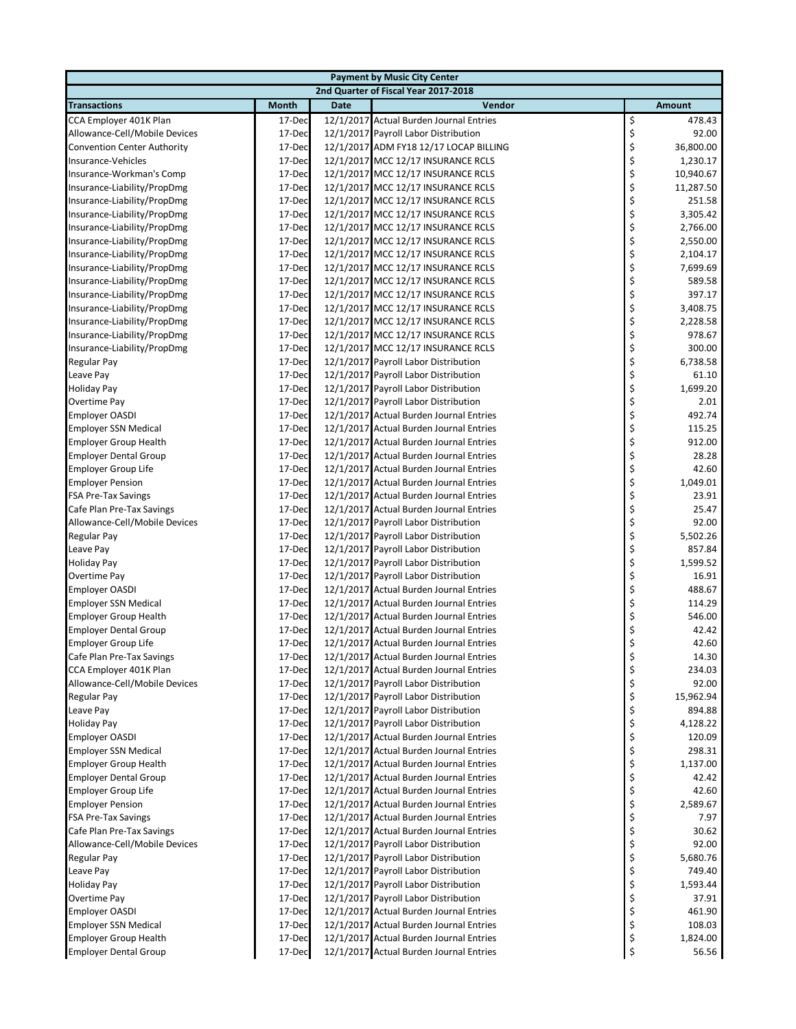| Payment by Music City Center | | | | |
|---|---|---|---|---|
| 2nd Quarter of Fiscal Year 2017-2018 | | | | |
| Transactions | Month | Date | Vendor | Amount |
| CCA Employer 401K Plan | 17-Dec | 12/1/2017 | Actual Burden Journal Entries | $ 478.43 |
| Allowance-Cell/Mobile Devices | 17-Dec | 12/1/2017 | Payroll Labor Distribution | $ 92.00 |
| Convention Center Authority | 17-Dec | 12/1/2017 | ADM FY18 12/17 LOCAP BILLING | $ 36,800.00 |
| Insurance-Vehicles | 17-Dec | 12/1/2017 | MCC 12/17 INSURANCE RCLS | $ 1,230.17 |
| Insurance-Workman's Comp | 17-Dec | 12/1/2017 | MCC 12/17 INSURANCE RCLS | $ 10,940.67 |
| Insurance-Liability/PropDmg | 17-Dec | 12/1/2017 | MCC 12/17 INSURANCE RCLS | $ 11,287.50 |
| Insurance-Liability/PropDmg | 17-Dec | 12/1/2017 | MCC 12/17 INSURANCE RCLS | $ 251.58 |
| Insurance-Liability/PropDmg | 17-Dec | 12/1/2017 | MCC 12/17 INSURANCE RCLS | $ 3,305.42 |
| Insurance-Liability/PropDmg | 17-Dec | 12/1/2017 | MCC 12/17 INSURANCE RCLS | $ 2,766.00 |
| Insurance-Liability/PropDmg | 17-Dec | 12/1/2017 | MCC 12/17 INSURANCE RCLS | $ 2,550.00 |
| Insurance-Liability/PropDmg | 17-Dec | 12/1/2017 | MCC 12/17 INSURANCE RCLS | $ 2,104.17 |
| Insurance-Liability/PropDmg | 17-Dec | 12/1/2017 | MCC 12/17 INSURANCE RCLS | $ 7,699.69 |
| Insurance-Liability/PropDmg | 17-Dec | 12/1/2017 | MCC 12/17 INSURANCE RCLS | $ 589.58 |
| Insurance-Liability/PropDmg | 17-Dec | 12/1/2017 | MCC 12/17 INSURANCE RCLS | $ 397.17 |
| Insurance-Liability/PropDmg | 17-Dec | 12/1/2017 | MCC 12/17 INSURANCE RCLS | $ 3,408.75 |
| Insurance-Liability/PropDmg | 17-Dec | 12/1/2017 | MCC 12/17 INSURANCE RCLS | $ 2,228.58 |
| Insurance-Liability/PropDmg | 17-Dec | 12/1/2017 | MCC 12/17 INSURANCE RCLS | $ 978.67 |
| Insurance-Liability/PropDmg | 17-Dec | 12/1/2017 | MCC 12/17 INSURANCE RCLS | $ 300.00 |
| Regular Pay | 17-Dec | 12/1/2017 | Payroll Labor Distribution | $ 6,738.58 |
| Leave Pay | 17-Dec | 12/1/2017 | Payroll Labor Distribution | $ 61.10 |
| Holiday Pay | 17-Dec | 12/1/2017 | Payroll Labor Distribution | $ 1,699.20 |
| Overtime Pay | 17-Dec | 12/1/2017 | Payroll Labor Distribution | $ 2.01 |
| Employer OASDI | 17-Dec | 12/1/2017 | Actual Burden Journal Entries | $ 492.74 |
| Employer SSN Medical | 17-Dec | 12/1/2017 | Actual Burden Journal Entries | $ 115.25 |
| Employer Group Health | 17-Dec | 12/1/2017 | Actual Burden Journal Entries | $ 912.00 |
| Employer Dental Group | 17-Dec | 12/1/2017 | Actual Burden Journal Entries | $ 28.28 |
| Employer Group Life | 17-Dec | 12/1/2017 | Actual Burden Journal Entries | $ 42.60 |
| Employer Pension | 17-Dec | 12/1/2017 | Actual Burden Journal Entries | $ 1,049.01 |
| FSA Pre-Tax Savings | 17-Dec | 12/1/2017 | Actual Burden Journal Entries | $ 23.91 |
| Cafe Plan Pre-Tax Savings | 17-Dec | 12/1/2017 | Actual Burden Journal Entries | $ 25.47 |
| Allowance-Cell/Mobile Devices | 17-Dec | 12/1/2017 | Payroll Labor Distribution | $ 92.00 |
| Regular Pay | 17-Dec | 12/1/2017 | Payroll Labor Distribution | $ 5,502.26 |
| Leave Pay | 17-Dec | 12/1/2017 | Payroll Labor Distribution | $ 857.84 |
| Holiday Pay | 17-Dec | 12/1/2017 | Payroll Labor Distribution | $ 1,599.52 |
| Overtime Pay | 17-Dec | 12/1/2017 | Payroll Labor Distribution | $ 16.91 |
| Employer OASDI | 17-Dec | 12/1/2017 | Actual Burden Journal Entries | $ 488.67 |
| Employer SSN Medical | 17-Dec | 12/1/2017 | Actual Burden Journal Entries | $ 114.29 |
| Employer Group Health | 17-Dec | 12/1/2017 | Actual Burden Journal Entries | $ 546.00 |
| Employer Dental Group | 17-Dec | 12/1/2017 | Actual Burden Journal Entries | $ 42.42 |
| Employer Group Life | 17-Dec | 12/1/2017 | Actual Burden Journal Entries | $ 42.60 |
| Cafe Plan Pre-Tax Savings | 17-Dec | 12/1/2017 | Actual Burden Journal Entries | $ 14.30 |
| CCA Employer 401K Plan | 17-Dec | 12/1/2017 | Actual Burden Journal Entries | $ 234.03 |
| Allowance-Cell/Mobile Devices | 17-Dec | 12/1/2017 | Payroll Labor Distribution | $ 92.00 |
| Regular Pay | 17-Dec | 12/1/2017 | Payroll Labor Distribution | $ 15,962.94 |
| Leave Pay | 17-Dec | 12/1/2017 | Payroll Labor Distribution | $ 894.88 |
| Holiday Pay | 17-Dec | 12/1/2017 | Payroll Labor Distribution | $ 4,128.22 |
| Employer OASDI | 17-Dec | 12/1/2017 | Actual Burden Journal Entries | $ 120.09 |
| Employer SSN Medical | 17-Dec | 12/1/2017 | Actual Burden Journal Entries | $ 298.31 |
| Employer Group Health | 17-Dec | 12/1/2017 | Actual Burden Journal Entries | $ 1,137.00 |
| Employer Dental Group | 17-Dec | 12/1/2017 | Actual Burden Journal Entries | $ 42.42 |
| Employer Group Life | 17-Dec | 12/1/2017 | Actual Burden Journal Entries | $ 42.60 |
| Employer Pension | 17-Dec | 12/1/2017 | Actual Burden Journal Entries | $ 2,589.67 |
| FSA Pre-Tax Savings | 17-Dec | 12/1/2017 | Actual Burden Journal Entries | $ 7.97 |
| Cafe Plan Pre-Tax Savings | 17-Dec | 12/1/2017 | Actual Burden Journal Entries | $ 30.62 |
| Allowance-Cell/Mobile Devices | 17-Dec | 12/1/2017 | Payroll Labor Distribution | $ 92.00 |
| Regular Pay | 17-Dec | 12/1/2017 | Payroll Labor Distribution | $ 5,680.76 |
| Leave Pay | 17-Dec | 12/1/2017 | Payroll Labor Distribution | $ 749.40 |
| Holiday Pay | 17-Dec | 12/1/2017 | Payroll Labor Distribution | $ 1,593.44 |
| Overtime Pay | 17-Dec | 12/1/2017 | Payroll Labor Distribution | $ 37.91 |
| Employer OASDI | 17-Dec | 12/1/2017 | Actual Burden Journal Entries | $ 461.90 |
| Employer SSN Medical | 17-Dec | 12/1/2017 | Actual Burden Journal Entries | $ 108.03 |
| Employer Group Health | 17-Dec | 12/1/2017 | Actual Burden Journal Entries | $ 1,824.00 |
| Employer Dental Group | 17-Dec | 12/1/2017 | Actual Burden Journal Entries | $ 56.56 |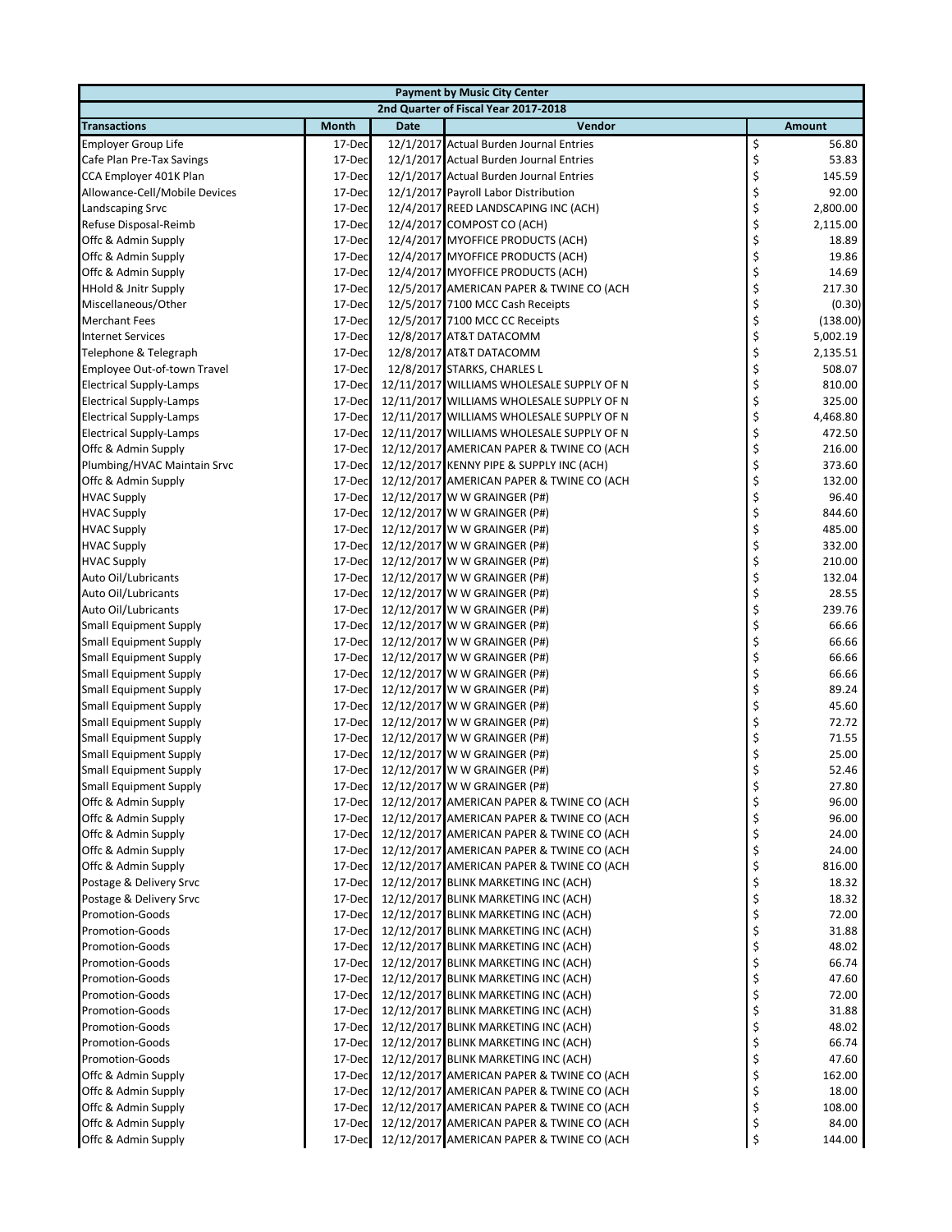| Payment by Music City Center | | | | |
|---|---|---|---|---|
| 2nd Quarter of Fiscal Year 2017-2018 | | | | |
| **Transactions** | **Month** | **Date** | **Vendor** | **Amount** |
| Employer Group Life | 17-Dec | 12/1/2017 | Actual Burden Journal Entries | $ 56.80 |
| Cafe Plan Pre-Tax Savings | 17-Dec | 12/1/2017 | Actual Burden Journal Entries | $ 53.83 |
| CCA Employer 401K Plan | 17-Dec | 12/1/2017 | Actual Burden Journal Entries | $ 145.59 |
| Allowance-Cell/Mobile Devices | 17-Dec | 12/1/2017 | Payroll Labor Distribution | $ 92.00 |
| Landscaping Srvc | 17-Dec | 12/4/2017 | REED LANDSCAPING INC (ACH) | $ 2,800.00 |
| Refuse Disposal-Reimb | 17-Dec | 12/4/2017 | COMPOST CO (ACH) | $ 2,115.00 |
| Offc & Admin Supply | 17-Dec | 12/4/2017 | MYOFFICE PRODUCTS (ACH) | $ 18.89 |
| Offc & Admin Supply | 17-Dec | 12/4/2017 | MYOFFICE PRODUCTS (ACH) | $ 19.86 |
| Offc & Admin Supply | 17-Dec | 12/4/2017 | MYOFFICE PRODUCTS (ACH) | $ 14.69 |
| HHold & Jnitr Supply | 17-Dec | 12/5/2017 | AMERICAN PAPER & TWINE CO (ACH | $ 217.30 |
| Miscellaneous/Other | 17-Dec | 12/5/2017 | 7100 MCC Cash Receipts | $ (0.30) |
| Merchant Fees | 17-Dec | 12/5/2017 | 7100 MCC CC Receipts | $ (138.00) |
| Internet Services | 17-Dec | 12/8/2017 | AT&T DATACOMM | $ 5,002.19 |
| Telephone & Telegraph | 17-Dec | 12/8/2017 | AT&T DATACOMM | $ 2,135.51 |
| Employee Out-of-town Travel | 17-Dec | 12/8/2017 | STARKS, CHARLES L | $ 508.07 |
| Electrical Supply-Lamps | 17-Dec | 12/11/2017 | WILLIAMS WHOLESALE SUPPLY OF N | $ 810.00 |
| Electrical Supply-Lamps | 17-Dec | 12/11/2017 | WILLIAMS WHOLESALE SUPPLY OF N | $ 325.00 |
| Electrical Supply-Lamps | 17-Dec | 12/11/2017 | WILLIAMS WHOLESALE SUPPLY OF N | $ 4,468.80 |
| Electrical Supply-Lamps | 17-Dec | 12/11/2017 | WILLIAMS WHOLESALE SUPPLY OF N | $ 472.50 |
| Offc & Admin Supply | 17-Dec | 12/12/2017 | AMERICAN PAPER & TWINE CO (ACH | $ 216.00 |
| Plumbing/HVAC Maintain Srvc | 17-Dec | 12/12/2017 | KENNY PIPE & SUPPLY INC (ACH) | $ 373.60 |
| Offc & Admin Supply | 17-Dec | 12/12/2017 | AMERICAN PAPER & TWINE CO (ACH | $ 132.00 |
| HVAC Supply | 17-Dec | 12/12/2017 | W W GRAINGER (P#) | $ 96.40 |
| HVAC Supply | 17-Dec | 12/12/2017 | W W GRAINGER (P#) | $ 844.60 |
| HVAC Supply | 17-Dec | 12/12/2017 | W W GRAINGER (P#) | $ 485.00 |
| HVAC Supply | 17-Dec | 12/12/2017 | W W GRAINGER (P#) | $ 332.00 |
| HVAC Supply | 17-Dec | 12/12/2017 | W W GRAINGER (P#) | $ 210.00 |
| Auto Oil/Lubricants | 17-Dec | 12/12/2017 | W W GRAINGER (P#) | $ 132.04 |
| Auto Oil/Lubricants | 17-Dec | 12/12/2017 | W W GRAINGER (P#) | $ 28.55 |
| Auto Oil/Lubricants | 17-Dec | 12/12/2017 | W W GRAINGER (P#) | $ 239.76 |
| Small Equipment Supply | 17-Dec | 12/12/2017 | W W GRAINGER (P#) | $ 66.66 |
| Small Equipment Supply | 17-Dec | 12/12/2017 | W W GRAINGER (P#) | $ 66.66 |
| Small Equipment Supply | 17-Dec | 12/12/2017 | W W GRAINGER (P#) | $ 66.66 |
| Small Equipment Supply | 17-Dec | 12/12/2017 | W W GRAINGER (P#) | $ 66.66 |
| Small Equipment Supply | 17-Dec | 12/12/2017 | W W GRAINGER (P#) | $ 89.24 |
| Small Equipment Supply | 17-Dec | 12/12/2017 | W W GRAINGER (P#) | $ 45.60 |
| Small Equipment Supply | 17-Dec | 12/12/2017 | W W GRAINGER (P#) | $ 72.72 |
| Small Equipment Supply | 17-Dec | 12/12/2017 | W W GRAINGER (P#) | $ 71.55 |
| Small Equipment Supply | 17-Dec | 12/12/2017 | W W GRAINGER (P#) | $ 25.00 |
| Small Equipment Supply | 17-Dec | 12/12/2017 | W W GRAINGER (P#) | $ 52.46 |
| Small Equipment Supply | 17-Dec | 12/12/2017 | W W GRAINGER (P#) | $ 27.80 |
| Offc & Admin Supply | 17-Dec | 12/12/2017 | AMERICAN PAPER & TWINE CO (ACH | $ 96.00 |
| Offc & Admin Supply | 17-Dec | 12/12/2017 | AMERICAN PAPER & TWINE CO (ACH | $ 96.00 |
| Offc & Admin Supply | 17-Dec | 12/12/2017 | AMERICAN PAPER & TWINE CO (ACH | $ 24.00 |
| Offc & Admin Supply | 17-Dec | 12/12/2017 | AMERICAN PAPER & TWINE CO (ACH | $ 24.00 |
| Offc & Admin Supply | 17-Dec | 12/12/2017 | AMERICAN PAPER & TWINE CO (ACH | $ 816.00 |
| Postage & Delivery Srvc | 17-Dec | 12/12/2017 | BLINK MARKETING INC (ACH) | $ 18.32 |
| Postage & Delivery Srvc | 17-Dec | 12/12/2017 | BLINK MARKETING INC (ACH) | $ 18.32 |
| Promotion-Goods | 17-Dec | 12/12/2017 | BLINK MARKETING INC (ACH) | $ 72.00 |
| Promotion-Goods | 17-Dec | 12/12/2017 | BLINK MARKETING INC (ACH) | $ 31.88 |
| Promotion-Goods | 17-Dec | 12/12/2017 | BLINK MARKETING INC (ACH) | $ 48.02 |
| Promotion-Goods | 17-Dec | 12/12/2017 | BLINK MARKETING INC (ACH) | $ 66.74 |
| Promotion-Goods | 17-Dec | 12/12/2017 | BLINK MARKETING INC (ACH) | $ 47.60 |
| Promotion-Goods | 17-Dec | 12/12/2017 | BLINK MARKETING INC (ACH) | $ 72.00 |
| Promotion-Goods | 17-Dec | 12/12/2017 | BLINK MARKETING INC (ACH) | $ 31.88 |
| Promotion-Goods | 17-Dec | 12/12/2017 | BLINK MARKETING INC (ACH) | $ 48.02 |
| Promotion-Goods | 17-Dec | 12/12/2017 | BLINK MARKETING INC (ACH) | $ 66.74 |
| Promotion-Goods | 17-Dec | 12/12/2017 | BLINK MARKETING INC (ACH) | $ 47.60 |
| Offc & Admin Supply | 17-Dec | 12/12/2017 | AMERICAN PAPER & TWINE CO (ACH | $ 162.00 |
| Offc & Admin Supply | 17-Dec | 12/12/2017 | AMERICAN PAPER & TWINE CO (ACH | $ 18.00 |
| Offc & Admin Supply | 17-Dec | 12/12/2017 | AMERICAN PAPER & TWINE CO (ACH | $ 108.00 |
| Offc & Admin Supply | 17-Dec | 12/12/2017 | AMERICAN PAPER & TWINE CO (ACH | $ 84.00 |
| Offc & Admin Supply | 17-Dec | 12/12/2017 | AMERICAN PAPER & TWINE CO (ACH | $ 144.00 |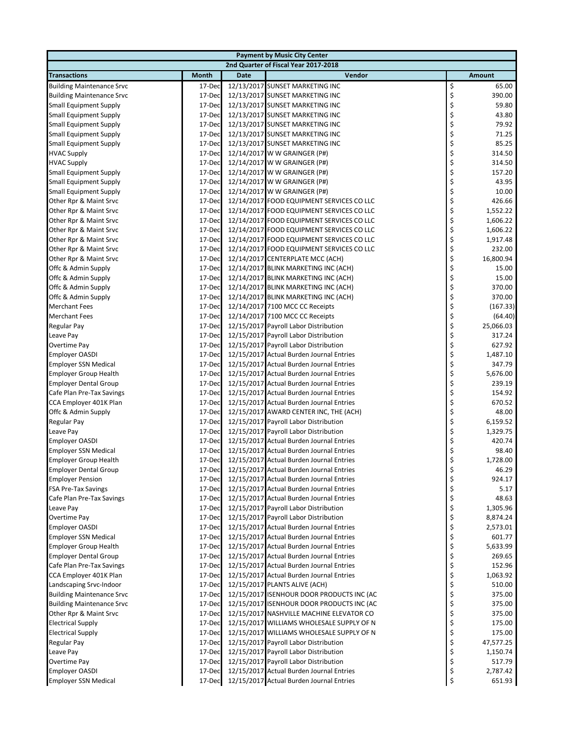| Payment by Music City Center | | | | |
|---|---|---|---|---|
| 2nd Quarter of Fiscal Year 2017-2018 | | | | |
| **Transactions** | **Month** | **Date** | **Vendor** | **Amount** |
| Building Maintenance Srvc | 17-Dec | 12/13/2017 | SUNSET MARKETING INC | $ 65.00 |
| Building Maintenance Srvc | 17-Dec | 12/13/2017 | SUNSET MARKETING INC | $ 390.00 |
| Small Equipment Supply | 17-Dec | 12/13/2017 | SUNSET MARKETING INC | $ 59.80 |
| Small Equipment Supply | 17-Dec | 12/13/2017 | SUNSET MARKETING INC | $ 43.80 |
| Small Equipment Supply | 17-Dec | 12/13/2017 | SUNSET MARKETING INC | $ 79.92 |
| Small Equipment Supply | 17-Dec | 12/13/2017 | SUNSET MARKETING INC | $ 71.25 |
| Small Equipment Supply | 17-Dec | 12/13/2017 | SUNSET MARKETING INC | $ 85.25 |
| HVAC Supply | 17-Dec | 12/14/2017 | W W GRAINGER (P#) | $ 314.50 |
| HVAC Supply | 17-Dec | 12/14/2017 | W W GRAINGER (P#) | $ 314.50 |
| Small Equipment Supply | 17-Dec | 12/14/2017 | W W GRAINGER (P#) | $ 157.20 |
| Small Equipment Supply | 17-Dec | 12/14/2017 | W W GRAINGER (P#) | $ 43.95 |
| Small Equipment Supply | 17-Dec | 12/14/2017 | W W GRAINGER (P#) | $ 10.00 |
| Other Rpr & Maint Srvc | 17-Dec | 12/14/2017 | FOOD EQUIPMENT SERVICES CO LLC | $ 426.66 |
| Other Rpr & Maint Srvc | 17-Dec | 12/14/2017 | FOOD EQUIPMENT SERVICES CO LLC | $ 1,552.22 |
| Other Rpr & Maint Srvc | 17-Dec | 12/14/2017 | FOOD EQUIPMENT SERVICES CO LLC | $ 1,606.22 |
| Other Rpr & Maint Srvc | 17-Dec | 12/14/2017 | FOOD EQUIPMENT SERVICES CO LLC | $ 1,606.22 |
| Other Rpr & Maint Srvc | 17-Dec | 12/14/2017 | FOOD EQUIPMENT SERVICES CO LLC | $ 1,917.48 |
| Other Rpr & Maint Srvc | 17-Dec | 12/14/2017 | FOOD EQUIPMENT SERVICES CO LLC | $ 232.00 |
| Other Rpr & Maint Srvc | 17-Dec | 12/14/2017 | CENTERPLATE MCC (ACH) | $ 16,800.94 |
| Offc & Admin Supply | 17-Dec | 12/14/2017 | BLINK MARKETING INC (ACH) | $ 15.00 |
| Offc & Admin Supply | 17-Dec | 12/14/2017 | BLINK MARKETING INC (ACH) | $ 15.00 |
| Offc & Admin Supply | 17-Dec | 12/14/2017 | BLINK MARKETING INC (ACH) | $ 370.00 |
| Offc & Admin Supply | 17-Dec | 12/14/2017 | BLINK MARKETING INC (ACH) | $ 370.00 |
| Merchant Fees | 17-Dec | 12/14/2017 | 7100 MCC CC Receipts | $ (167.33) |
| Merchant Fees | 17-Dec | 12/14/2017 | 7100 MCC CC Receipts | $ (64.40) |
| Regular Pay | 17-Dec | 12/15/2017 | Payroll Labor Distribution | $ 25,066.03 |
| Leave Pay | 17-Dec | 12/15/2017 | Payroll Labor Distribution | $ 317.24 |
| Overtime Pay | 17-Dec | 12/15/2017 | Payroll Labor Distribution | $ 627.92 |
| Employer OASDI | 17-Dec | 12/15/2017 | Actual Burden Journal Entries | $ 1,487.10 |
| Employer SSN Medical | 17-Dec | 12/15/2017 | Actual Burden Journal Entries | $ 347.79 |
| Employer Group Health | 17-Dec | 12/15/2017 | Actual Burden Journal Entries | $ 5,676.00 |
| Employer Dental Group | 17-Dec | 12/15/2017 | Actual Burden Journal Entries | $ 239.19 |
| Cafe Plan Pre-Tax Savings | 17-Dec | 12/15/2017 | Actual Burden Journal Entries | $ 154.92 |
| CCA Employer 401K Plan | 17-Dec | 12/15/2017 | Actual Burden Journal Entries | $ 670.52 |
| Offc & Admin Supply | 17-Dec | 12/15/2017 | AWARD CENTER INC, THE (ACH) | $ 48.00 |
| Regular Pay | 17-Dec | 12/15/2017 | Payroll Labor Distribution | $ 6,159.52 |
| Leave Pay | 17-Dec | 12/15/2017 | Payroll Labor Distribution | $ 1,329.75 |
| Employer OASDI | 17-Dec | 12/15/2017 | Actual Burden Journal Entries | $ 420.74 |
| Employer SSN Medical | 17-Dec | 12/15/2017 | Actual Burden Journal Entries | $ 98.40 |
| Employer Group Health | 17-Dec | 12/15/2017 | Actual Burden Journal Entries | $ 1,728.00 |
| Employer Dental Group | 17-Dec | 12/15/2017 | Actual Burden Journal Entries | $ 46.29 |
| Employer Pension | 17-Dec | 12/15/2017 | Actual Burden Journal Entries | $ 924.17 |
| FSA Pre-Tax Savings | 17-Dec | 12/15/2017 | Actual Burden Journal Entries | $ 5.17 |
| Cafe Plan Pre-Tax Savings | 17-Dec | 12/15/2017 | Actual Burden Journal Entries | $ 48.63 |
| Leave Pay | 17-Dec | 12/15/2017 | Payroll Labor Distribution | $ 1,305.96 |
| Overtime Pay | 17-Dec | 12/15/2017 | Payroll Labor Distribution | $ 8,874.24 |
| Employer OASDI | 17-Dec | 12/15/2017 | Actual Burden Journal Entries | $ 2,573.01 |
| Employer SSN Medical | 17-Dec | 12/15/2017 | Actual Burden Journal Entries | $ 601.77 |
| Employer Group Health | 17-Dec | 12/15/2017 | Actual Burden Journal Entries | $ 5,633.99 |
| Employer Dental Group | 17-Dec | 12/15/2017 | Actual Burden Journal Entries | $ 269.65 |
| Cafe Plan Pre-Tax Savings | 17-Dec | 12/15/2017 | Actual Burden Journal Entries | $ 152.96 |
| CCA Employer 401K Plan | 17-Dec | 12/15/2017 | Actual Burden Journal Entries | $ 1,063.92 |
| Landscaping Srvc-Indoor | 17-Dec | 12/15/2017 | PLANTS ALIVE (ACH) | $ 510.00 |
| Building Maintenance Srvc | 17-Dec | 12/15/2017 | ISENHOUR DOOR PRODUCTS INC (AC | $ 375.00 |
| Building Maintenance Srvc | 17-Dec | 12/15/2017 | ISENHOUR DOOR PRODUCTS INC (AC | $ 375.00 |
| Other Rpr & Maint Srvc | 17-Dec | 12/15/2017 | NASHVILLE MACHINE ELEVATOR CO | $ 375.00 |
| Electrical Supply | 17-Dec | 12/15/2017 | WILLIAMS WHOLESALE SUPPLY OF N | $ 175.00 |
| Electrical Supply | 17-Dec | 12/15/2017 | WILLIAMS WHOLESALE SUPPLY OF N | $ 175.00 |
| Regular Pay | 17-Dec | 12/15/2017 | Payroll Labor Distribution | $ 47,577.25 |
| Leave Pay | 17-Dec | 12/15/2017 | Payroll Labor Distribution | $ 1,150.74 |
| Overtime Pay | 17-Dec | 12/15/2017 | Payroll Labor Distribution | $ 517.79 |
| Employer OASDI | 17-Dec | 12/15/2017 | Actual Burden Journal Entries | $ 2,787.42 |
| Employer SSN Medical | 17-Dec | 12/15/2017 | Actual Burden Journal Entries | $ 651.93 |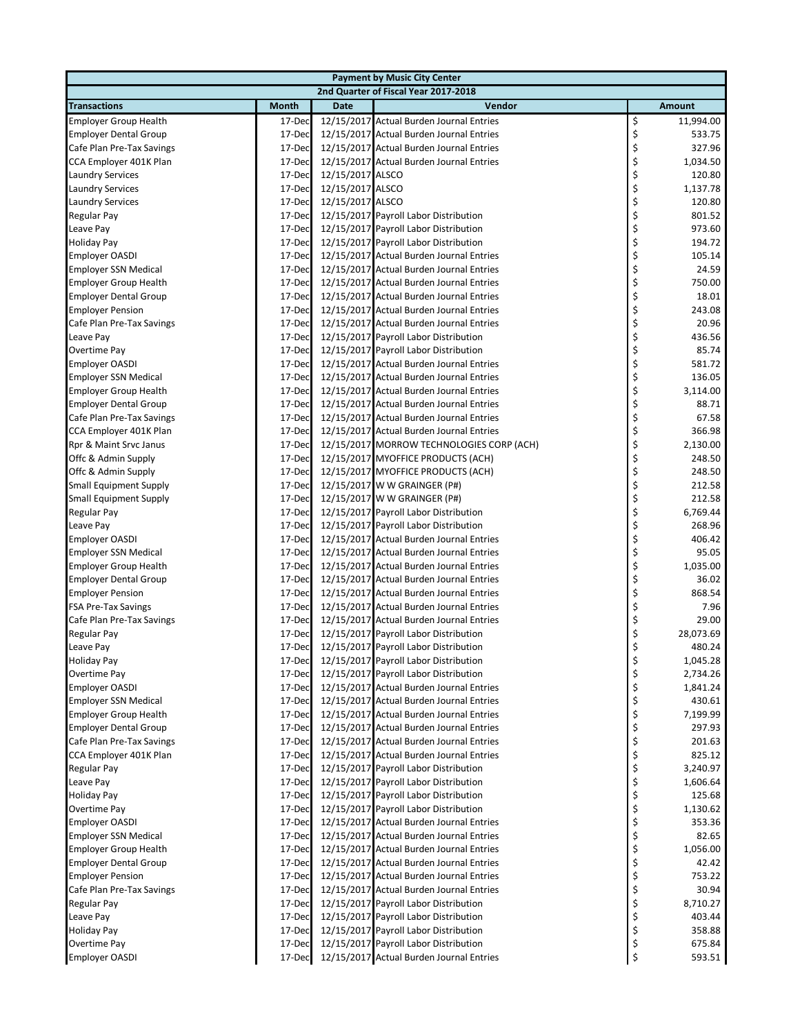| Payment by Music City Center | | | | |
|---|---|---|---|---|
| 2nd Quarter of Fiscal Year 2017-2018 | | | | |
| **Transactions** | **Month** | **Date** | **Vendor** | **Amount** |
| Employer Group Health | 17-Dec | 12/15/2017 | Actual Burden Journal Entries | $ 11,994.00 |
| Employer Dental Group | 17-Dec | 12/15/2017 | Actual Burden Journal Entries | $ 533.75 |
| Cafe Plan Pre-Tax Savings | 17-Dec | 12/15/2017 | Actual Burden Journal Entries | $ 327.96 |
| CCA Employer 401K Plan | 17-Dec | 12/15/2017 | Actual Burden Journal Entries | $ 1,034.50 |
| Laundry Services | 17-Dec | 12/15/2017 | ALSCO | $ 120.80 |
| Laundry Services | 17-Dec | 12/15/2017 | ALSCO | $ 1,137.78 |
| Laundry Services | 17-Dec | 12/15/2017 | ALSCO | $ 120.80 |
| Regular Pay | 17-Dec | 12/15/2017 | Payroll Labor Distribution | $ 801.52 |
| Leave Pay | 17-Dec | 12/15/2017 | Payroll Labor Distribution | $ 973.60 |
| Holiday Pay | 17-Dec | 12/15/2017 | Payroll Labor Distribution | $ 194.72 |
| Employer OASDI | 17-Dec | 12/15/2017 | Actual Burden Journal Entries | $ 105.14 |
| Employer SSN Medical | 17-Dec | 12/15/2017 | Actual Burden Journal Entries | $ 24.59 |
| Employer Group Health | 17-Dec | 12/15/2017 | Actual Burden Journal Entries | $ 750.00 |
| Employer Dental Group | 17-Dec | 12/15/2017 | Actual Burden Journal Entries | $ 18.01 |
| Employer Pension | 17-Dec | 12/15/2017 | Actual Burden Journal Entries | $ 243.08 |
| Cafe Plan Pre-Tax Savings | 17-Dec | 12/15/2017 | Actual Burden Journal Entries | $ 20.96 |
| Leave Pay | 17-Dec | 12/15/2017 | Payroll Labor Distribution | $ 436.56 |
| Overtime Pay | 17-Dec | 12/15/2017 | Payroll Labor Distribution | $ 85.74 |
| Employer OASDI | 17-Dec | 12/15/2017 | Actual Burden Journal Entries | $ 581.72 |
| Employer SSN Medical | 17-Dec | 12/15/2017 | Actual Burden Journal Entries | $ 136.05 |
| Employer Group Health | 17-Dec | 12/15/2017 | Actual Burden Journal Entries | $ 3,114.00 |
| Employer Dental Group | 17-Dec | 12/15/2017 | Actual Burden Journal Entries | $ 88.71 |
| Cafe Plan Pre-Tax Savings | 17-Dec | 12/15/2017 | Actual Burden Journal Entries | $ 67.58 |
| CCA Employer 401K Plan | 17-Dec | 12/15/2017 | Actual Burden Journal Entries | $ 366.98 |
| Rpr & Maint Srvc Janus | 17-Dec | 12/15/2017 | MORROW TECHNOLOGIES CORP (ACH) | $ 2,130.00 |
| Offc & Admin Supply | 17-Dec | 12/15/2017 | MYOFFICE PRODUCTS (ACH) | $ 248.50 |
| Offc & Admin Supply | 17-Dec | 12/15/2017 | MYOFFICE PRODUCTS (ACH) | $ 248.50 |
| Small Equipment Supply | 17-Dec | 12/15/2017 | W W GRAINGER (P#) | $ 212.58 |
| Small Equipment Supply | 17-Dec | 12/15/2017 | W W GRAINGER (P#) | $ 212.58 |
| Regular Pay | 17-Dec | 12/15/2017 | Payroll Labor Distribution | $ 6,769.44 |
| Leave Pay | 17-Dec | 12/15/2017 | Payroll Labor Distribution | $ 268.96 |
| Employer OASDI | 17-Dec | 12/15/2017 | Actual Burden Journal Entries | $ 406.42 |
| Employer SSN Medical | 17-Dec | 12/15/2017 | Actual Burden Journal Entries | $ 95.05 |
| Employer Group Health | 17-Dec | 12/15/2017 | Actual Burden Journal Entries | $ 1,035.00 |
| Employer Dental Group | 17-Dec | 12/15/2017 | Actual Burden Journal Entries | $ 36.02 |
| Employer Pension | 17-Dec | 12/15/2017 | Actual Burden Journal Entries | $ 868.54 |
| FSA Pre-Tax Savings | 17-Dec | 12/15/2017 | Actual Burden Journal Entries | $ 7.96 |
| Cafe Plan Pre-Tax Savings | 17-Dec | 12/15/2017 | Actual Burden Journal Entries | $ 29.00 |
| Regular Pay | 17-Dec | 12/15/2017 | Payroll Labor Distribution | $ 28,073.69 |
| Leave Pay | 17-Dec | 12/15/2017 | Payroll Labor Distribution | $ 480.24 |
| Holiday Pay | 17-Dec | 12/15/2017 | Payroll Labor Distribution | $ 1,045.28 |
| Overtime Pay | 17-Dec | 12/15/2017 | Payroll Labor Distribution | $ 2,734.26 |
| Employer OASDI | 17-Dec | 12/15/2017 | Actual Burden Journal Entries | $ 1,841.24 |
| Employer SSN Medical | 17-Dec | 12/15/2017 | Actual Burden Journal Entries | $ 430.61 |
| Employer Group Health | 17-Dec | 12/15/2017 | Actual Burden Journal Entries | $ 7,199.99 |
| Employer Dental Group | 17-Dec | 12/15/2017 | Actual Burden Journal Entries | $ 297.93 |
| Cafe Plan Pre-Tax Savings | 17-Dec | 12/15/2017 | Actual Burden Journal Entries | $ 201.63 |
| CCA Employer 401K Plan | 17-Dec | 12/15/2017 | Actual Burden Journal Entries | $ 825.12 |
| Regular Pay | 17-Dec | 12/15/2017 | Payroll Labor Distribution | $ 3,240.97 |
| Leave Pay | 17-Dec | 12/15/2017 | Payroll Labor Distribution | $ 1,606.64 |
| Holiday Pay | 17-Dec | 12/15/2017 | Payroll Labor Distribution | $ 125.68 |
| Overtime Pay | 17-Dec | 12/15/2017 | Payroll Labor Distribution | $ 1,130.62 |
| Employer OASDI | 17-Dec | 12/15/2017 | Actual Burden Journal Entries | $ 353.36 |
| Employer SSN Medical | 17-Dec | 12/15/2017 | Actual Burden Journal Entries | $ 82.65 |
| Employer Group Health | 17-Dec | 12/15/2017 | Actual Burden Journal Entries | $ 1,056.00 |
| Employer Dental Group | 17-Dec | 12/15/2017 | Actual Burden Journal Entries | $ 42.42 |
| Employer Pension | 17-Dec | 12/15/2017 | Actual Burden Journal Entries | $ 753.22 |
| Cafe Plan Pre-Tax Savings | 17-Dec | 12/15/2017 | Actual Burden Journal Entries | $ 30.94 |
| Regular Pay | 17-Dec | 12/15/2017 | Payroll Labor Distribution | $ 8,710.27 |
| Leave Pay | 17-Dec | 12/15/2017 | Payroll Labor Distribution | $ 403.44 |
| Holiday Pay | 17-Dec | 12/15/2017 | Payroll Labor Distribution | $ 358.88 |
| Overtime Pay | 17-Dec | 12/15/2017 | Payroll Labor Distribution | $ 675.84 |
| Employer OASDI | 17-Dec | 12/15/2017 | Actual Burden Journal Entries | $ 593.51 |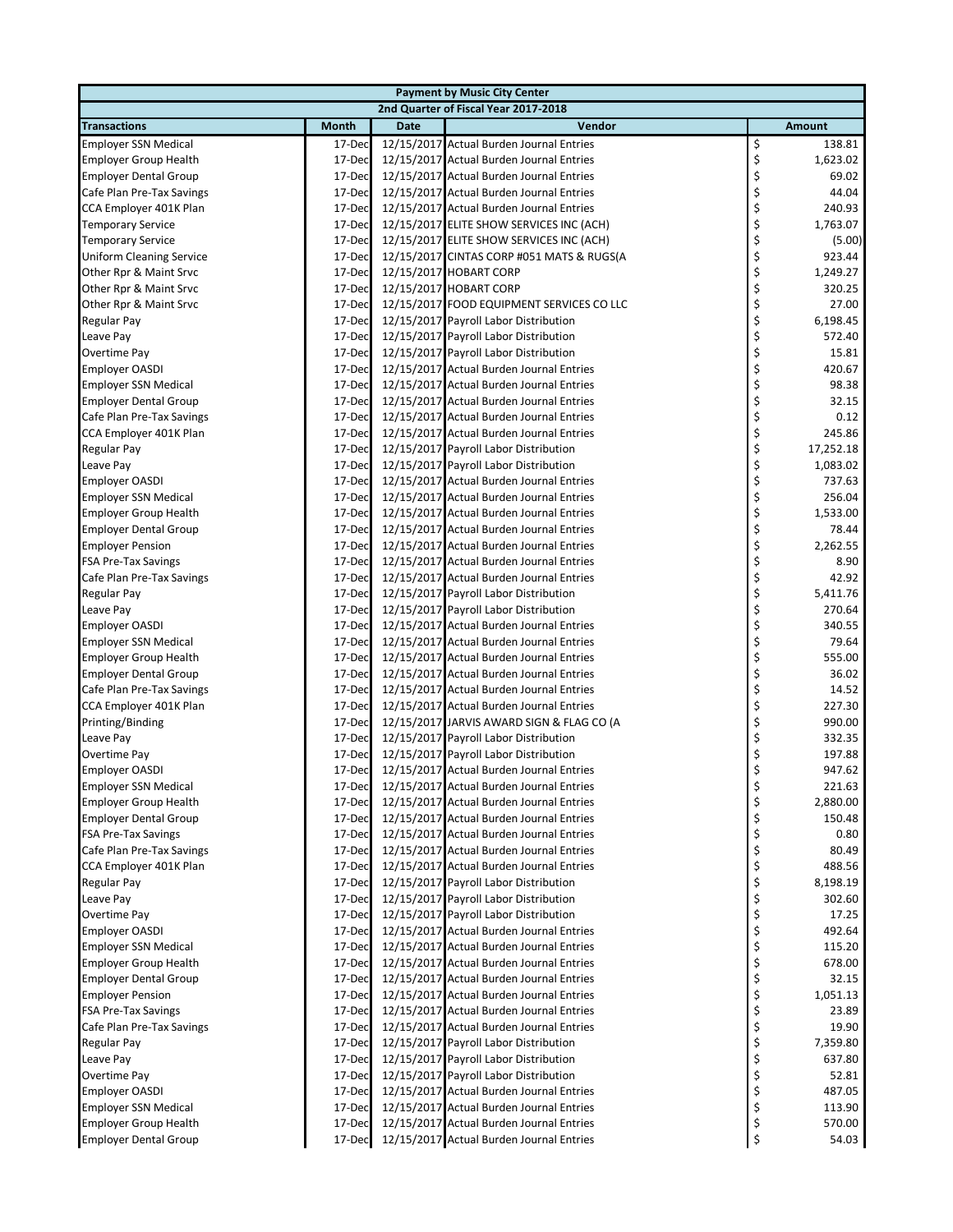| Payment by Music City Center | | | | |
|---|---|---|---|---|
| 2nd Quarter of Fiscal Year 2017-2018 | | | | |
| **Transactions** | **Month** | **Date** | **Vendor** | **Amount** |
| Employer SSN Medical | 17-Dec | 12/15/2017 | Actual Burden Journal Entries | $ 138.81 |
| Employer Group Health | 17-Dec | 12/15/2017 | Actual Burden Journal Entries | $ 1,623.02 |
| Employer Dental Group | 17-Dec | 12/15/2017 | Actual Burden Journal Entries | $ 69.02 |
| Cafe Plan Pre-Tax Savings | 17-Dec | 12/15/2017 | Actual Burden Journal Entries | $ 44.04 |
| CCA Employer 401K Plan | 17-Dec | 12/15/2017 | Actual Burden Journal Entries | $ 240.93 |
| Temporary Service | 17-Dec | 12/15/2017 | ELITE SHOW SERVICES INC (ACH) | $ 1,763.07 |
| Temporary Service | 17-Dec | 12/15/2017 | ELITE SHOW SERVICES INC (ACH) | $ (5.00) |
| Uniform Cleaning Service | 17-Dec | 12/15/2017 | CINTAS CORP #051 MATS & RUGS(A | $ 923.44 |
| Other Rpr & Maint Srvc | 17-Dec | 12/15/2017 | HOBART CORP | $ 1,249.27 |
| Other Rpr & Maint Srvc | 17-Dec | 12/15/2017 | HOBART CORP | $ 320.25 |
| Other Rpr & Maint Srvc | 17-Dec | 12/15/2017 | FOOD EQUIPMENT SERVICES CO LLC | $ 27.00 |
| Regular Pay | 17-Dec | 12/15/2017 | Payroll Labor Distribution | $ 6,198.45 |
| Leave Pay | 17-Dec | 12/15/2017 | Payroll Labor Distribution | $ 572.40 |
| Overtime Pay | 17-Dec | 12/15/2017 | Payroll Labor Distribution | $ 15.81 |
| Employer OASDI | 17-Dec | 12/15/2017 | Actual Burden Journal Entries | $ 420.67 |
| Employer SSN Medical | 17-Dec | 12/15/2017 | Actual Burden Journal Entries | $ 98.38 |
| Employer Dental Group | 17-Dec | 12/15/2017 | Actual Burden Journal Entries | $ 32.15 |
| Cafe Plan Pre-Tax Savings | 17-Dec | 12/15/2017 | Actual Burden Journal Entries | $ 0.12 |
| CCA Employer 401K Plan | 17-Dec | 12/15/2017 | Actual Burden Journal Entries | $ 245.86 |
| Regular Pay | 17-Dec | 12/15/2017 | Payroll Labor Distribution | $ 17,252.18 |
| Leave Pay | 17-Dec | 12/15/2017 | Payroll Labor Distribution | $ 1,083.02 |
| Employer OASDI | 17-Dec | 12/15/2017 | Actual Burden Journal Entries | $ 737.63 |
| Employer SSN Medical | 17-Dec | 12/15/2017 | Actual Burden Journal Entries | $ 256.04 |
| Employer Group Health | 17-Dec | 12/15/2017 | Actual Burden Journal Entries | $ 1,533.00 |
| Employer Dental Group | 17-Dec | 12/15/2017 | Actual Burden Journal Entries | $ 78.44 |
| Employer Pension | 17-Dec | 12/15/2017 | Actual Burden Journal Entries | $ 2,262.55 |
| FSA Pre-Tax Savings | 17-Dec | 12/15/2017 | Actual Burden Journal Entries | $ 8.90 |
| Cafe Plan Pre-Tax Savings | 17-Dec | 12/15/2017 | Actual Burden Journal Entries | $ 42.92 |
| Regular Pay | 17-Dec | 12/15/2017 | Payroll Labor Distribution | $ 5,411.76 |
| Leave Pay | 17-Dec | 12/15/2017 | Payroll Labor Distribution | $ 270.64 |
| Employer OASDI | 17-Dec | 12/15/2017 | Actual Burden Journal Entries | $ 340.55 |
| Employer SSN Medical | 17-Dec | 12/15/2017 | Actual Burden Journal Entries | $ 79.64 |
| Employer Group Health | 17-Dec | 12/15/2017 | Actual Burden Journal Entries | $ 555.00 |
| Employer Dental Group | 17-Dec | 12/15/2017 | Actual Burden Journal Entries | $ 36.02 |
| Cafe Plan Pre-Tax Savings | 17-Dec | 12/15/2017 | Actual Burden Journal Entries | $ 14.52 |
| CCA Employer 401K Plan | 17-Dec | 12/15/2017 | Actual Burden Journal Entries | $ 227.30 |
| Printing/Binding | 17-Dec | 12/15/2017 | JARVIS AWARD SIGN & FLAG CO (A | $ 990.00 |
| Leave Pay | 17-Dec | 12/15/2017 | Payroll Labor Distribution | $ 332.35 |
| Overtime Pay | 17-Dec | 12/15/2017 | Payroll Labor Distribution | $ 197.88 |
| Employer OASDI | 17-Dec | 12/15/2017 | Actual Burden Journal Entries | $ 947.62 |
| Employer SSN Medical | 17-Dec | 12/15/2017 | Actual Burden Journal Entries | $ 221.63 |
| Employer Group Health | 17-Dec | 12/15/2017 | Actual Burden Journal Entries | $ 2,880.00 |
| Employer Dental Group | 17-Dec | 12/15/2017 | Actual Burden Journal Entries | $ 150.48 |
| FSA Pre-Tax Savings | 17-Dec | 12/15/2017 | Actual Burden Journal Entries | $ 0.80 |
| Cafe Plan Pre-Tax Savings | 17-Dec | 12/15/2017 | Actual Burden Journal Entries | $ 80.49 |
| CCA Employer 401K Plan | 17-Dec | 12/15/2017 | Actual Burden Journal Entries | $ 488.56 |
| Regular Pay | 17-Dec | 12/15/2017 | Payroll Labor Distribution | $ 8,198.19 |
| Leave Pay | 17-Dec | 12/15/2017 | Payroll Labor Distribution | $ 302.60 |
| Overtime Pay | 17-Dec | 12/15/2017 | Payroll Labor Distribution | $ 17.25 |
| Employer OASDI | 17-Dec | 12/15/2017 | Actual Burden Journal Entries | $ 492.64 |
| Employer SSN Medical | 17-Dec | 12/15/2017 | Actual Burden Journal Entries | $ 115.20 |
| Employer Group Health | 17-Dec | 12/15/2017 | Actual Burden Journal Entries | $ 678.00 |
| Employer Dental Group | 17-Dec | 12/15/2017 | Actual Burden Journal Entries | $ 32.15 |
| Employer Pension | 17-Dec | 12/15/2017 | Actual Burden Journal Entries | $ 1,051.13 |
| FSA Pre-Tax Savings | 17-Dec | 12/15/2017 | Actual Burden Journal Entries | $ 23.89 |
| Cafe Plan Pre-Tax Savings | 17-Dec | 12/15/2017 | Actual Burden Journal Entries | $ 19.90 |
| Regular Pay | 17-Dec | 12/15/2017 | Payroll Labor Distribution | $ 7,359.80 |
| Leave Pay | 17-Dec | 12/15/2017 | Payroll Labor Distribution | $ 637.80 |
| Overtime Pay | 17-Dec | 12/15/2017 | Payroll Labor Distribution | $ 52.81 |
| Employer OASDI | 17-Dec | 12/15/2017 | Actual Burden Journal Entries | $ 487.05 |
| Employer SSN Medical | 17-Dec | 12/15/2017 | Actual Burden Journal Entries | $ 113.90 |
| Employer Group Health | 17-Dec | 12/15/2017 | Actual Burden Journal Entries | $ 570.00 |
| Employer Dental Group | 17-Dec | 12/15/2017 | Actual Burden Journal Entries | $ 54.03 |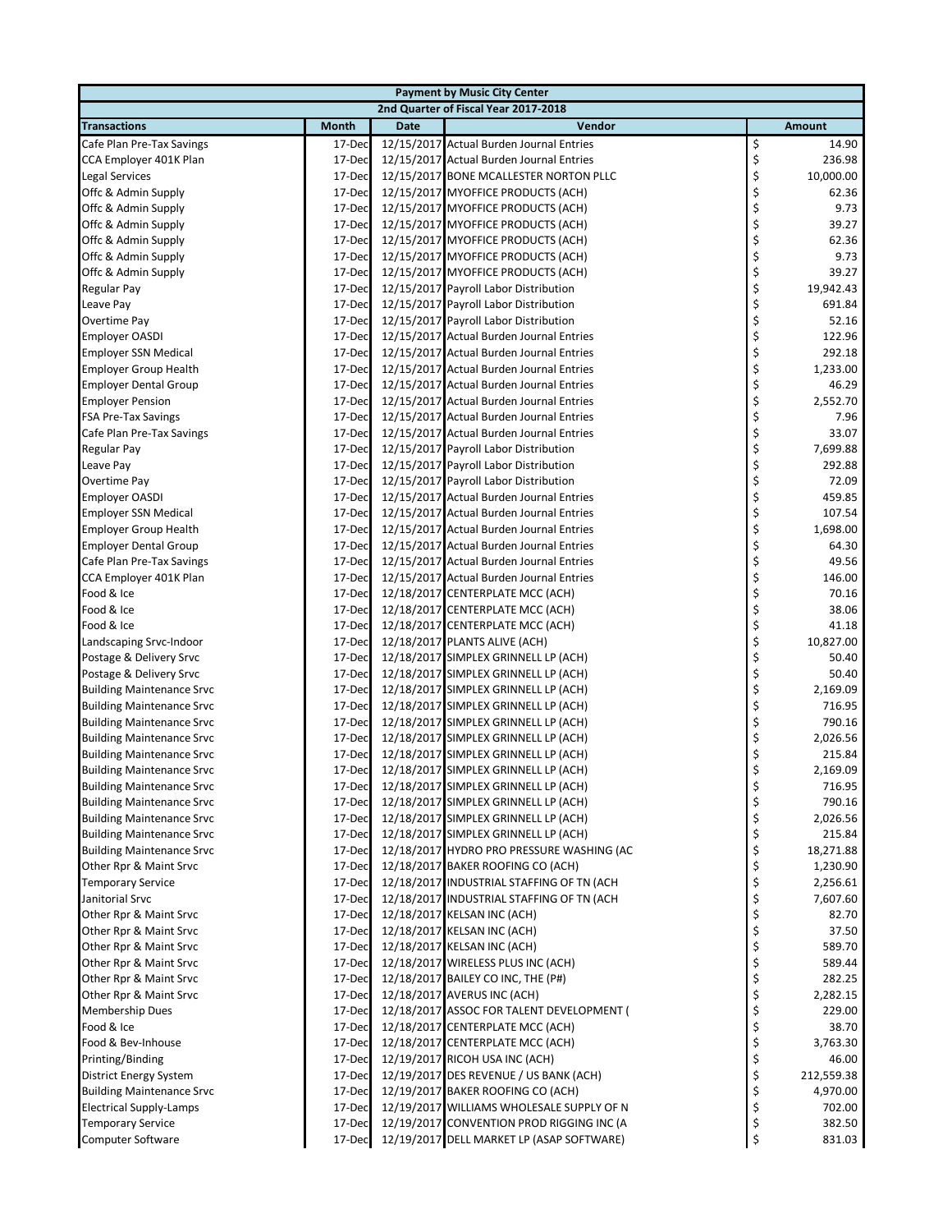| Payment by Music City Center | | | | |
|---|---|---|---|---|
| 2nd Quarter of Fiscal Year 2017-2018 | | | | |
| **Transactions** | **Month** | **Date** | **Vendor** | **Amount** |
| Cafe Plan Pre-Tax Savings | 17-Dec | 12/15/2017 | Actual Burden Journal Entries | $ 14.90 |
| CCA Employer 401K Plan | 17-Dec | 12/15/2017 | Actual Burden Journal Entries | $ 236.98 |
| Legal Services | 17-Dec | 12/15/2017 | BONE MCALLESTER NORTON PLLC | $ 10,000.00 |
| Offc & Admin Supply | 17-Dec | 12/15/2017 | MYOFFICE PRODUCTS (ACH) | $ 62.36 |
| Offc & Admin Supply | 17-Dec | 12/15/2017 | MYOFFICE PRODUCTS (ACH) | $ 9.73 |
| Offc & Admin Supply | 17-Dec | 12/15/2017 | MYOFFICE PRODUCTS (ACH) | $ 39.27 |
| Offc & Admin Supply | 17-Dec | 12/15/2017 | MYOFFICE PRODUCTS (ACH) | $ 62.36 |
| Offc & Admin Supply | 17-Dec | 12/15/2017 | MYOFFICE PRODUCTS (ACH) | $ 9.73 |
| Offc & Admin Supply | 17-Dec | 12/15/2017 | MYOFFICE PRODUCTS (ACH) | $ 39.27 |
| Regular Pay | 17-Dec | 12/15/2017 | Payroll Labor Distribution | $ 19,942.43 |
| Leave Pay | 17-Dec | 12/15/2017 | Payroll Labor Distribution | $ 691.84 |
| Overtime Pay | 17-Dec | 12/15/2017 | Payroll Labor Distribution | $ 52.16 |
| Employer OASDI | 17-Dec | 12/15/2017 | Actual Burden Journal Entries | $ 122.96 |
| Employer SSN Medical | 17-Dec | 12/15/2017 | Actual Burden Journal Entries | $ 292.18 |
| Employer Group Health | 17-Dec | 12/15/2017 | Actual Burden Journal Entries | $ 1,233.00 |
| Employer Dental Group | 17-Dec | 12/15/2017 | Actual Burden Journal Entries | $ 46.29 |
| Employer Pension | 17-Dec | 12/15/2017 | Actual Burden Journal Entries | $ 2,552.70 |
| FSA Pre-Tax Savings | 17-Dec | 12/15/2017 | Actual Burden Journal Entries | $ 7.96 |
| Cafe Plan Pre-Tax Savings | 17-Dec | 12/15/2017 | Actual Burden Journal Entries | $ 33.07 |
| Regular Pay | 17-Dec | 12/15/2017 | Payroll Labor Distribution | $ 7,699.88 |
| Leave Pay | 17-Dec | 12/15/2017 | Payroll Labor Distribution | $ 292.88 |
| Overtime Pay | 17-Dec | 12/15/2017 | Payroll Labor Distribution | $ 72.09 |
| Employer OASDI | 17-Dec | 12/15/2017 | Actual Burden Journal Entries | $ 459.85 |
| Employer SSN Medical | 17-Dec | 12/15/2017 | Actual Burden Journal Entries | $ 107.54 |
| Employer Group Health | 17-Dec | 12/15/2017 | Actual Burden Journal Entries | $ 1,698.00 |
| Employer Dental Group | 17-Dec | 12/15/2017 | Actual Burden Journal Entries | $ 64.30 |
| Cafe Plan Pre-Tax Savings | 17-Dec | 12/15/2017 | Actual Burden Journal Entries | $ 49.56 |
| CCA Employer 401K Plan | 17-Dec | 12/15/2017 | Actual Burden Journal Entries | $ 146.00 |
| Food & Ice | 17-Dec | 12/18/2017 | CENTERPLATE MCC (ACH) | $ 70.16 |
| Food & Ice | 17-Dec | 12/18/2017 | CENTERPLATE MCC (ACH) | $ 38.06 |
| Food & Ice | 17-Dec | 12/18/2017 | CENTERPLATE MCC (ACH) | $ 41.18 |
| Landscaping Srvc-Indoor | 17-Dec | 12/18/2017 | PLANTS ALIVE (ACH) | $ 10,827.00 |
| Postage & Delivery Srvc | 17-Dec | 12/18/2017 | SIMPLEX GRINNELL LP (ACH) | $ 50.40 |
| Postage & Delivery Srvc | 17-Dec | 12/18/2017 | SIMPLEX GRINNELL LP (ACH) | $ 50.40 |
| Building Maintenance Srvc | 17-Dec | 12/18/2017 | SIMPLEX GRINNELL LP (ACH) | $ 2,169.09 |
| Building Maintenance Srvc | 17-Dec | 12/18/2017 | SIMPLEX GRINNELL LP (ACH) | $ 716.95 |
| Building Maintenance Srvc | 17-Dec | 12/18/2017 | SIMPLEX GRINNELL LP (ACH) | $ 790.16 |
| Building Maintenance Srvc | 17-Dec | 12/18/2017 | SIMPLEX GRINNELL LP (ACH) | $ 2,026.56 |
| Building Maintenance Srvc | 17-Dec | 12/18/2017 | SIMPLEX GRINNELL LP (ACH) | $ 215.84 |
| Building Maintenance Srvc | 17-Dec | 12/18/2017 | SIMPLEX GRINNELL LP (ACH) | $ 2,169.09 |
| Building Maintenance Srvc | 17-Dec | 12/18/2017 | SIMPLEX GRINNELL LP (ACH) | $ 716.95 |
| Building Maintenance Srvc | 17-Dec | 12/18/2017 | SIMPLEX GRINNELL LP (ACH) | $ 790.16 |
| Building Maintenance Srvc | 17-Dec | 12/18/2017 | SIMPLEX GRINNELL LP (ACH) | $ 2,026.56 |
| Building Maintenance Srvc | 17-Dec | 12/18/2017 | SIMPLEX GRINNELL LP (ACH) | $ 215.84 |
| Building Maintenance Srvc | 17-Dec | 12/18/2017 | HYDRO PRO PRESSURE WASHING (AC | $ 18,271.88 |
| Other Rpr & Maint Srvc | 17-Dec | 12/18/2017 | BAKER ROOFING CO (ACH) | $ 1,230.90 |
| Temporary Service | 17-Dec | 12/18/2017 | INDUSTRIAL STAFFING OF TN (ACH | $ 2,256.61 |
| Janitorial Srvc | 17-Dec | 12/18/2017 | INDUSTRIAL STAFFING OF TN (ACH | $ 7,607.60 |
| Other Rpr & Maint Srvc | 17-Dec | 12/18/2017 | KELSAN INC (ACH) | $ 82.70 |
| Other Rpr & Maint Srvc | 17-Dec | 12/18/2017 | KELSAN INC (ACH) | $ 37.50 |
| Other Rpr & Maint Srvc | 17-Dec | 12/18/2017 | KELSAN INC (ACH) | $ 589.70 |
| Other Rpr & Maint Srvc | 17-Dec | 12/18/2017 | WIRELESS PLUS INC (ACH) | $ 589.44 |
| Other Rpr & Maint Srvc | 17-Dec | 12/18/2017 | BAILEY CO INC, THE (P#) | $ 282.25 |
| Other Rpr & Maint Srvc | 17-Dec | 12/18/2017 | AVERUS INC (ACH) | $ 2,282.15 |
| Membership Dues | 17-Dec | 12/18/2017 | ASSOC FOR TALENT DEVELOPMENT ( | $ 229.00 |
| Food & Ice | 17-Dec | 12/18/2017 | CENTERPLATE MCC (ACH) | $ 38.70 |
| Food & Bev-Inhouse | 17-Dec | 12/18/2017 | CENTERPLATE MCC (ACH) | $ 3,763.30 |
| Printing/Binding | 17-Dec | 12/19/2017 | RICOH USA INC (ACH) | $ 46.00 |
| District Energy System | 17-Dec | 12/19/2017 | DES REVENUE / US BANK (ACH) | $ 212,559.38 |
| Building Maintenance Srvc | 17-Dec | 12/19/2017 | BAKER ROOFING CO (ACH) | $ 4,970.00 |
| Electrical Supply-Lamps | 17-Dec | 12/19/2017 | WILLIAMS WHOLESALE SUPPLY OF N | $ 702.00 |
| Temporary Service | 17-Dec | 12/19/2017 | CONVENTION PROD RIGGING INC (A | $ 382.50 |
| Computer Software | 17-Dec | 12/19/2017 | DELL MARKET LP (ASAP SOFTWARE) | $ 831.03 |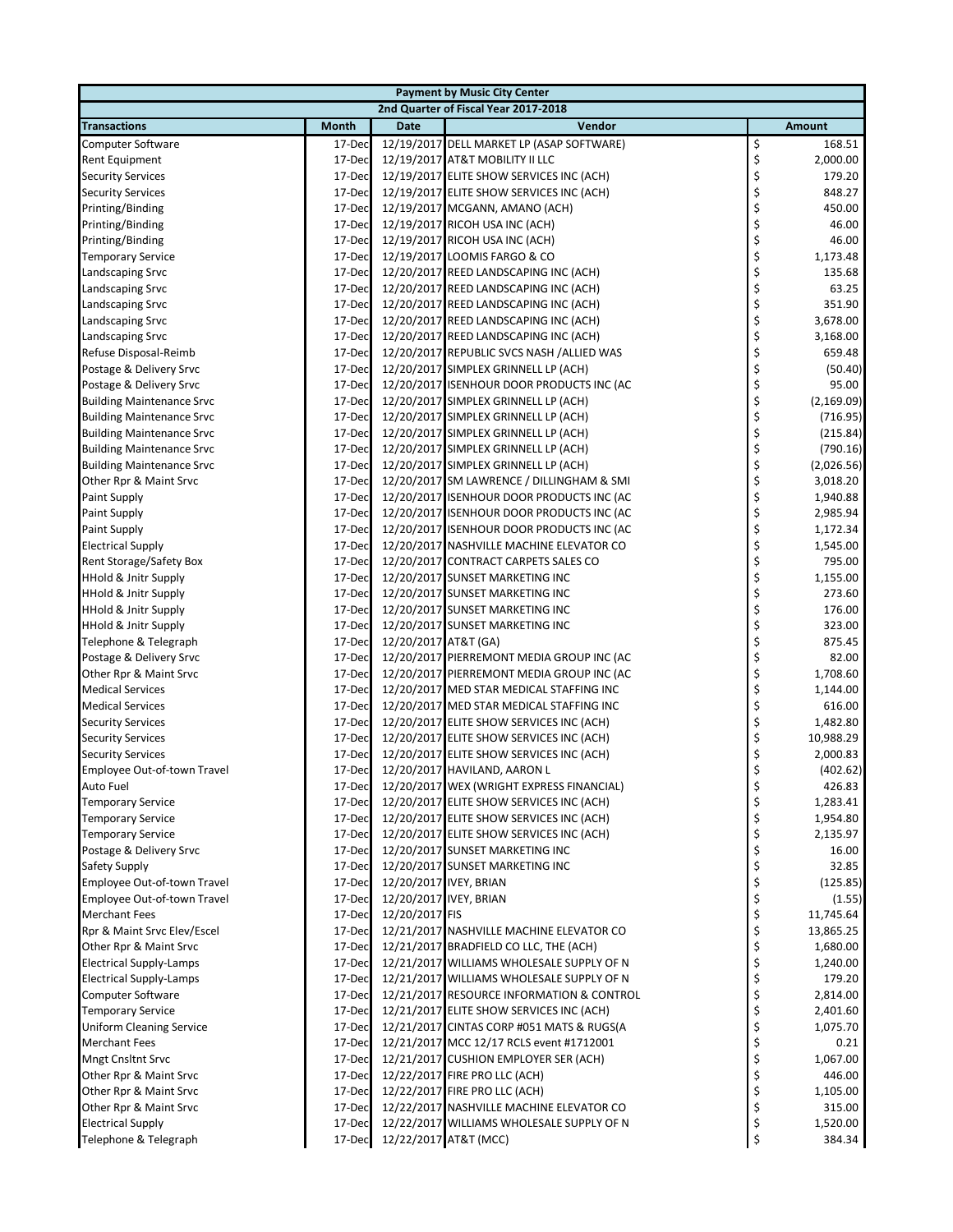| Payment by Music City Center | | | | |
|---|---|---|---|---|
| 2nd Quarter of Fiscal Year 2017-2018 | | | | |
| **Transactions** | **Month** | **Date** | **Vendor** | **Amount** |
| Computer Software | 17-Dec | 12/19/2017 | DELL MARKET LP (ASAP SOFTWARE) | $ 168.51 |
| Rent Equipment | 17-Dec | 12/19/2017 | AT&T MOBILITY II LLC | $ 2,000.00 |
| Security Services | 17-Dec | 12/19/2017 | ELITE SHOW SERVICES INC (ACH) | $ 179.20 |
| Security Services | 17-Dec | 12/19/2017 | ELITE SHOW SERVICES INC (ACH) | $ 848.27 |
| Printing/Binding | 17-Dec | 12/19/2017 | MCGANN, AMANO (ACH) | $ 450.00 |
| Printing/Binding | 17-Dec | 12/19/2017 | RICOH USA INC (ACH) | $ 46.00 |
| Printing/Binding | 17-Dec | 12/19/2017 | RICOH USA INC (ACH) | $ 46.00 |
| Temporary Service | 17-Dec | 12/19/2017 | LOOMIS FARGO & CO | $ 1,173.48 |
| Landscaping Srvc | 17-Dec | 12/20/2017 | REED LANDSCAPING INC (ACH) | $ 135.68 |
| Landscaping Srvc | 17-Dec | 12/20/2017 | REED LANDSCAPING INC (ACH) | $ 63.25 |
| Landscaping Srvc | 17-Dec | 12/20/2017 | REED LANDSCAPING INC (ACH) | $ 351.90 |
| Landscaping Srvc | 17-Dec | 12/20/2017 | REED LANDSCAPING INC (ACH) | $ 3,678.00 |
| Landscaping Srvc | 17-Dec | 12/20/2017 | REED LANDSCAPING INC (ACH) | $ 3,168.00 |
| Refuse Disposal-Reimb | 17-Dec | 12/20/2017 | REPUBLIC SVCS NASH /ALLIED WAS | $ 659.48 |
| Postage & Delivery Srvc | 17-Dec | 12/20/2017 | SIMPLEX GRINNELL LP (ACH) | $ (50.40) |
| Postage & Delivery Srvc | 17-Dec | 12/20/2017 | ISENHOUR DOOR PRODUCTS INC (AC | $ 95.00 |
| Building Maintenance Srvc | 17-Dec | 12/20/2017 | SIMPLEX GRINNELL LP (ACH) | $ (2,169.09) |
| Building Maintenance Srvc | 17-Dec | 12/20/2017 | SIMPLEX GRINNELL LP (ACH) | $ (716.95) |
| Building Maintenance Srvc | 17-Dec | 12/20/2017 | SIMPLEX GRINNELL LP (ACH) | $ (215.84) |
| Building Maintenance Srvc | 17-Dec | 12/20/2017 | SIMPLEX GRINNELL LP (ACH) | $ (790.16) |
| Building Maintenance Srvc | 17-Dec | 12/20/2017 | SIMPLEX GRINNELL LP (ACH) | $ (2,026.56) |
| Other Rpr & Maint Srvc | 17-Dec | 12/20/2017 | SM LAWRENCE / DILLINGHAM & SMI | $ 3,018.20 |
| Paint Supply | 17-Dec | 12/20/2017 | ISENHOUR DOOR PRODUCTS INC (AC | $ 1,940.88 |
| Paint Supply | 17-Dec | 12/20/2017 | ISENHOUR DOOR PRODUCTS INC (AC | $ 2,985.94 |
| Paint Supply | 17-Dec | 12/20/2017 | ISENHOUR DOOR PRODUCTS INC (AC | $ 1,172.34 |
| Electrical Supply | 17-Dec | 12/20/2017 | NASHVILLE MACHINE ELEVATOR CO | $ 1,545.00 |
| Rent Storage/Safety Box | 17-Dec | 12/20/2017 | CONTRACT CARPETS SALES CO | $ 795.00 |
| HHold & Jnitr Supply | 17-Dec | 12/20/2017 | SUNSET MARKETING INC | $ 1,155.00 |
| HHold & Jnitr Supply | 17-Dec | 12/20/2017 | SUNSET MARKETING INC | $ 273.60 |
| HHold & Jnitr Supply | 17-Dec | 12/20/2017 | SUNSET MARKETING INC | $ 176.00 |
| HHold & Jnitr Supply | 17-Dec | 12/20/2017 | SUNSET MARKETING INC | $ 323.00 |
| Telephone & Telegraph | 17-Dec | 12/20/2017 | AT&T (GA) | $ 875.45 |
| Postage & Delivery Srvc | 17-Dec | 12/20/2017 | PIERREMONT MEDIA GROUP INC (AC | $ 82.00 |
| Other Rpr & Maint Srvc | 17-Dec | 12/20/2017 | PIERREMONT MEDIA GROUP INC (AC | $ 1,708.60 |
| Medical Services | 17-Dec | 12/20/2017 | MED STAR MEDICAL STAFFING INC | $ 1,144.00 |
| Medical Services | 17-Dec | 12/20/2017 | MED STAR MEDICAL STAFFING INC | $ 616.00 |
| Security Services | 17-Dec | 12/20/2017 | ELITE SHOW SERVICES INC (ACH) | $ 1,482.80 |
| Security Services | 17-Dec | 12/20/2017 | ELITE SHOW SERVICES INC (ACH) | $ 10,988.29 |
| Security Services | 17-Dec | 12/20/2017 | ELITE SHOW SERVICES INC (ACH) | $ 2,000.83 |
| Employee Out-of-town Travel | 17-Dec | 12/20/2017 | HAVILAND, AARON L | $ (402.62) |
| Auto Fuel | 17-Dec | 12/20/2017 | WEX (WRIGHT EXPRESS FINANCIAL) | $ 426.83 |
| Temporary Service | 17-Dec | 12/20/2017 | ELITE SHOW SERVICES INC (ACH) | $ 1,283.41 |
| Temporary Service | 17-Dec | 12/20/2017 | ELITE SHOW SERVICES INC (ACH) | $ 1,954.80 |
| Temporary Service | 17-Dec | 12/20/2017 | ELITE SHOW SERVICES INC (ACH) | $ 2,135.97 |
| Postage & Delivery Srvc | 17-Dec | 12/20/2017 | SUNSET MARKETING INC | $ 16.00 |
| Safety Supply | 17-Dec | 12/20/2017 | SUNSET MARKETING INC | $ 32.85 |
| Employee Out-of-town Travel | 17-Dec | 12/20/2017 | IVEY, BRIAN | $ (125.85) |
| Employee Out-of-town Travel | 17-Dec | 12/20/2017 | IVEY, BRIAN | $ (1.55) |
| Merchant Fees | 17-Dec | 12/20/2017 | FIS | $ 11,745.64 |
| Rpr & Maint Srvc Elev/Escel | 17-Dec | 12/21/2017 | NASHVILLE MACHINE ELEVATOR CO | $ 13,865.25 |
| Other Rpr & Maint Srvc | 17-Dec | 12/21/2017 | BRADFIELD CO LLC, THE (ACH) | $ 1,680.00 |
| Electrical Supply-Lamps | 17-Dec | 12/21/2017 | WILLIAMS WHOLESALE SUPPLY OF N | $ 1,240.00 |
| Electrical Supply-Lamps | 17-Dec | 12/21/2017 | WILLIAMS WHOLESALE SUPPLY OF N | $ 179.20 |
| Computer Software | 17-Dec | 12/21/2017 | RESOURCE INFORMATION & CONTROL | $ 2,814.00 |
| Temporary Service | 17-Dec | 12/21/2017 | ELITE SHOW SERVICES INC (ACH) | $ 2,401.60 |
| Uniform Cleaning Service | 17-Dec | 12/21/2017 | CINTAS CORP #051 MATS & RUGS(A | $ 1,075.70 |
| Merchant Fees | 17-Dec | 12/21/2017 | MCC 12/17 RCLS event #1712001 | $ 0.21 |
| Mngt Cnsltnt Srvc | 17-Dec | 12/21/2017 | CUSHION EMPLOYER SER (ACH) | $ 1,067.00 |
| Other Rpr & Maint Srvc | 17-Dec | 12/22/2017 | FIRE PRO LLC (ACH) | $ 446.00 |
| Other Rpr & Maint Srvc | 17-Dec | 12/22/2017 | FIRE PRO LLC (ACH) | $ 1,105.00 |
| Other Rpr & Maint Srvc | 17-Dec | 12/22/2017 | NASHVILLE MACHINE ELEVATOR CO | $ 315.00 |
| Electrical Supply | 17-Dec | 12/22/2017 | WILLIAMS WHOLESALE SUPPLY OF N | $ 1,520.00 |
| Telephone & Telegraph | 17-Dec | 12/22/2017 | AT&T (MCC) | $ 384.34 |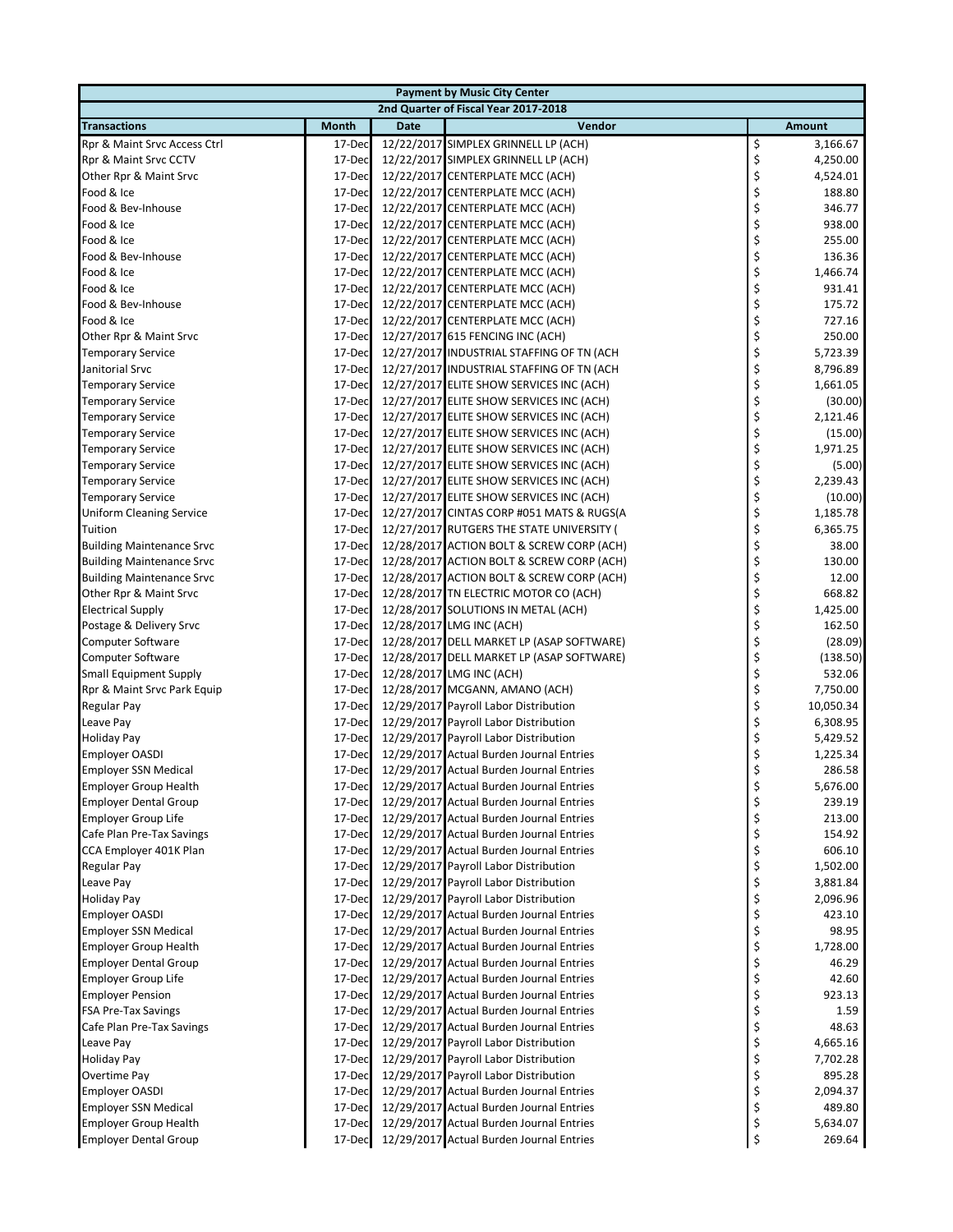| Payment by Music City Center | | | | |
|---|---|---|---|---|
| 2nd Quarter of Fiscal Year 2017-2018 | | | | |
| **Transactions** | **Month** | **Date** | **Vendor** | **Amount** |
| Rpr & Maint Srvc Access Ctrl | 17-Dec | 12/22/2017 | SIMPLEX GRINNELL LP (ACH) | $ 3,166.67 |
| Rpr & Maint Srvc CCTV | 17-Dec | 12/22/2017 | SIMPLEX GRINNELL LP (ACH) | $ 4,250.00 |
| Other Rpr & Maint Srvc | 17-Dec | 12/22/2017 | CENTERPLATE MCC (ACH) | $ 4,524.01 |
| Food & Ice | 17-Dec | 12/22/2017 | CENTERPLATE MCC (ACH) | $ 188.80 |
| Food & Bev-Inhouse | 17-Dec | 12/22/2017 | CENTERPLATE MCC (ACH) | $ 346.77 |
| Food & Ice | 17-Dec | 12/22/2017 | CENTERPLATE MCC (ACH) | $ 938.00 |
| Food & Ice | 17-Dec | 12/22/2017 | CENTERPLATE MCC (ACH) | $ 255.00 |
| Food & Bev-Inhouse | 17-Dec | 12/22/2017 | CENTERPLATE MCC (ACH) | $ 136.36 |
| Food & Ice | 17-Dec | 12/22/2017 | CENTERPLATE MCC (ACH) | $ 1,466.74 |
| Food & Ice | 17-Dec | 12/22/2017 | CENTERPLATE MCC (ACH) | $ 931.41 |
| Food & Bev-Inhouse | 17-Dec | 12/22/2017 | CENTERPLATE MCC (ACH) | $ 175.72 |
| Food & Ice | 17-Dec | 12/22/2017 | CENTERPLATE MCC (ACH) | $ 727.16 |
| Other Rpr & Maint Srvc | 17-Dec | 12/27/2017 | 615 FENCING INC (ACH) | $ 250.00 |
| Temporary Service | 17-Dec | 12/27/2017 | INDUSTRIAL STAFFING OF TN (ACH | $ 5,723.39 |
| Janitorial Srvc | 17-Dec | 12/27/2017 | INDUSTRIAL STAFFING OF TN (ACH | $ 8,796.89 |
| Temporary Service | 17-Dec | 12/27/2017 | ELITE SHOW SERVICES INC (ACH) | $ 1,661.05 |
| Temporary Service | 17-Dec | 12/27/2017 | ELITE SHOW SERVICES INC (ACH) | $ (30.00) |
| Temporary Service | 17-Dec | 12/27/2017 | ELITE SHOW SERVICES INC (ACH) | $ 2,121.46 |
| Temporary Service | 17-Dec | 12/27/2017 | ELITE SHOW SERVICES INC (ACH) | $ (15.00) |
| Temporary Service | 17-Dec | 12/27/2017 | ELITE SHOW SERVICES INC (ACH) | $ 1,971.25 |
| Temporary Service | 17-Dec | 12/27/2017 | ELITE SHOW SERVICES INC (ACH) | $ (5.00) |
| Temporary Service | 17-Dec | 12/27/2017 | ELITE SHOW SERVICES INC (ACH) | $ 2,239.43 |
| Temporary Service | 17-Dec | 12/27/2017 | ELITE SHOW SERVICES INC (ACH) | $ (10.00) |
| Uniform Cleaning Service | 17-Dec | 12/27/2017 | CINTAS CORP #051 MATS & RUGS(A | $ 1,185.78 |
| Tuition | 17-Dec | 12/27/2017 | RUTGERS THE STATE UNIVERSITY ( | $ 6,365.75 |
| Building Maintenance Srvc | 17-Dec | 12/28/2017 | ACTION BOLT & SCREW CORP (ACH) | $ 38.00 |
| Building Maintenance Srvc | 17-Dec | 12/28/2017 | ACTION BOLT & SCREW CORP (ACH) | $ 130.00 |
| Building Maintenance Srvc | 17-Dec | 12/28/2017 | ACTION BOLT & SCREW CORP (ACH) | $ 12.00 |
| Other Rpr & Maint Srvc | 17-Dec | 12/28/2017 | TN ELECTRIC MOTOR CO (ACH) | $ 668.82 |
| Electrical Supply | 17-Dec | 12/28/2017 | SOLUTIONS IN METAL (ACH) | $ 1,425.00 |
| Postage & Delivery Srvc | 17-Dec | 12/28/2017 | LMG INC (ACH) | $ 162.50 |
| Computer Software | 17-Dec | 12/28/2017 | DELL MARKET LP (ASAP SOFTWARE) | $ (28.09) |
| Computer Software | 17-Dec | 12/28/2017 | DELL MARKET LP (ASAP SOFTWARE) | $ (138.50) |
| Small Equipment Supply | 17-Dec | 12/28/2017 | LMG INC (ACH) | $ 532.06 |
| Rpr & Maint Srvc Park Equip | 17-Dec | 12/28/2017 | MCGANN, AMANO (ACH) | $ 7,750.00 |
| Regular Pay | 17-Dec | 12/29/2017 | Payroll Labor Distribution | $ 10,050.34 |
| Leave Pay | 17-Dec | 12/29/2017 | Payroll Labor Distribution | $ 6,308.95 |
| Holiday Pay | 17-Dec | 12/29/2017 | Payroll Labor Distribution | $ 5,429.52 |
| Employer OASDI | 17-Dec | 12/29/2017 | Actual Burden Journal Entries | $ 1,225.34 |
| Employer SSN Medical | 17-Dec | 12/29/2017 | Actual Burden Journal Entries | $ 286.58 |
| Employer Group Health | 17-Dec | 12/29/2017 | Actual Burden Journal Entries | $ 5,676.00 |
| Employer Dental Group | 17-Dec | 12/29/2017 | Actual Burden Journal Entries | $ 239.19 |
| Employer Group Life | 17-Dec | 12/29/2017 | Actual Burden Journal Entries | $ 213.00 |
| Cafe Plan Pre-Tax Savings | 17-Dec | 12/29/2017 | Actual Burden Journal Entries | $ 154.92 |
| CCA Employer 401K Plan | 17-Dec | 12/29/2017 | Actual Burden Journal Entries | $ 606.10 |
| Regular Pay | 17-Dec | 12/29/2017 | Payroll Labor Distribution | $ 1,502.00 |
| Leave Pay | 17-Dec | 12/29/2017 | Payroll Labor Distribution | $ 3,881.84 |
| Holiday Pay | 17-Dec | 12/29/2017 | Payroll Labor Distribution | $ 2,096.96 |
| Employer OASDI | 17-Dec | 12/29/2017 | Actual Burden Journal Entries | $ 423.10 |
| Employer SSN Medical | 17-Dec | 12/29/2017 | Actual Burden Journal Entries | $ 98.95 |
| Employer Group Health | 17-Dec | 12/29/2017 | Actual Burden Journal Entries | $ 1,728.00 |
| Employer Dental Group | 17-Dec | 12/29/2017 | Actual Burden Journal Entries | $ 46.29 |
| Employer Group Life | 17-Dec | 12/29/2017 | Actual Burden Journal Entries | $ 42.60 |
| Employer Pension | 17-Dec | 12/29/2017 | Actual Burden Journal Entries | $ 923.13 |
| FSA Pre-Tax Savings | 17-Dec | 12/29/2017 | Actual Burden Journal Entries | $ 1.59 |
| Cafe Plan Pre-Tax Savings | 17-Dec | 12/29/2017 | Actual Burden Journal Entries | $ 48.63 |
| Leave Pay | 17-Dec | 12/29/2017 | Payroll Labor Distribution | $ 4,665.16 |
| Holiday Pay | 17-Dec | 12/29/2017 | Payroll Labor Distribution | $ 7,702.28 |
| Overtime Pay | 17-Dec | 12/29/2017 | Payroll Labor Distribution | $ 895.28 |
| Employer OASDI | 17-Dec | 12/29/2017 | Actual Burden Journal Entries | $ 2,094.37 |
| Employer SSN Medical | 17-Dec | 12/29/2017 | Actual Burden Journal Entries | $ 489.80 |
| Employer Group Health | 17-Dec | 12/29/2017 | Actual Burden Journal Entries | $ 5,634.07 |
| Employer Dental Group | 17-Dec | 12/29/2017 | Actual Burden Journal Entries | $ 269.64 |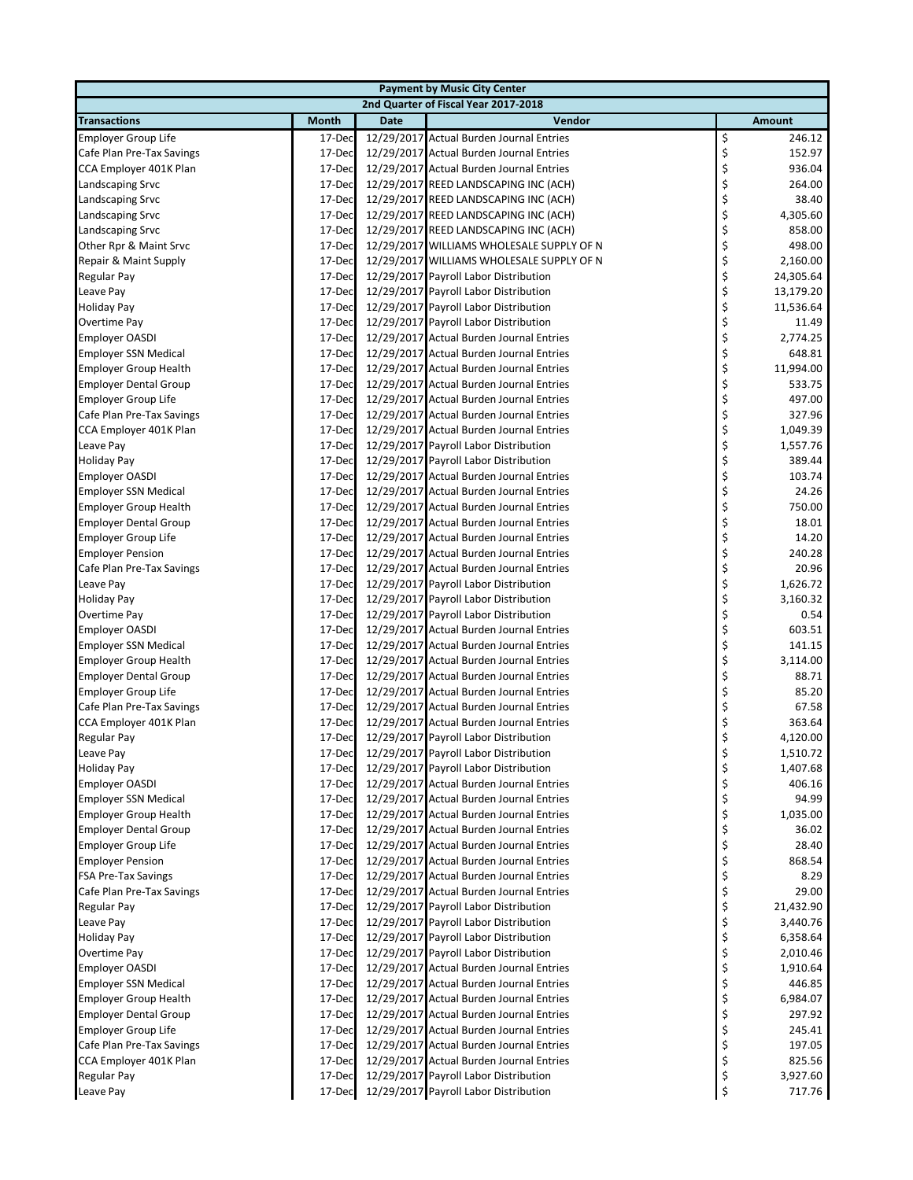| Payment by Music City Center | | | | |
|---|---|---|---|---|
| 2nd Quarter of Fiscal Year 2017-2018 | | | | |
| **Transactions** | **Month** | **Date** | **Vendor** | **Amount** |
| Employer Group Life | 17-Dec | 12/29/2017 | Actual Burden Journal Entries | $ 246.12 |
| Cafe Plan Pre-Tax Savings | 17-Dec | 12/29/2017 | Actual Burden Journal Entries | $ 152.97 |
| CCA Employer 401K Plan | 17-Dec | 12/29/2017 | Actual Burden Journal Entries | $ 936.04 |
| Landscaping Srvc | 17-Dec | 12/29/2017 | REED LANDSCAPING INC (ACH) | $ 264.00 |
| Landscaping Srvc | 17-Dec | 12/29/2017 | REED LANDSCAPING INC (ACH) | $ 38.40 |
| Landscaping Srvc | 17-Dec | 12/29/2017 | REED LANDSCAPING INC (ACH) | $ 4,305.60 |
| Landscaping Srvc | 17-Dec | 12/29/2017 | REED LANDSCAPING INC (ACH) | $ 858.00 |
| Other Rpr & Maint Srvc | 17-Dec | 12/29/2017 | WILLIAMS WHOLESALE SUPPLY OF N | $ 498.00 |
| Repair & Maint Supply | 17-Dec | 12/29/2017 | WILLIAMS WHOLESALE SUPPLY OF N | $ 2,160.00 |
| Regular Pay | 17-Dec | 12/29/2017 | Payroll Labor Distribution | $ 24,305.64 |
| Leave Pay | 17-Dec | 12/29/2017 | Payroll Labor Distribution | $ 13,179.20 |
| Holiday Pay | 17-Dec | 12/29/2017 | Payroll Labor Distribution | $ 11,536.64 |
| Overtime Pay | 17-Dec | 12/29/2017 | Payroll Labor Distribution | $ 11.49 |
| Employer OASDI | 17-Dec | 12/29/2017 | Actual Burden Journal Entries | $ 2,774.25 |
| Employer SSN Medical | 17-Dec | 12/29/2017 | Actual Burden Journal Entries | $ 648.81 |
| Employer Group Health | 17-Dec | 12/29/2017 | Actual Burden Journal Entries | $ 11,994.00 |
| Employer Dental Group | 17-Dec | 12/29/2017 | Actual Burden Journal Entries | $ 533.75 |
| Employer Group Life | 17-Dec | 12/29/2017 | Actual Burden Journal Entries | $ 497.00 |
| Cafe Plan Pre-Tax Savings | 17-Dec | 12/29/2017 | Actual Burden Journal Entries | $ 327.96 |
| CCA Employer 401K Plan | 17-Dec | 12/29/2017 | Actual Burden Journal Entries | $ 1,049.39 |
| Leave Pay | 17-Dec | 12/29/2017 | Payroll Labor Distribution | $ 1,557.76 |
| Holiday Pay | 17-Dec | 12/29/2017 | Payroll Labor Distribution | $ 389.44 |
| Employer OASDI | 17-Dec | 12/29/2017 | Actual Burden Journal Entries | $ 103.74 |
| Employer SSN Medical | 17-Dec | 12/29/2017 | Actual Burden Journal Entries | $ 24.26 |
| Employer Group Health | 17-Dec | 12/29/2017 | Actual Burden Journal Entries | $ 750.00 |
| Employer Dental Group | 17-Dec | 12/29/2017 | Actual Burden Journal Entries | $ 18.01 |
| Employer Group Life | 17-Dec | 12/29/2017 | Actual Burden Journal Entries | $ 14.20 |
| Employer Pension | 17-Dec | 12/29/2017 | Actual Burden Journal Entries | $ 240.28 |
| Cafe Plan Pre-Tax Savings | 17-Dec | 12/29/2017 | Actual Burden Journal Entries | $ 20.96 |
| Leave Pay | 17-Dec | 12/29/2017 | Payroll Labor Distribution | $ 1,626.72 |
| Holiday Pay | 17-Dec | 12/29/2017 | Payroll Labor Distribution | $ 3,160.32 |
| Overtime Pay | 17-Dec | 12/29/2017 | Payroll Labor Distribution | $ 0.54 |
| Employer OASDI | 17-Dec | 12/29/2017 | Actual Burden Journal Entries | $ 603.51 |
| Employer SSN Medical | 17-Dec | 12/29/2017 | Actual Burden Journal Entries | $ 141.15 |
| Employer Group Health | 17-Dec | 12/29/2017 | Actual Burden Journal Entries | $ 3,114.00 |
| Employer Dental Group | 17-Dec | 12/29/2017 | Actual Burden Journal Entries | $ 88.71 |
| Employer Group Life | 17-Dec | 12/29/2017 | Actual Burden Journal Entries | $ 85.20 |
| Cafe Plan Pre-Tax Savings | 17-Dec | 12/29/2017 | Actual Burden Journal Entries | $ 67.58 |
| CCA Employer 401K Plan | 17-Dec | 12/29/2017 | Actual Burden Journal Entries | $ 363.64 |
| Regular Pay | 17-Dec | 12/29/2017 | Payroll Labor Distribution | $ 4,120.00 |
| Leave Pay | 17-Dec | 12/29/2017 | Payroll Labor Distribution | $ 1,510.72 |
| Holiday Pay | 17-Dec | 12/29/2017 | Payroll Labor Distribution | $ 1,407.68 |
| Employer OASDI | 17-Dec | 12/29/2017 | Actual Burden Journal Entries | $ 406.16 |
| Employer SSN Medical | 17-Dec | 12/29/2017 | Actual Burden Journal Entries | $ 94.99 |
| Employer Group Health | 17-Dec | 12/29/2017 | Actual Burden Journal Entries | $ 1,035.00 |
| Employer Dental Group | 17-Dec | 12/29/2017 | Actual Burden Journal Entries | $ 36.02 |
| Employer Group Life | 17-Dec | 12/29/2017 | Actual Burden Journal Entries | $ 28.40 |
| Employer Pension | 17-Dec | 12/29/2017 | Actual Burden Journal Entries | $ 868.54 |
| FSA Pre-Tax Savings | 17-Dec | 12/29/2017 | Actual Burden Journal Entries | $ 8.29 |
| Cafe Plan Pre-Tax Savings | 17-Dec | 12/29/2017 | Actual Burden Journal Entries | $ 29.00 |
| Regular Pay | 17-Dec | 12/29/2017 | Payroll Labor Distribution | $ 21,432.90 |
| Leave Pay | 17-Dec | 12/29/2017 | Payroll Labor Distribution | $ 3,440.76 |
| Holiday Pay | 17-Dec | 12/29/2017 | Payroll Labor Distribution | $ 6,358.64 |
| Overtime Pay | 17-Dec | 12/29/2017 | Payroll Labor Distribution | $ 2,010.46 |
| Employer OASDI | 17-Dec | 12/29/2017 | Actual Burden Journal Entries | $ 1,910.64 |
| Employer SSN Medical | 17-Dec | 12/29/2017 | Actual Burden Journal Entries | $ 446.85 |
| Employer Group Health | 17-Dec | 12/29/2017 | Actual Burden Journal Entries | $ 6,984.07 |
| Employer Dental Group | 17-Dec | 12/29/2017 | Actual Burden Journal Entries | $ 297.92 |
| Employer Group Life | 17-Dec | 12/29/2017 | Actual Burden Journal Entries | $ 245.41 |
| Cafe Plan Pre-Tax Savings | 17-Dec | 12/29/2017 | Actual Burden Journal Entries | $ 197.05 |
| CCA Employer 401K Plan | 17-Dec | 12/29/2017 | Actual Burden Journal Entries | $ 825.56 |
| Regular Pay | 17-Dec | 12/29/2017 | Payroll Labor Distribution | $ 3,927.60 |
| Leave Pay | 17-Dec | 12/29/2017 | Payroll Labor Distribution | $ 717.76 |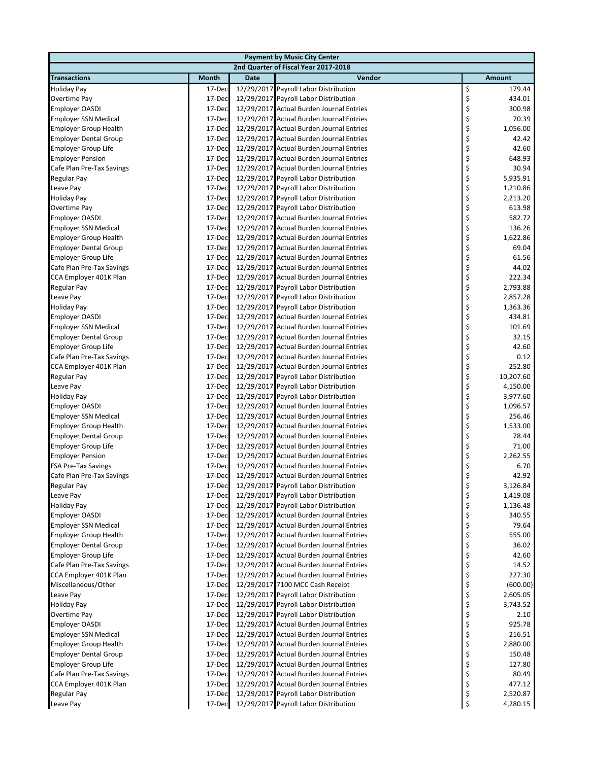| Payment by Music City Center | | | | |
|---|---|---|---|---|
| 2nd Quarter of Fiscal Year 2017-2018 | | | | |
| **Transactions** | **Month** | **Date** | **Vendor** | **Amount** |
| Holiday Pay | 17-Dec | 12/29/2017 | Payroll Labor Distribution | $ 179.44 |
| Overtime Pay | 17-Dec | 12/29/2017 | Payroll Labor Distribution | $ 434.01 |
| Employer OASDI | 17-Dec | 12/29/2017 | Actual Burden Journal Entries | $ 300.98 |
| Employer SSN Medical | 17-Dec | 12/29/2017 | Actual Burden Journal Entries | $ 70.39 |
| Employer Group Health | 17-Dec | 12/29/2017 | Actual Burden Journal Entries | $ 1,056.00 |
| Employer Dental Group | 17-Dec | 12/29/2017 | Actual Burden Journal Entries | $ 42.42 |
| Employer Group Life | 17-Dec | 12/29/2017 | Actual Burden Journal Entries | $ 42.60 |
| Employer Pension | 17-Dec | 12/29/2017 | Actual Burden Journal Entries | $ 648.93 |
| Cafe Plan Pre-Tax Savings | 17-Dec | 12/29/2017 | Actual Burden Journal Entries | $ 30.94 |
| Regular Pay | 17-Dec | 12/29/2017 | Payroll Labor Distribution | $ 5,935.91 |
| Leave Pay | 17-Dec | 12/29/2017 | Payroll Labor Distribution | $ 1,210.86 |
| Holiday Pay | 17-Dec | 12/29/2017 | Payroll Labor Distribution | $ 2,213.20 |
| Overtime Pay | 17-Dec | 12/29/2017 | Payroll Labor Distribution | $ 613.98 |
| Employer OASDI | 17-Dec | 12/29/2017 | Actual Burden Journal Entries | $ 582.72 |
| Employer SSN Medical | 17-Dec | 12/29/2017 | Actual Burden Journal Entries | $ 136.26 |
| Employer Group Health | 17-Dec | 12/29/2017 | Actual Burden Journal Entries | $ 1,622.86 |
| Employer Dental Group | 17-Dec | 12/29/2017 | Actual Burden Journal Entries | $ 69.04 |
| Employer Group Life | 17-Dec | 12/29/2017 | Actual Burden Journal Entries | $ 61.56 |
| Cafe Plan Pre-Tax Savings | 17-Dec | 12/29/2017 | Actual Burden Journal Entries | $ 44.02 |
| CCA Employer 401K Plan | 17-Dec | 12/29/2017 | Actual Burden Journal Entries | $ 222.34 |
| Regular Pay | 17-Dec | 12/29/2017 | Payroll Labor Distribution | $ 2,793.88 |
| Leave Pay | 17-Dec | 12/29/2017 | Payroll Labor Distribution | $ 2,857.28 |
| Holiday Pay | 17-Dec | 12/29/2017 | Payroll Labor Distribution | $ 1,363.36 |
| Employer OASDI | 17-Dec | 12/29/2017 | Actual Burden Journal Entries | $ 434.81 |
| Employer SSN Medical | 17-Dec | 12/29/2017 | Actual Burden Journal Entries | $ 101.69 |
| Employer Dental Group | 17-Dec | 12/29/2017 | Actual Burden Journal Entries | $ 32.15 |
| Employer Group Life | 17-Dec | 12/29/2017 | Actual Burden Journal Entries | $ 42.60 |
| Cafe Plan Pre-Tax Savings | 17-Dec | 12/29/2017 | Actual Burden Journal Entries | $ 0.12 |
| CCA Employer 401K Plan | 17-Dec | 12/29/2017 | Actual Burden Journal Entries | $ 252.80 |
| Regular Pay | 17-Dec | 12/29/2017 | Payroll Labor Distribution | $ 10,207.60 |
| Leave Pay | 17-Dec | 12/29/2017 | Payroll Labor Distribution | $ 4,150.00 |
| Holiday Pay | 17-Dec | 12/29/2017 | Payroll Labor Distribution | $ 3,977.60 |
| Employer OASDI | 17-Dec | 12/29/2017 | Actual Burden Journal Entries | $ 1,096.57 |
| Employer SSN Medical | 17-Dec | 12/29/2017 | Actual Burden Journal Entries | $ 256.46 |
| Employer Group Health | 17-Dec | 12/29/2017 | Actual Burden Journal Entries | $ 1,533.00 |
| Employer Dental Group | 17-Dec | 12/29/2017 | Actual Burden Journal Entries | $ 78.44 |
| Employer Group Life | 17-Dec | 12/29/2017 | Actual Burden Journal Entries | $ 71.00 |
| Employer Pension | 17-Dec | 12/29/2017 | Actual Burden Journal Entries | $ 2,262.55 |
| FSA Pre-Tax Savings | 17-Dec | 12/29/2017 | Actual Burden Journal Entries | $ 6.70 |
| Cafe Plan Pre-Tax Savings | 17-Dec | 12/29/2017 | Actual Burden Journal Entries | $ 42.92 |
| Regular Pay | 17-Dec | 12/29/2017 | Payroll Labor Distribution | $ 3,126.84 |
| Leave Pay | 17-Dec | 12/29/2017 | Payroll Labor Distribution | $ 1,419.08 |
| Holiday Pay | 17-Dec | 12/29/2017 | Payroll Labor Distribution | $ 1,136.48 |
| Employer OASDI | 17-Dec | 12/29/2017 | Actual Burden Journal Entries | $ 340.55 |
| Employer SSN Medical | 17-Dec | 12/29/2017 | Actual Burden Journal Entries | $ 79.64 |
| Employer Group Health | 17-Dec | 12/29/2017 | Actual Burden Journal Entries | $ 555.00 |
| Employer Dental Group | 17-Dec | 12/29/2017 | Actual Burden Journal Entries | $ 36.02 |
| Employer Group Life | 17-Dec | 12/29/2017 | Actual Burden Journal Entries | $ 42.60 |
| Cafe Plan Pre-Tax Savings | 17-Dec | 12/29/2017 | Actual Burden Journal Entries | $ 14.52 |
| CCA Employer 401K Plan | 17-Dec | 12/29/2017 | Actual Burden Journal Entries | $ 227.30 |
| Miscellaneous/Other | 17-Dec | 12/29/2017 | 7100 MCC Cash Receipt | $ (600.00) |
| Leave Pay | 17-Dec | 12/29/2017 | Payroll Labor Distribution | $ 2,605.05 |
| Holiday Pay | 17-Dec | 12/29/2017 | Payroll Labor Distribution | $ 3,743.52 |
| Overtime Pay | 17-Dec | 12/29/2017 | Payroll Labor Distribution | $ 2.10 |
| Employer OASDI | 17-Dec | 12/29/2017 | Actual Burden Journal Entries | $ 925.78 |
| Employer SSN Medical | 17-Dec | 12/29/2017 | Actual Burden Journal Entries | $ 216.51 |
| Employer Group Health | 17-Dec | 12/29/2017 | Actual Burden Journal Entries | $ 2,880.00 |
| Employer Dental Group | 17-Dec | 12/29/2017 | Actual Burden Journal Entries | $ 150.48 |
| Employer Group Life | 17-Dec | 12/29/2017 | Actual Burden Journal Entries | $ 127.80 |
| Cafe Plan Pre-Tax Savings | 17-Dec | 12/29/2017 | Actual Burden Journal Entries | $ 80.49 |
| CCA Employer 401K Plan | 17-Dec | 12/29/2017 | Actual Burden Journal Entries | $ 477.12 |
| Regular Pay | 17-Dec | 12/29/2017 | Payroll Labor Distribution | $ 2,520.87 |
| Leave Pay | 17-Dec | 12/29/2017 | Payroll Labor Distribution | $ 4,280.15 |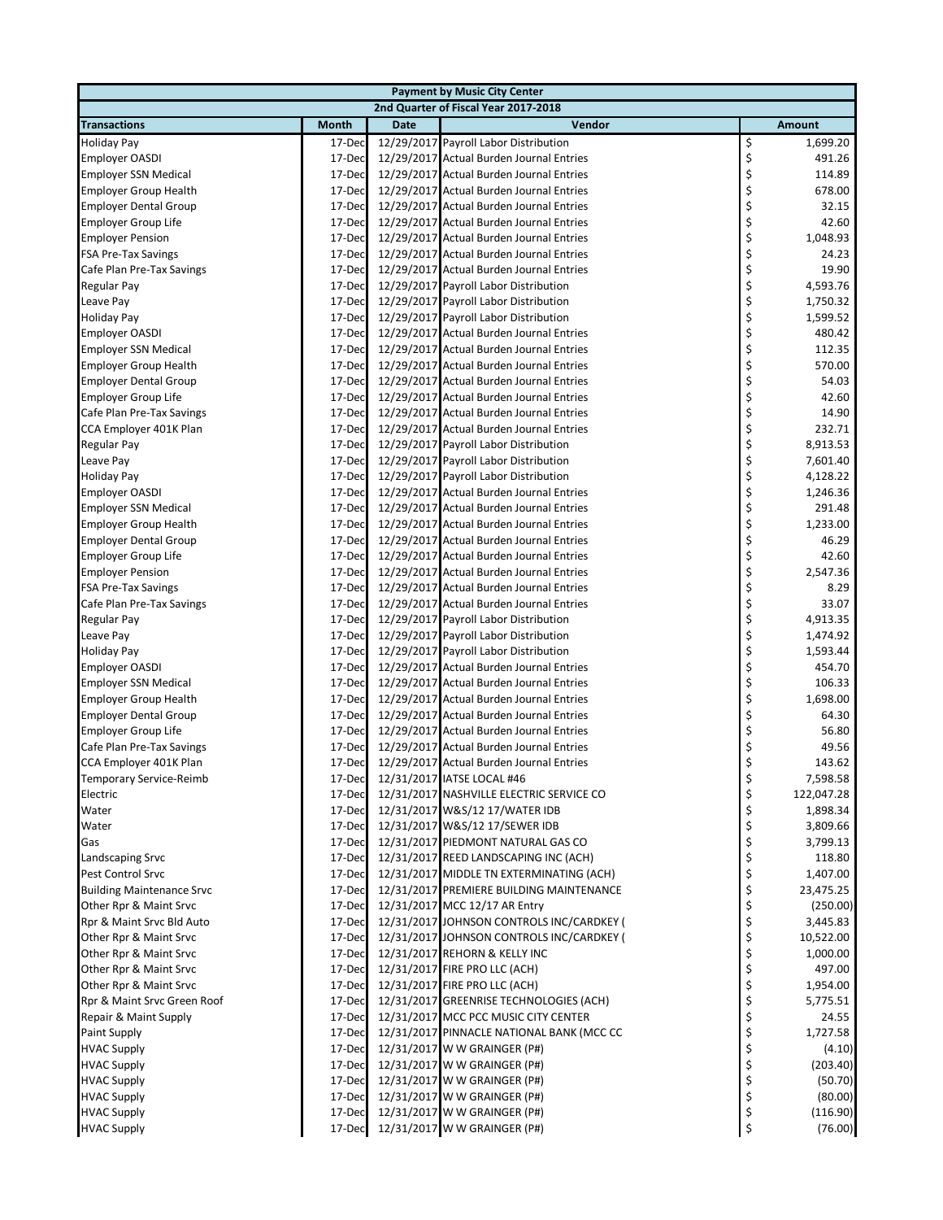| Payment by Music City Center | | | | |
|---|---|---|---|---|
| 2nd Quarter of Fiscal Year 2017-2018 | | | | |
| **Transactions** | **Month** | **Date** | **Vendor** | **Amount** |
| Holiday Pay | 17-Dec | 12/29/2017 | Payroll Labor Distribution | $ 1,699.20 |
| Employer OASDI | 17-Dec | 12/29/2017 | Actual Burden Journal Entries | $ 491.26 |
| Employer SSN Medical | 17-Dec | 12/29/2017 | Actual Burden Journal Entries | $ 114.89 |
| Employer Group Health | 17-Dec | 12/29/2017 | Actual Burden Journal Entries | $ 678.00 |
| Employer Dental Group | 17-Dec | 12/29/2017 | Actual Burden Journal Entries | $ 32.15 |
| Employer Group Life | 17-Dec | 12/29/2017 | Actual Burden Journal Entries | $ 42.60 |
| Employer Pension | 17-Dec | 12/29/2017 | Actual Burden Journal Entries | $ 1,048.93 |
| FSA Pre-Tax Savings | 17-Dec | 12/29/2017 | Actual Burden Journal Entries | $ 24.23 |
| Cafe Plan Pre-Tax Savings | 17-Dec | 12/29/2017 | Actual Burden Journal Entries | $ 19.90 |
| Regular Pay | 17-Dec | 12/29/2017 | Payroll Labor Distribution | $ 4,593.76 |
| Leave Pay | 17-Dec | 12/29/2017 | Payroll Labor Distribution | $ 1,750.32 |
| Holiday Pay | 17-Dec | 12/29/2017 | Payroll Labor Distribution | $ 1,599.52 |
| Employer OASDI | 17-Dec | 12/29/2017 | Actual Burden Journal Entries | $ 480.42 |
| Employer SSN Medical | 17-Dec | 12/29/2017 | Actual Burden Journal Entries | $ 112.35 |
| Employer Group Health | 17-Dec | 12/29/2017 | Actual Burden Journal Entries | $ 570.00 |
| Employer Dental Group | 17-Dec | 12/29/2017 | Actual Burden Journal Entries | $ 54.03 |
| Employer Group Life | 17-Dec | 12/29/2017 | Actual Burden Journal Entries | $ 42.60 |
| Cafe Plan Pre-Tax Savings | 17-Dec | 12/29/2017 | Actual Burden Journal Entries | $ 14.90 |
| CCA Employer 401K Plan | 17-Dec | 12/29/2017 | Actual Burden Journal Entries | $ 232.71 |
| Regular Pay | 17-Dec | 12/29/2017 | Payroll Labor Distribution | $ 8,913.53 |
| Leave Pay | 17-Dec | 12/29/2017 | Payroll Labor Distribution | $ 7,601.40 |
| Holiday Pay | 17-Dec | 12/29/2017 | Payroll Labor Distribution | $ 4,128.22 |
| Employer OASDI | 17-Dec | 12/29/2017 | Actual Burden Journal Entries | $ 1,246.36 |
| Employer SSN Medical | 17-Dec | 12/29/2017 | Actual Burden Journal Entries | $ 291.48 |
| Employer Group Health | 17-Dec | 12/29/2017 | Actual Burden Journal Entries | $ 1,233.00 |
| Employer Dental Group | 17-Dec | 12/29/2017 | Actual Burden Journal Entries | $ 46.29 |
| Employer Group Life | 17-Dec | 12/29/2017 | Actual Burden Journal Entries | $ 42.60 |
| Employer Pension | 17-Dec | 12/29/2017 | Actual Burden Journal Entries | $ 2,547.36 |
| FSA Pre-Tax Savings | 17-Dec | 12/29/2017 | Actual Burden Journal Entries | $ 8.29 |
| Cafe Plan Pre-Tax Savings | 17-Dec | 12/29/2017 | Actual Burden Journal Entries | $ 33.07 |
| Regular Pay | 17-Dec | 12/29/2017 | Payroll Labor Distribution | $ 4,913.35 |
| Leave Pay | 17-Dec | 12/29/2017 | Payroll Labor Distribution | $ 1,474.92 |
| Holiday Pay | 17-Dec | 12/29/2017 | Payroll Labor Distribution | $ 1,593.44 |
| Employer OASDI | 17-Dec | 12/29/2017 | Actual Burden Journal Entries | $ 454.70 |
| Employer SSN Medical | 17-Dec | 12/29/2017 | Actual Burden Journal Entries | $ 106.33 |
| Employer Group Health | 17-Dec | 12/29/2017 | Actual Burden Journal Entries | $ 1,698.00 |
| Employer Dental Group | 17-Dec | 12/29/2017 | Actual Burden Journal Entries | $ 64.30 |
| Employer Group Life | 17-Dec | 12/29/2017 | Actual Burden Journal Entries | $ 56.80 |
| Cafe Plan Pre-Tax Savings | 17-Dec | 12/29/2017 | Actual Burden Journal Entries | $ 49.56 |
| CCA Employer 401K Plan | 17-Dec | 12/29/2017 | Actual Burden Journal Entries | $ 143.62 |
| Temporary Service-Reimb | 17-Dec | 12/31/2017 | IATSE LOCAL #46 | $ 7,598.58 |
| Electric | 17-Dec | 12/31/2017 | NASHVILLE ELECTRIC SERVICE CO | $ 122,047.28 |
| Water | 17-Dec | 12/31/2017 | W&S/12 17/WATER IDB | $ 1,898.34 |
| Water | 17-Dec | 12/31/2017 | W&S/12 17/SEWER IDB | $ 3,809.66 |
| Gas | 17-Dec | 12/31/2017 | PIEDMONT NATURAL GAS CO | $ 3,799.13 |
| Landscaping Srvc | 17-Dec | 12/31/2017 | REED LANDSCAPING INC (ACH) | $ 118.80 |
| Pest Control Srvc | 17-Dec | 12/31/2017 | MIDDLE TN EXTERMINATING (ACH) | $ 1,407.00 |
| Building Maintenance Srvc | 17-Dec | 12/31/2017 | PREMIERE BUILDING MAINTENANCE | $ 23,475.25 |
| Other Rpr & Maint Srvc | 17-Dec | 12/31/2017 | MCC 12/17 AR Entry | $ (250.00) |
| Rpr & Maint Srvc Bld Auto | 17-Dec | 12/31/2017 | JOHNSON CONTROLS INC/CARDKEY ( | $ 3,445.83 |
| Other Rpr & Maint Srvc | 17-Dec | 12/31/2017 | JOHNSON CONTROLS INC/CARDKEY ( | $ 10,522.00 |
| Other Rpr & Maint Srvc | 17-Dec | 12/31/2017 | REHORN & KELLY INC | $ 1,000.00 |
| Other Rpr & Maint Srvc | 17-Dec | 12/31/2017 | FIRE PRO LLC (ACH) | $ 497.00 |
| Other Rpr & Maint Srvc | 17-Dec | 12/31/2017 | FIRE PRO LLC (ACH) | $ 1,954.00 |
| Rpr & Maint Srvc Green Roof | 17-Dec | 12/31/2017 | GREENRISE TECHNOLOGIES (ACH) | $ 5,775.51 |
| Repair & Maint Supply | 17-Dec | 12/31/2017 | MCC PCC MUSIC CITY CENTER | $ 24.55 |
| Paint Supply | 17-Dec | 12/31/2017 | PINNACLE NATIONAL BANK (MCC CC | $ 1,727.58 |
| HVAC Supply | 17-Dec | 12/31/2017 | W W GRAINGER (P#) | $ (4.10) |
| HVAC Supply | 17-Dec | 12/31/2017 | W W GRAINGER (P#) | $ (203.40) |
| HVAC Supply | 17-Dec | 12/31/2017 | W W GRAINGER (P#) | $ (50.70) |
| HVAC Supply | 17-Dec | 12/31/2017 | W W GRAINGER (P#) | $ (80.00) |
| HVAC Supply | 17-Dec | 12/31/2017 | W W GRAINGER (P#) | $ (116.90) |
| HVAC Supply | 17-Dec | 12/31/2017 | W W GRAINGER (P#) | $ (76.00) |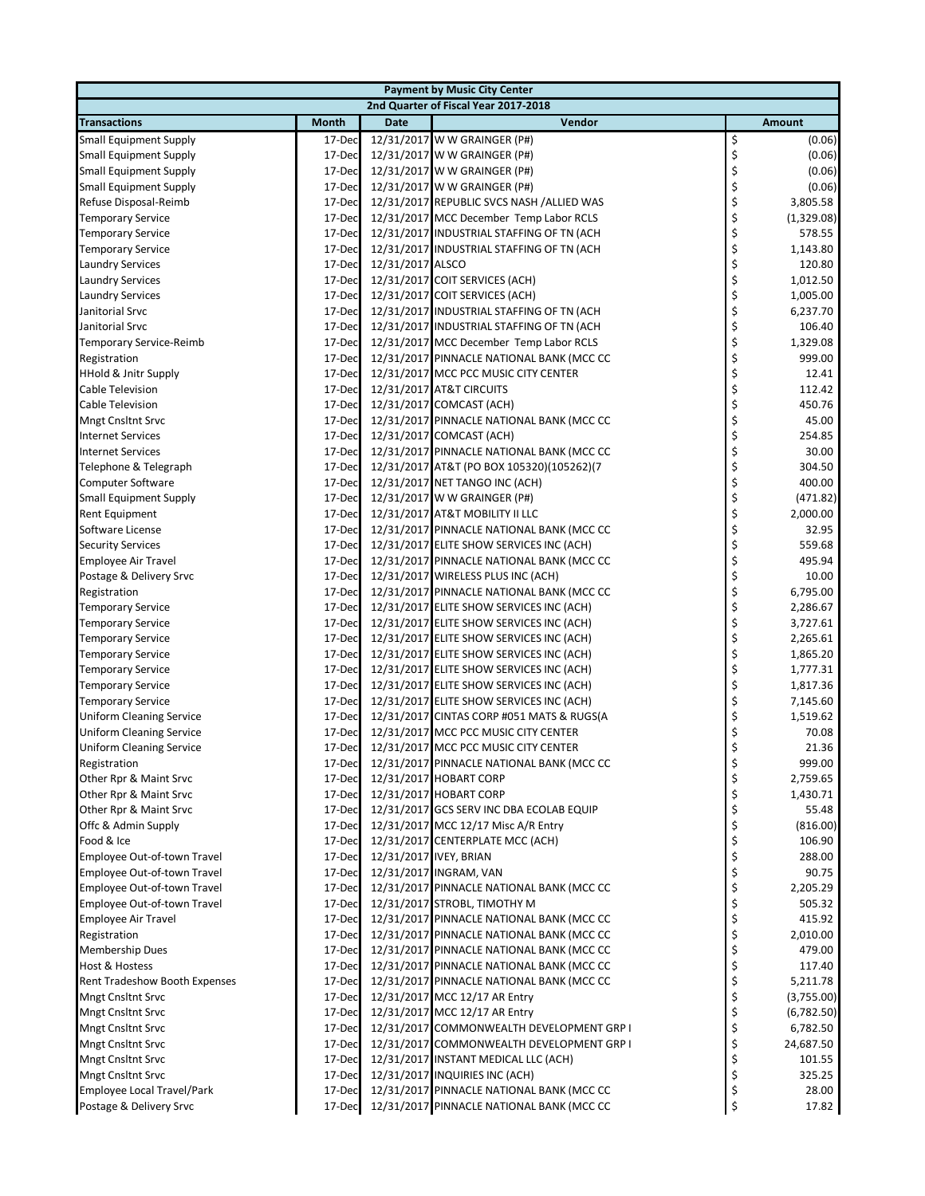| Payment by Music City Center | | | | |
|---|---|---|---|---|
| 2nd Quarter of Fiscal Year 2017-2018 | | | | |
| **Transactions** | **Month** | **Date** | **Vendor** | **Amount** |
| Small Equipment Supply | 17-Dec | 12/31/2017 | W W GRAINGER (P#) | $ (0.06) |
| Small Equipment Supply | 17-Dec | 12/31/2017 | W W GRAINGER (P#) | $ (0.06) |
| Small Equipment Supply | 17-Dec | 12/31/2017 | W W GRAINGER (P#) | $ (0.06) |
| Small Equipment Supply | 17-Dec | 12/31/2017 | W W GRAINGER (P#) | $ (0.06) |
| Refuse Disposal-Reimb | 17-Dec | 12/31/2017 | REPUBLIC SVCS NASH /ALLIED WAS | $ 3,805.58 |
| Temporary Service | 17-Dec | 12/31/2017 | MCC December Temp Labor RCLS | $ (1,329.08) |
| Temporary Service | 17-Dec | 12/31/2017 | INDUSTRIAL STAFFING OF TN (ACH | $ 578.55 |
| Temporary Service | 17-Dec | 12/31/2017 | INDUSTRIAL STAFFING OF TN (ACH | $ 1,143.80 |
| Laundry Services | 17-Dec | 12/31/2017 | ALSCO | $ 120.80 |
| Laundry Services | 17-Dec | 12/31/2017 | COIT SERVICES (ACH) | $ 1,012.50 |
| Laundry Services | 17-Dec | 12/31/2017 | COIT SERVICES (ACH) | $ 1,005.00 |
| Janitorial Srvc | 17-Dec | 12/31/2017 | INDUSTRIAL STAFFING OF TN (ACH | $ 6,237.70 |
| Janitorial Srvc | 17-Dec | 12/31/2017 | INDUSTRIAL STAFFING OF TN (ACH | $ 106.40 |
| Temporary Service-Reimb | 17-Dec | 12/31/2017 | MCC December Temp Labor RCLS | $ 1,329.08 |
| Registration | 17-Dec | 12/31/2017 | PINNACLE NATIONAL BANK (MCC CC | $ 999.00 |
| HHold & Jnitr Supply | 17-Dec | 12/31/2017 | MCC PCC MUSIC CITY CENTER | $ 12.41 |
| Cable Television | 17-Dec | 12/31/2017 | AT&T CIRCUITS | $ 112.42 |
| Cable Television | 17-Dec | 12/31/2017 | COMCAST (ACH) | $ 450.76 |
| Mngt Cnsltnt Srvc | 17-Dec | 12/31/2017 | PINNACLE NATIONAL BANK (MCC CC | $ 45.00 |
| Internet Services | 17-Dec | 12/31/2017 | COMCAST (ACH) | $ 254.85 |
| Internet Services | 17-Dec | 12/31/2017 | PINNACLE NATIONAL BANK (MCC CC | $ 30.00 |
| Telephone & Telegraph | 17-Dec | 12/31/2017 | AT&T (PO BOX 105320)(105262)(7 | $ 304.50 |
| Computer Software | 17-Dec | 12/31/2017 | NET TANGO INC (ACH) | $ 400.00 |
| Small Equipment Supply | 17-Dec | 12/31/2017 | W W GRAINGER (P#) | $ (471.82) |
| Rent Equipment | 17-Dec | 12/31/2017 | AT&T MOBILITY II LLC | $ 2,000.00 |
| Software License | 17-Dec | 12/31/2017 | PINNACLE NATIONAL BANK (MCC CC | $ 32.95 |
| Security Services | 17-Dec | 12/31/2017 | ELITE SHOW SERVICES INC (ACH) | $ 559.68 |
| Employee Air Travel | 17-Dec | 12/31/2017 | PINNACLE NATIONAL BANK (MCC CC | $ 495.94 |
| Postage & Delivery Srvc | 17-Dec | 12/31/2017 | WIRELESS PLUS INC (ACH) | $ 10.00 |
| Registration | 17-Dec | 12/31/2017 | PINNACLE NATIONAL BANK (MCC CC | $ 6,795.00 |
| Temporary Service | 17-Dec | 12/31/2017 | ELITE SHOW SERVICES INC (ACH) | $ 2,286.67 |
| Temporary Service | 17-Dec | 12/31/2017 | ELITE SHOW SERVICES INC (ACH) | $ 3,727.61 |
| Temporary Service | 17-Dec | 12/31/2017 | ELITE SHOW SERVICES INC (ACH) | $ 2,265.61 |
| Temporary Service | 17-Dec | 12/31/2017 | ELITE SHOW SERVICES INC (ACH) | $ 1,865.20 |
| Temporary Service | 17-Dec | 12/31/2017 | ELITE SHOW SERVICES INC (ACH) | $ 1,777.31 |
| Temporary Service | 17-Dec | 12/31/2017 | ELITE SHOW SERVICES INC (ACH) | $ 1,817.36 |
| Temporary Service | 17-Dec | 12/31/2017 | ELITE SHOW SERVICES INC (ACH) | $ 7,145.60 |
| Uniform Cleaning Service | 17-Dec | 12/31/2017 | CINTAS CORP #051 MATS & RUGS(A | $ 1,519.62 |
| Uniform Cleaning Service | 17-Dec | 12/31/2017 | MCC PCC MUSIC CITY CENTER | $ 70.08 |
| Uniform Cleaning Service | 17-Dec | 12/31/2017 | MCC PCC MUSIC CITY CENTER | $ 21.36 |
| Registration | 17-Dec | 12/31/2017 | PINNACLE NATIONAL BANK (MCC CC | $ 999.00 |
| Other Rpr & Maint Srvc | 17-Dec | 12/31/2017 | HOBART CORP | $ 2,759.65 |
| Other Rpr & Maint Srvc | 17-Dec | 12/31/2017 | HOBART CORP | $ 1,430.71 |
| Other Rpr & Maint Srvc | 17-Dec | 12/31/2017 | GCS SERV INC DBA ECOLAB EQUIP | $ 55.48 |
| Offc & Admin Supply | 17-Dec | 12/31/2017 | MCC 12/17 Misc A/R Entry | $ (816.00) |
| Food & Ice | 17-Dec | 12/31/2017 | CENTERPLATE MCC (ACH) | $ 106.90 |
| Employee Out-of-town Travel | 17-Dec | 12/31/2017 | IVEY, BRIAN | $ 288.00 |
| Employee Out-of-town Travel | 17-Dec | 12/31/2017 | INGRAM, VAN | $ 90.75 |
| Employee Out-of-town Travel | 17-Dec | 12/31/2017 | PINNACLE NATIONAL BANK (MCC CC | $ 2,205.29 |
| Employee Out-of-town Travel | 17-Dec | 12/31/2017 | STROBL, TIMOTHY M | $ 505.32 |
| Employee Air Travel | 17-Dec | 12/31/2017 | PINNACLE NATIONAL BANK (MCC CC | $ 415.92 |
| Registration | 17-Dec | 12/31/2017 | PINNACLE NATIONAL BANK (MCC CC | $ 2,010.00 |
| Membership Dues | 17-Dec | 12/31/2017 | PINNACLE NATIONAL BANK (MCC CC | $ 479.00 |
| Host & Hostess | 17-Dec | 12/31/2017 | PINNACLE NATIONAL BANK (MCC CC | $ 117.40 |
| Rent Tradeshow Booth Expenses | 17-Dec | 12/31/2017 | PINNACLE NATIONAL BANK (MCC CC | $ 5,211.78 |
| Mngt Cnsltnt Srvc | 17-Dec | 12/31/2017 | MCC 12/17 AR Entry | $ (3,755.00) |
| Mngt Cnsltnt Srvc | 17-Dec | 12/31/2017 | MCC 12/17 AR Entry | $ (6,782.50) |
| Mngt Cnsltnt Srvc | 17-Dec | 12/31/2017 | COMMONWEALTH DEVELOPMENT GRP I | $ 6,782.50 |
| Mngt Cnsltnt Srvc | 17-Dec | 12/31/2017 | COMMONWEALTH DEVELOPMENT GRP I | $ 24,687.50 |
| Mngt Cnsltnt Srvc | 17-Dec | 12/31/2017 | INSTANT MEDICAL LLC (ACH) | $ 101.55 |
| Mngt Cnsltnt Srvc | 17-Dec | 12/31/2017 | INQUIRIES INC (ACH) | $ 325.25 |
| Employee Local Travel/Park | 17-Dec | 12/31/2017 | PINNACLE NATIONAL BANK (MCC CC | $ 28.00 |
| Postage & Delivery Srvc | 17-Dec | 12/31/2017 | PINNACLE NATIONAL BANK (MCC CC | $ 17.82 |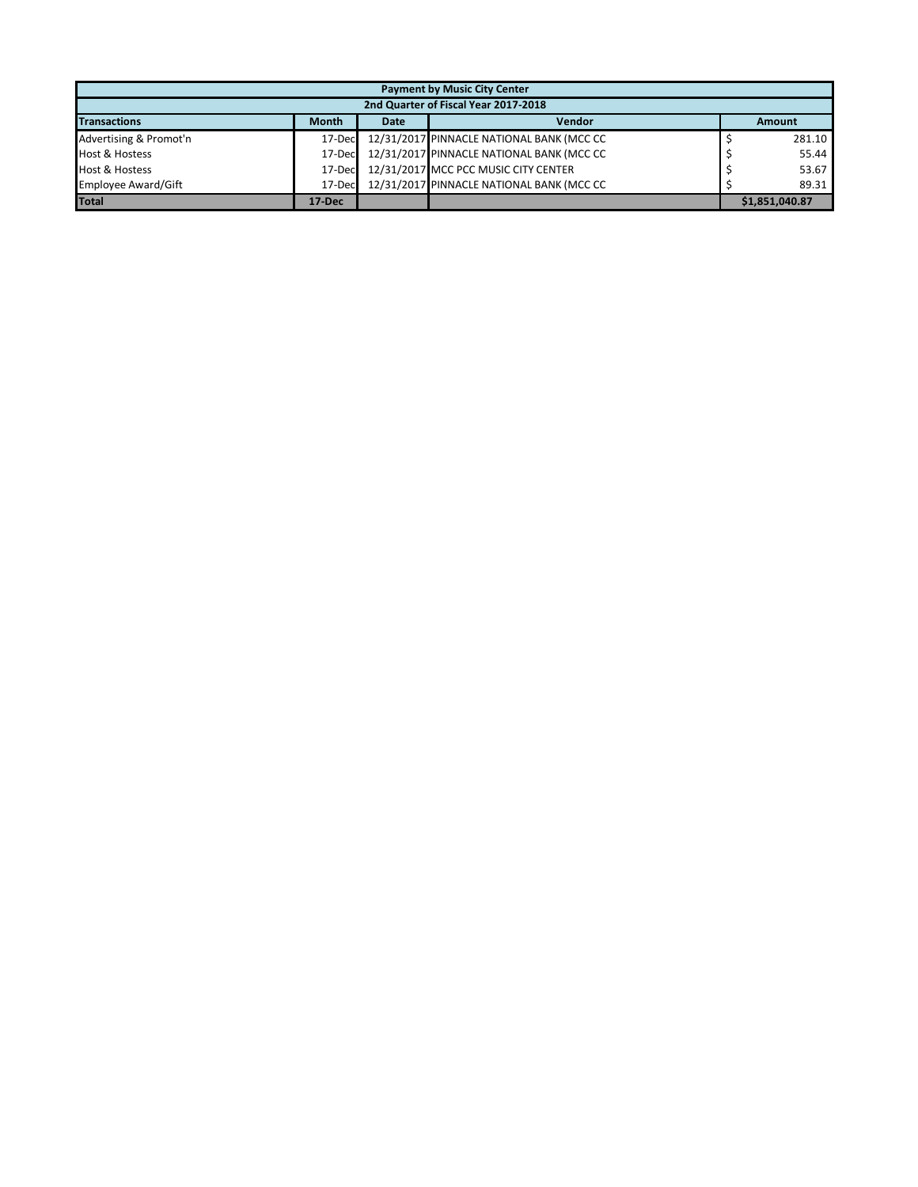| Payment by Music City Center | | | | |
|---|---|---|---|---|
| 2nd Quarter of Fiscal Year 2017-2018 | | | | |
| **Transactions** | **Month** | **Date** | **Vendor** | **Amount** |
| Advertising & Promot'n | 17-Dec | 12/31/2017 | PINNACLE NATIONAL BANK (MCC CC | $ 281.10 |
| Host & Hostess | 17-Dec | 12/31/2017 | PINNACLE NATIONAL BANK (MCC CC | $ 55.44 |
| Host & Hostess | 17-Dec | 12/31/2017 | MCC PCC MUSIC CITY CENTER | $ 53.67 |
| Employee Award/Gift | 17-Dec | 12/31/2017 | PINNACLE NATIONAL BANK (MCC CC | $ 89.31 |
| **Total** | **17-Dec** | | | **$1,851,040.87** |